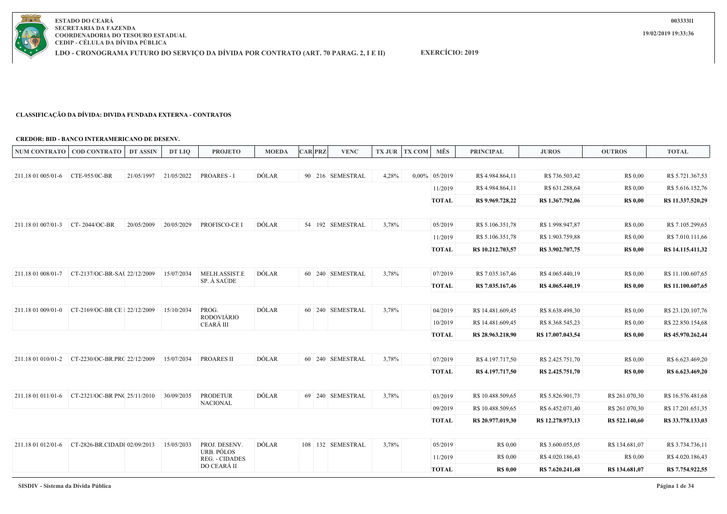**ESTADO DO CEARÁ**
**SECRETARIA DA FAZENDA**
**COORDENADORIA DO TESOURO ESTADUAL**
**CEDIP - CÉLULA DA DÍVIDA PÚBLICA**

**LDO - CRONOGRAMA FUTURO DO SERVIÇO DA DÍVIDA POR CONTRATO (ART. 70 PARAG. 2, I E II)** **EXERCÍCIO: 2019**

00333311
19/02/2019 19:33:36

**CLASSIFICAÇÃO DA DÍVIDA: DIVIDA FUNDADA EXTERNA - CONTRATOS**

**CREDOR: BID - BANCO INTERAMERICANO DE DESENV.**

| NUM CONTRATO | COD CONTRATO | DT ASSIN | DT LIQ | PROJETO | MOEDA | CAR | PRZ | VENC | TX JUR | TX COM | MÊS | PRINCIPAL | JUROS | OUTROS | TOTAL |
|---|---|---|---|---|---|---|---|---|---|---|---|---|---|---|---|
| 211.18 01 005/01-6 | CTE-955/0C-BR | 21/05/1997 | 21/05/2022 | PROARES - I | DÓLAR | 90 | 216 | SEMESTRAL | 4,28% | 0,00% | 05/2019 | R$ 4.984.864,11 | R$ 736.503,42 | R$ 0,00 | R$ 5.721.367,53 |
| | | | | | | | | | | | 11/2019 | R$ 4.984.864,11 | R$ 631.288,64 | R$ 0,00 | R$ 5.616.152,76 |
| | | | | | | | | | | | **TOTAL** | **R$ 9.969.728,22** | **R$ 1.367.792,06** | **R$ 0,00** | **R$ 11.337.520,29** |
| 211.18 01 007/01-3 | CT- 2044/OC-BR | 20/05/2009 | 20/05/2029 | PROFISCO-CE I | DÓLAR | 54 | 192 | SEMESTRAL | 3,78% | | 05/2019 | R$ 5.106.351,78 | R$ 1.998.947,87 | R$ 0,00 | R$ 7.105.299,65 |
| | | | | | | | | | | | 11/2019 | R$ 5.106.351,78 | R$ 1.903.759,88 | R$ 0,00 | R$ 7.010.111,66 |
| | | | | | | | | | | | **TOTAL** | **R$ 10.212.703,57** | **R$ 3.902.707,75** | **R$ 0,00** | **R$ 14.115.411,32** |
| 211.18 01 008/01-7 | CT-2137/OC-BR-SAU | 22/12/2009 | 15/07/2034 | MELH.ASSIST.E SP. À SAÚDE | DÓLAR | 60 | 240 | SEMESTRAL | 3,78% | | 07/2019 | R$ 7.035.167,46 | R$ 4.065.440,19 | R$ 0,00 | R$ 11.100.607,65 |
| | | | | | | | | | | | **TOTAL** | **R$ 7.035.167,46** | **R$ 4.065.440,19** | **R$ 0,00** | **R$ 11.100.607,65** |
| 211.18 01 009/01-0 | CT-2169/OC-BR CE I | 22/12/2009 | 15/10/2034 | PROG. RODOVIÁRIO CEARÁ III | DÓLAR | 60 | 240 | SEMESTRAL | 3,78% | | 04/2019 | R$ 14.481.609,45 | R$ 8.638.498,30 | R$ 0,00 | R$ 23.120.107,76 |
| | | | | | | | | | | | 10/2019 | R$ 14.481.609,45 | R$ 8.368.545,23 | R$ 0,00 | R$ 22.850.154,68 |
| | | | | | | | | | | | **TOTAL** | **R$ 28.963.218,90** | **R$ 17.007.043,54** | **R$ 0,00** | **R$ 45.970.262,44** |
| 211.18 01 010/01-2 | CT-2230/OC-BR.PRC | 22/12/2009 | 15/07/2034 | PROARES II | DÓLAR | 60 | 240 | SEMESTRAL | 3,78% | | 07/2019 | R$ 4.197.717,50 | R$ 2.425.751,70 | R$ 0,00 | R$ 6.623.469,20 |
| | | | | | | | | | | | **TOTAL** | **R$ 4.197.717,50** | **R$ 2.425.751,70** | **R$ 0,00** | **R$ 6.623.469,20** |
| 211.18 01 011/01-6 | CT-2321/OC-BR PNC | 25/11/2010 | 30/09/2035 | PRODETUR NACIONAL | DÓLAR | 69 | 240 | SEMESTRAL | 3,78% | | 03/2019 | R$ 10.488.509,65 | R$ 5.826.901,73 | R$ 261.070,30 | R$ 16.576.481,68 |
| | | | | | | | | | | | 09/2019 | R$ 10.488.509,65 | R$ 6.452.071,40 | R$ 261.070,30 | R$ 17.201.651,35 |
| | | | | | | | | | | | **TOTAL** | **R$ 20.977.019,30** | **R$ 12.278.973,13** | **R$ 522.140,60** | **R$ 33.778.133,03** |
| 211.18 01 012/01-6 | CT-2826-BR.CIDADI | 02/09/2013 | 15/05/2033 | PROJ. DESENV. URB. PÓLOS REG. - CIDADES DO CEARÁ II | DÓLAR | 108 | 132 | SEMESTRAL | 3,78% | | 05/2019 | R$ 0,00 | R$ 3.600.055,05 | R$ 134.681,07 | R$ 3.734.736,11 |
| | | | | | | | | | | | 11/2019 | R$ 0,00 | R$ 4.020.186,43 | R$ 0,00 | R$ 4.020.186,43 |
| | | | | | | | | | | | **TOTAL** | **R$ 0,00** | **R$ 7.620.241,48** | **R$ 134.681,07** | **R$ 7.754.922,55** |

SISDIV - Sistema da Dívida Pública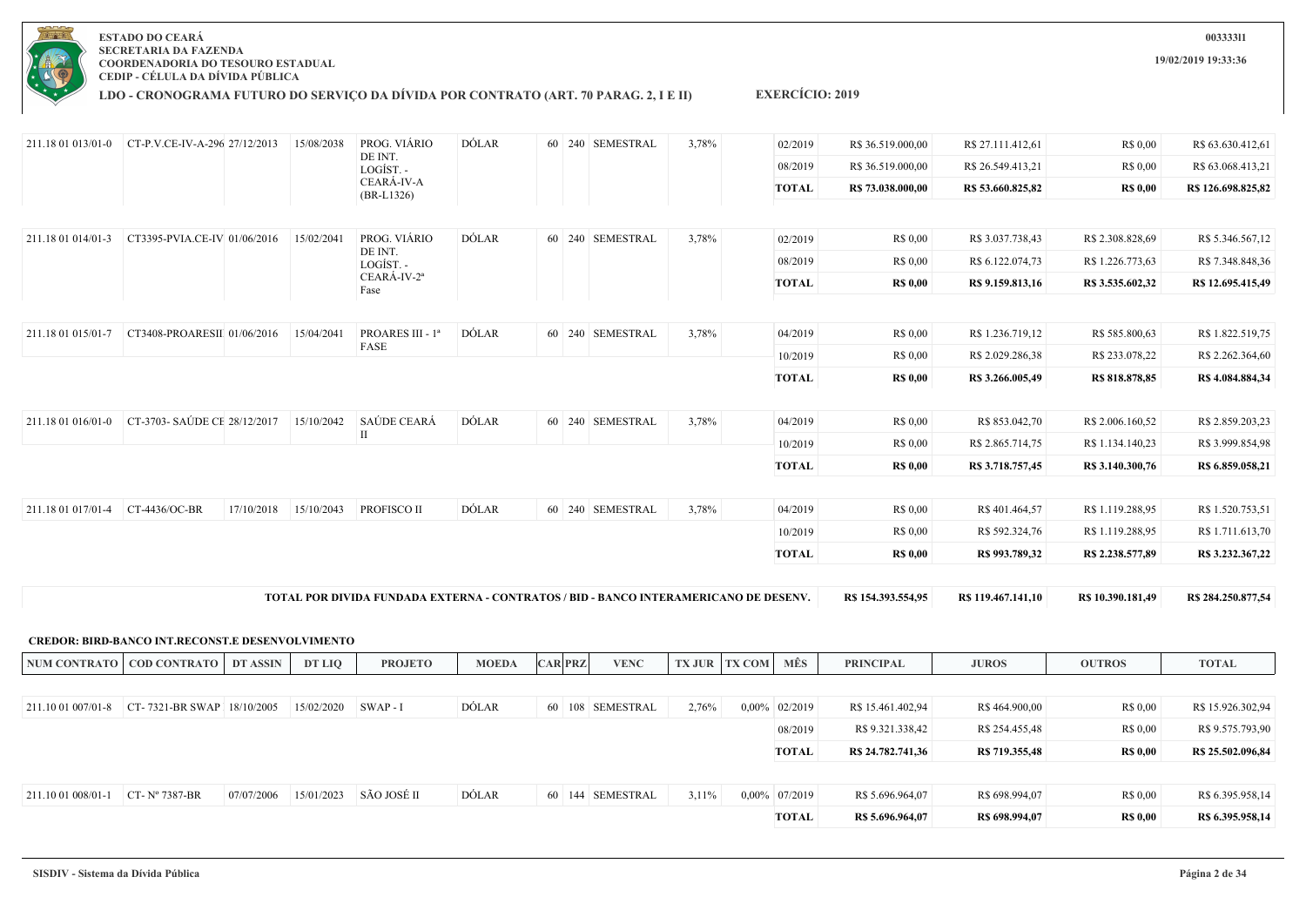ESTADO DO CEARÁ
SECRETARIA DA FAZENDA
COORDENADORIA DO TESOURO ESTADUAL
CEDIP - CÉLULA DA DÍVIDA PÚBLICA

00333311

19/02/2019 19:33:36

**LDO - CRONOGRAMA FUTURO DO SERVIÇO DA DÍVIDA POR CONTRATO (ART. 70 PARAG. 2, I E II)** **EXERCÍCIO: 2019**

| NUM CONTRATO | COD CONTRATO | DT ASSIN | DT LIQ | PROJETO | MOEDA | CAR | PRZ | VENC | TX JUR | TX COM | MÊS | PRINCIPAL | JUROS | OUTROS | TOTAL |
|---|---|---|---|---|---|---|---|---|---|---|---|---|---|---|---|
| 211.18 01 013/01-0 | CT-P.V.CE-IV-A-296 | 27/12/2013 | 15/08/2038 | PROG. VIÁRIO DE INT. LOGÍST. - CEARÁ-IV-A (BR-L1326) | DÓLAR | 60 | 240 | SEMESTRAL | 3,78% | | 02/2019 | R$ 36.519.000,00 | R$ 27.111.412,61 | R$ 0,00 | R$ 63.630.412,61 |
| | | | | | | | | | | | 08/2019 | R$ 36.519.000,00 | R$ 26.549.413,21 | R$ 0,00 | R$ 63.068.413,21 |
| | | | | | | | | | | | **TOTAL** | **R$ 73.038.000,00** | **R$ 53.660.825,82** | **R$ 0,00** | **R$ 126.698.825,82** |
| 211.18 01 014/01-3 | CT3395-PVIA.CE-IV | 01/06/2016 | 15/02/2041 | PROG. VIÁRIO DE INT. LOGÍST. - CEARÁ-IV-2ª Fase | DÓLAR | 60 | 240 | SEMESTRAL | 3,78% | | 02/2019 | R$ 0,00 | R$ 3.037.738,43 | R$ 2.308.828,69 | R$ 5.346.567,12 |
| | | | | | | | | | | | 08/2019 | R$ 0,00 | R$ 6.122.074,73 | R$ 1.226.773,63 | R$ 7.348.848,36 |
| | | | | | | | | | | | **TOTAL** | **R$ 0,00** | **R$ 9.159.813,16** | **R$ 3.535.602,32** | **R$ 12.695.415,49** |
| 211.18 01 015/01-7 | CT3408-PROARESII | 01/06/2016 | 15/04/2041 | PROARES III - 1ª FASE | DÓLAR | 60 | 240 | SEMESTRAL | 3,78% | | 04/2019 | R$ 0,00 | R$ 1.236.719,12 | R$ 585.800,63 | R$ 1.822.519,75 |
| | | | | | | | | | | | 10/2019 | R$ 0,00 | R$ 2.029.286,38 | R$ 233.078,22 | R$ 2.262.364,60 |
| | | | | | | | | | | | **TOTAL** | **R$ 0,00** | **R$ 3.266.005,49** | **R$ 818.878,85** | **R$ 4.084.884,34** |
| 211.18 01 016/01-0 | CT-3703- SAÚDE CE | 28/12/2017 | 15/10/2042 | SAÚDE CEARÁ II | DÓLAR | 60 | 240 | SEMESTRAL | 3,78% | | 04/2019 | R$ 0,00 | R$ 853.042,70 | R$ 2.006.160,52 | R$ 2.859.203,23 |
| | | | | | | | | | | | 10/2019 | R$ 0,00 | R$ 2.865.714,75 | R$ 1.134.140,23 | R$ 3.999.854,98 |
| | | | | | | | | | | | **TOTAL** | **R$ 0,00** | **R$ 3.718.757,45** | **R$ 3.140.300,76** | **R$ 6.859.058,21** |
| 211.18 01 017/01-4 | CT-4436/OC-BR | 17/10/2018 | 15/10/2043 | PROFISCO II | DÓLAR | 60 | 240 | SEMESTRAL | 3,78% | | 04/2019 | R$ 0,00 | R$ 401.464,57 | R$ 1.119.288,95 | R$ 1.520.753,51 |
| | | | | | | | | | | | 10/2019 | R$ 0,00 | R$ 592.324,76 | R$ 1.119.288,95 | R$ 1.711.613,70 |
| | | | | | | | | | | | **TOTAL** | **R$ 0,00** | **R$ 993.789,32** | **R$ 2.238.577,89** | **R$ 3.232.367,22** |
| **TOTAL POR DIVIDA FUNDADA EXTERNA - CONTRATOS / BID - BANCO INTERAMERICANO DE DESENV.** | | | | | | | | | | | | **R$ 154.393.554,95** | **R$ 119.467.141,10** | **R$ 10.390.181,49** | **R$ 284.250.877,54** |

**CREDOR: BIRD-BANCO INT.RECONST.E DESENVOLVIMENTO**

| NUM CONTRATO | COD CONTRATO | DT ASSIN | DT LIQ | PROJETO | MOEDA | CAR | PRZ | VENC | TX JUR | TX COM | MÊS | PRINCIPAL | JUROS | OUTROS | TOTAL |
|---|---|---|---|---|---|---|---|---|---|---|---|---|---|---|---|
| 211.10 01 007/01-8 | CT- 7321-BR SWAP | 18/10/2005 | 15/02/2020 | SWAP - I | DÓLAR | 60 | 108 | SEMESTRAL | 2,76% | 0,00% | 02/2019 | R$ 15.461.402,94 | R$ 464.900,00 | R$ 0,00 | R$ 15.926.302,94 |
| | | | | | | | | | | | 08/2019 | R$ 9.321.338,42 | R$ 254.455,48 | R$ 0,00 | R$ 9.575.793,90 |
| | | | | | | | | | | | **TOTAL** | **R$ 24.782.741,36** | **R$ 719.355,48** | **R$ 0,00** | **R$ 25.502.096,84** |
| 211.10 01 008/01-1 | CT- Nº 7387-BR | 07/07/2006 | 15/01/2023 | SÃO JOSÉ II | DÓLAR | 60 | 144 | SEMESTRAL | 3,11% | 0,00% | 07/2019 | R$ 5.696.964,07 | R$ 698.994,07 | R$ 0,00 | R$ 6.395.958,14 |
| | | | | | | | | | | | **TOTAL** | **R$ 5.696.964,07** | **R$ 698.994,07** | **R$ 0,00** | **R$ 6.395.958,14** |

SISDIV - Sistema da Dívida Pública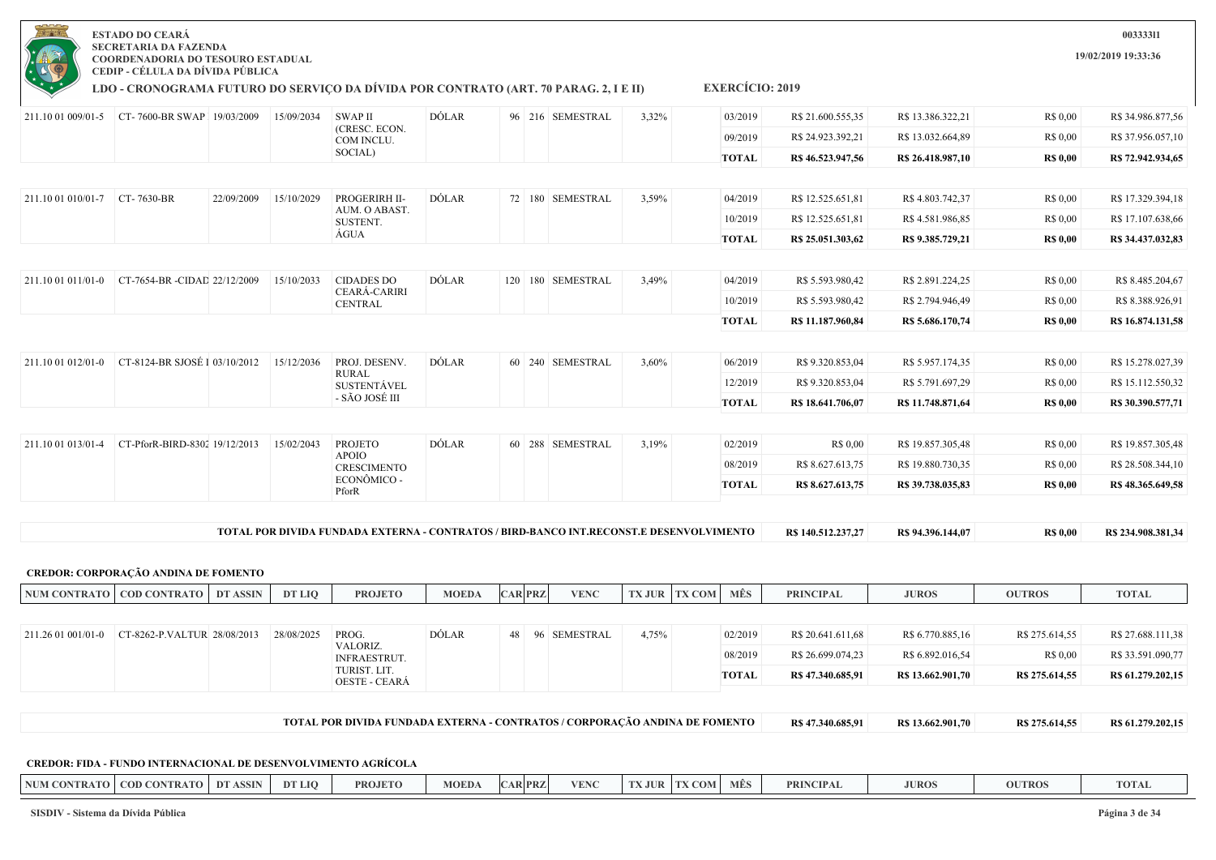ESTADO DO CEARÁ
SECRETARIA DA FAZENDA
COORDENADORIA DO TESOURO ESTADUAL
CEDIP - CÉLULA DA DÍVIDA PÚBLICA

**LDO - CRONOGRAMA FUTURO DO SERVIÇO DA DÍVIDA POR CONTRATO (ART. 70 PARAG. 2, I E II)**

**EXERCÍCIO: 2019**

| NUM CONTRATO | COD CONTRATO | DT ASSIN | DT LIQ | PROJETO | MOEDA | CAR | PRZ | VENC | TX JUR | TX COM | MÊS | PRINCIPAL | JUROS | OUTROS | TOTAL |
|---|---|---|---|---|---|---|---|---|---|---|---|---|---|---|---|
| 211.10 01 009/01-5 | CT- 7600-BR SWAP | 19/03/2009 | 15/09/2034 | SWAP II (CRESC. ECON. COM INCLU. SOCIAL) | DÓLAR | 96 | 216 | SEMESTRAL | 3,32% | | 03/2019 | R$ 21.600.555,35 | R$ 13.386.322,21 | R$ 0,00 | R$ 34.986.877,56 |
| | | | | | | | | | | | 09/2019 | R$ 24.923.392,21 | R$ 13.032.664,89 | R$ 0,00 | R$ 37.956.057,10 |
| | | | | | | | | | | | **TOTAL** | **R$ 46.523.947,56** | **R$ 26.418.987,10** | **R$ 0,00** | **R$ 72.942.934,65** |
| 211.10 01 010/01-7 | CT- 7630-BR | 22/09/2009 | 15/10/2029 | PROGERIRH II- AUM. O ABAST. SUSTENT. ÁGUA | DÓLAR | 72 | 180 | SEMESTRAL | 3,59% | | 04/2019 | R$ 12.525.651,81 | R$ 4.803.742,37 | R$ 0,00 | R$ 17.329.394,18 |
| | | | | | | | | | | | 10/2019 | R$ 12.525.651,81 | R$ 4.581.986,85 | R$ 0,00 | R$ 17.107.638,66 |
| | | | | | | | | | | | **TOTAL** | **R$ 25.051.303,62** | **R$ 9.385.729,21** | **R$ 0,00** | **R$ 34.437.032,83** |
| 211.10 01 011/01-0 | CT-7654-BR -CIDAD | 22/12/2009 | 15/10/2033 | CIDADES DO CEARÁ-CARIRI CENTRAL | DÓLAR | 120 | 180 | SEMESTRAL | 3,49% | | 04/2019 | R$ 5.593.980,42 | R$ 2.891.224,25 | R$ 0,00 | R$ 8.485.204,67 |
| | | | | | | | | | | | 10/2019 | R$ 5.593.980,42 | R$ 2.794.946,49 | R$ 0,00 | R$ 8.388.926,91 |
| | | | | | | | | | | | **TOTAL** | **R$ 11.187.960,84** | **R$ 5.686.170,74** | **R$ 0,00** | **R$ 16.874.131,58** |
| 211.10 01 012/01-0 | CT-8124-BR SJOSÉ I | 03/10/2012 | 15/12/2036 | PROJ. DESENV. RURAL SUSTENTÁVEL - SÃO JOSÉ III | DÓLAR | 60 | 240 | SEMESTRAL | 3,60% | | 06/2019 | R$ 9.320.853,04 | R$ 5.957.174,35 | R$ 0,00 | R$ 15.278.027,39 |
| | | | | | | | | | | | 12/2019 | R$ 9.320.853,04 | R$ 5.791.697,29 | R$ 0,00 | R$ 15.112.550,32 |
| | | | | | | | | | | | **TOTAL** | **R$ 18.641.706,07** | **R$ 11.748.871,64** | **R$ 0,00** | **R$ 30.390.577,71** |
| 211.10 01 013/01-4 | CT-PforR-BIRD-830 | 19/12/2013 | 15/02/2043 | PROJETO APOIO CRESCIMENTO ECONÔMICO - PforR | DÓLAR | 60 | 288 | SEMESTRAL | 3,19% | | 02/2019 | R$ 0,00 | R$ 19.857.305,48 | R$ 0,00 | R$ 19.857.305,48 |
| | | | | | | | | | | | 08/2019 | R$ 8.627.613,75 | R$ 19.880.730,35 | R$ 0,00 | R$ 28.508.344,10 |
| | | | | | | | | | | | **TOTAL** | **R$ 8.627.613,75** | **R$ 39.738.035,83** | **R$ 0,00** | **R$ 48.365.649,58** |

| TOTAL POR DIVIDA FUNDADA EXTERNA - CONTRATOS / BIRD-BANCO INT.RECONST.E DESENVOLVIMENTO | R$ 140.512.237,27 | R$ 94.396.144,07 | R$ 0,00 | R$ 234.908.381,34 |
|---|---|---|---|---|

**CREDOR: CORPORAÇÃO ANDINA DE FOMENTO**

| NUM CONTRATO | COD CONTRATO | DT ASSIN | DT LIQ | PROJETO | MOEDA | CAR | PRZ | VENC | TX JUR | TX COM | MÊS | PRINCIPAL | JUROS | OUTROS | TOTAL |
|---|---|---|---|---|---|---|---|---|---|---|---|---|---|---|---|
| 211.26 01 001/01-0 | CT-8262-P.VALTUR | 28/08/2013 | 28/08/2025 | PROG. VALORIZ. INFRAESTRUT. TURIST. LIT. OESTE - CEARÁ | DÓLAR | 48 | 96 | SEMESTRAL | 4,75% | | 02/2019 | R$ 20.641.611,68 | R$ 6.770.885,16 | R$ 275.614,55 | R$ 27.688.111,38 |
| | | | | | | | | | | | 08/2019 | R$ 26.699.074,23 | R$ 6.892.016,54 | R$ 0,00 | R$ 33.591.090,77 |
| | | | | | | | | | | | **TOTAL** | **R$ 47.340.685,91** | **R$ 13.662.901,70** | **R$ 275.614,55** | **R$ 61.279.202,15** |

| TOTAL POR DIVIDA FUNDADA EXTERNA - CONTRATOS / CORPORAÇÃO ANDINA DE FOMENTO | R$ 47.340.685,91 | R$ 13.662.901,70 | R$ 275.614,55 | R$ 61.279.202,15 |
|---|---|---|---|---|

**CREDOR: FIDA - FUNDO INTERNACIONAL DE DESENVOLVIMENTO AGRÍCOLA**

| NUM CONTRATO | COD CONTRATO | DT ASSIN | DT LIQ | PROJETO | MOEDA | CAR | PRZ | VENC | TX JUR | TX COM | MÊS | PRINCIPAL | JUROS | OUTROS | TOTAL |
|---|---|---|---|---|---|---|---|---|---|---|---|---|---|---|---|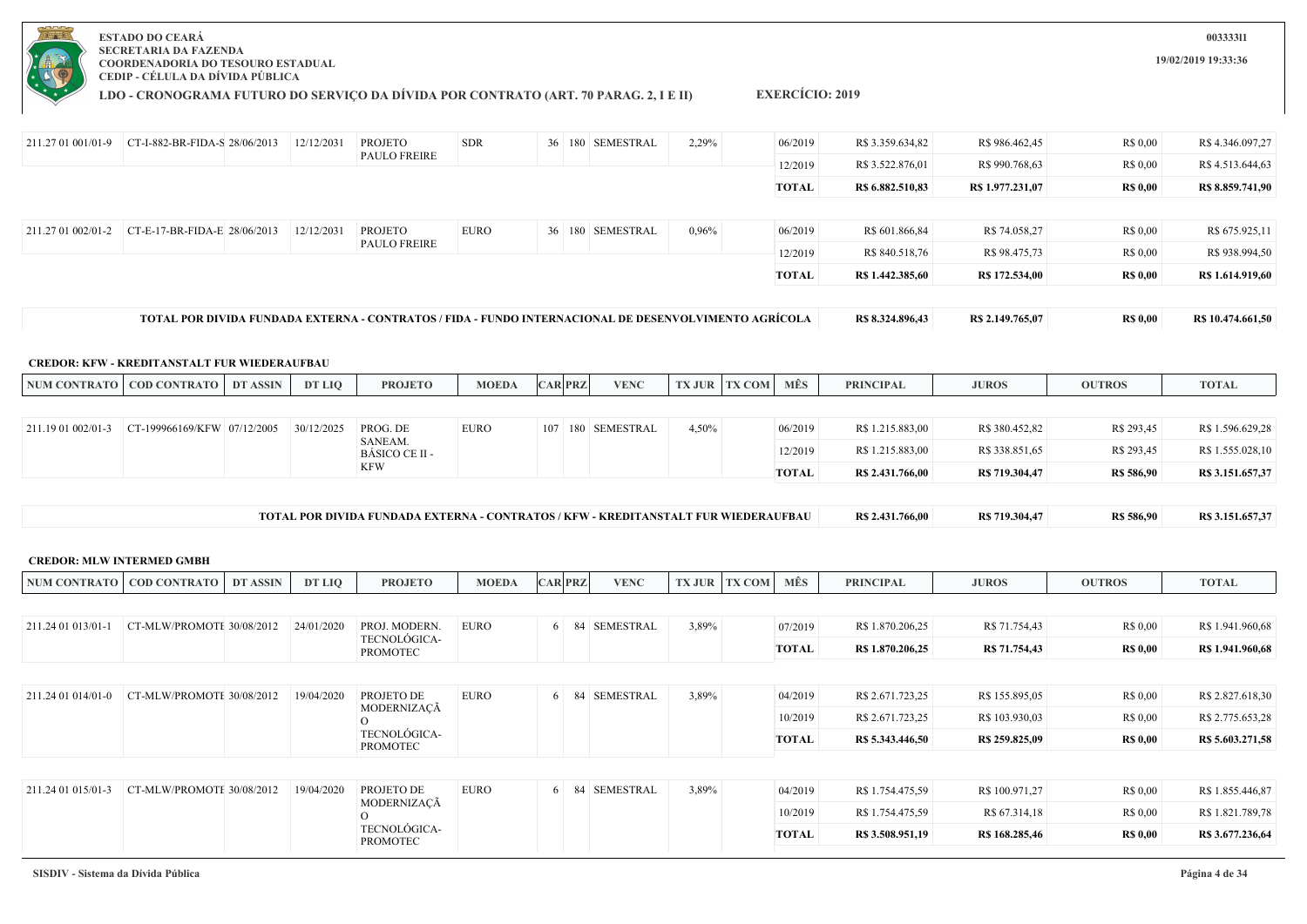ESTADO DO CEARÁ
SECRETARIA DA FAZENDA
COORDENADORIA DO TESOURO ESTADUAL
CEDIP - CÉLULA DA DÍVIDA PÚBLICA

00333311

19/02/2019 19:33:36

**LDO - CRONOGRAMA FUTURO DO SERVIÇO DA DÍVIDA POR CONTRATO (ART. 70 PARAG. 2, I E II)**

**EXERCÍCIO: 2019**

| NUM CONTRATO | COD CONTRATO | DT ASSIN | DT LIQ | PROJETO | MOEDA | CAR | PRZ | VENC | TX JUR | TX COM | MÊS | PRINCIPAL | JUROS | OUTROS | TOTAL |
|---|---|---|---|---|---|---|---|---|---|---|---|---|---|---|---|
| 211.27 01 001/01-9 | CT-I-882-BR-FIDA-S | 28/06/2013 | 12/12/2031 | PROJETO PAULO FREIRE | SDR | 36 | 180 | SEMESTRAL | 2,29% | | 06/2019 | R$ 3.359.634,82 | R$ 986.462,45 | R$ 0,00 | R$ 4.346.097,27 |
| | | | | | | | | | | | 12/2019 | R$ 3.522.876,01 | R$ 990.768,63 | R$ 0,00 | R$ 4.513.644,63 |
| | | | | | | | | | | | **TOTAL** | **R$ 6.882.510,83** | **R$ 1.977.231,07** | **R$ 0,00** | **R$ 8.859.741,90** |
| 211.27 01 002/01-2 | CT-E-17-BR-FIDA-E | 28/06/2013 | 12/12/2031 | PROJETO PAULO FREIRE | EURO | 36 | 180 | SEMESTRAL | 0,96% | | 06/2019 | R$ 601.866,84 | R$ 74.058,27 | R$ 0,00 | R$ 675.925,11 |
| | | | | | | | | | | | 12/2019 | R$ 840.518,76 | R$ 98.475,73 | R$ 0,00 | R$ 938.994,50 |
| | | | | | | | | | | | **TOTAL** | **R$ 1.442.385,60** | **R$ 172.534,00** | **R$ 0,00** | **R$ 1.614.919,60** |

| | PRINCIPAL | JUROS | OUTROS | TOTAL |
|---|---|---|---|---|
| **TOTAL POR DIVIDA FUNDADA EXTERNA - CONTRATOS / FIDA - FUNDO INTERNACIONAL DE DESENVOLVIMENTO AGRÍCOLA** | **R$ 8.324.896,43** | **R$ 2.149.765,07** | **R$ 0,00** | **R$ 10.474.661,50** |

**CREDOR: KFW - KREDITANSTALT FUR WIEDERAUFBAU**

| NUM CONTRATO | COD CONTRATO | DT ASSIN | DT LIQ | PROJETO | MOEDA | CAR | PRZ | VENC | TX JUR | TX COM | MÊS | PRINCIPAL | JUROS | OUTROS | TOTAL |
|---|---|---|---|---|---|---|---|---|---|---|---|---|---|---|---|
| 211.19 01 002/01-3 | CT-199966169/KFW | 07/12/2005 | 30/12/2025 | PROG. DE SANEAM. BÁSICO CE II - KFW | EURO | 107 | 180 | SEMESTRAL | 4,50% | | 06/2019 | R$ 1.215.883,00 | R$ 380.452,82 | R$ 293,45 | R$ 1.596.629,28 |
| | | | | | | | | | | | 12/2019 | R$ 1.215.883,00 | R$ 338.851,65 | R$ 293,45 | R$ 1.555.028,10 |
| | | | | | | | | | | | **TOTAL** | **R$ 2.431.766,00** | **R$ 719.304,47** | **R$ 586,90** | **R$ 3.151.657,37** |

| | PRINCIPAL | JUROS | OUTROS | TOTAL |
|---|---|---|---|---|
| **TOTAL POR DIVIDA FUNDADA EXTERNA - CONTRATOS / KFW - KREDITANSTALT FUR WIEDERAUFBAU** | **R$ 2.431.766,00** | **R$ 719.304,47** | **R$ 586,90** | **R$ 3.151.657,37** |

**CREDOR: MLW INTERMED GMBH**

| NUM CONTRATO | COD CONTRATO | DT ASSIN | DT LIQ | PROJETO | MOEDA | CAR | PRZ | VENC | TX JUR | TX COM | MÊS | PRINCIPAL | JUROS | OUTROS | TOTAL |
|---|---|---|---|---|---|---|---|---|---|---|---|---|---|---|---|
| 211.24 01 013/01-1 | CT-MLW/PROMOTE | 30/08/2012 | 24/01/2020 | PROJ. MODERN. TECNOLÓGICA-PROMOTEC | EURO | 6 | 84 | SEMESTRAL | 3,89% | | 07/2019 | R$ 1.870.206,25 | R$ 71.754,43 | R$ 0,00 | R$ 1.941.960,68 |
| | | | | | | | | | | | **TOTAL** | **R$ 1.870.206,25** | **R$ 71.754,43** | **R$ 0,00** | **R$ 1.941.960,68** |
| 211.24 01 014/01-0 | CT-MLW/PROMOTE | 30/08/2012 | 19/04/2020 | PROJETO DE MODERNIZAÇÃO TECNOLÓGICA-PROMOTEC | EURO | 6 | 84 | SEMESTRAL | 3,89% | | 04/2019 | R$ 2.671.723,25 | R$ 155.895,05 | R$ 0,00 | R$ 2.827.618,30 |
| | | | | | | | | | | | 10/2019 | R$ 2.671.723,25 | R$ 103.930,03 | R$ 0,00 | R$ 2.775.653,28 |
| | | | | | | | | | | | **TOTAL** | **R$ 5.343.446,50** | **R$ 259.825,09** | **R$ 0,00** | **R$ 5.603.271,58** |
| 211.24 01 015/01-3 | CT-MLW/PROMOTE | 30/08/2012 | 19/04/2020 | PROJETO DE MODERNIZAÇÃO TECNOLÓGICA-PROMOTEC | EURO | 6 | 84 | SEMESTRAL | 3,89% | | 04/2019 | R$ 1.754.475,59 | R$ 100.971,27 | R$ 0,00 | R$ 1.855.446,87 |
| | | | | | | | | | | | 10/2019 | R$ 1.754.475,59 | R$ 67.314,18 | R$ 0,00 | R$ 1.821.789,78 |
| | | | | | | | | | | | **TOTAL** | **R$ 3.508.951,19** | **R$ 168.285,46** | **R$ 0,00** | **R$ 3.677.236,64** |

SISDIV - Sistema da Dívida Pública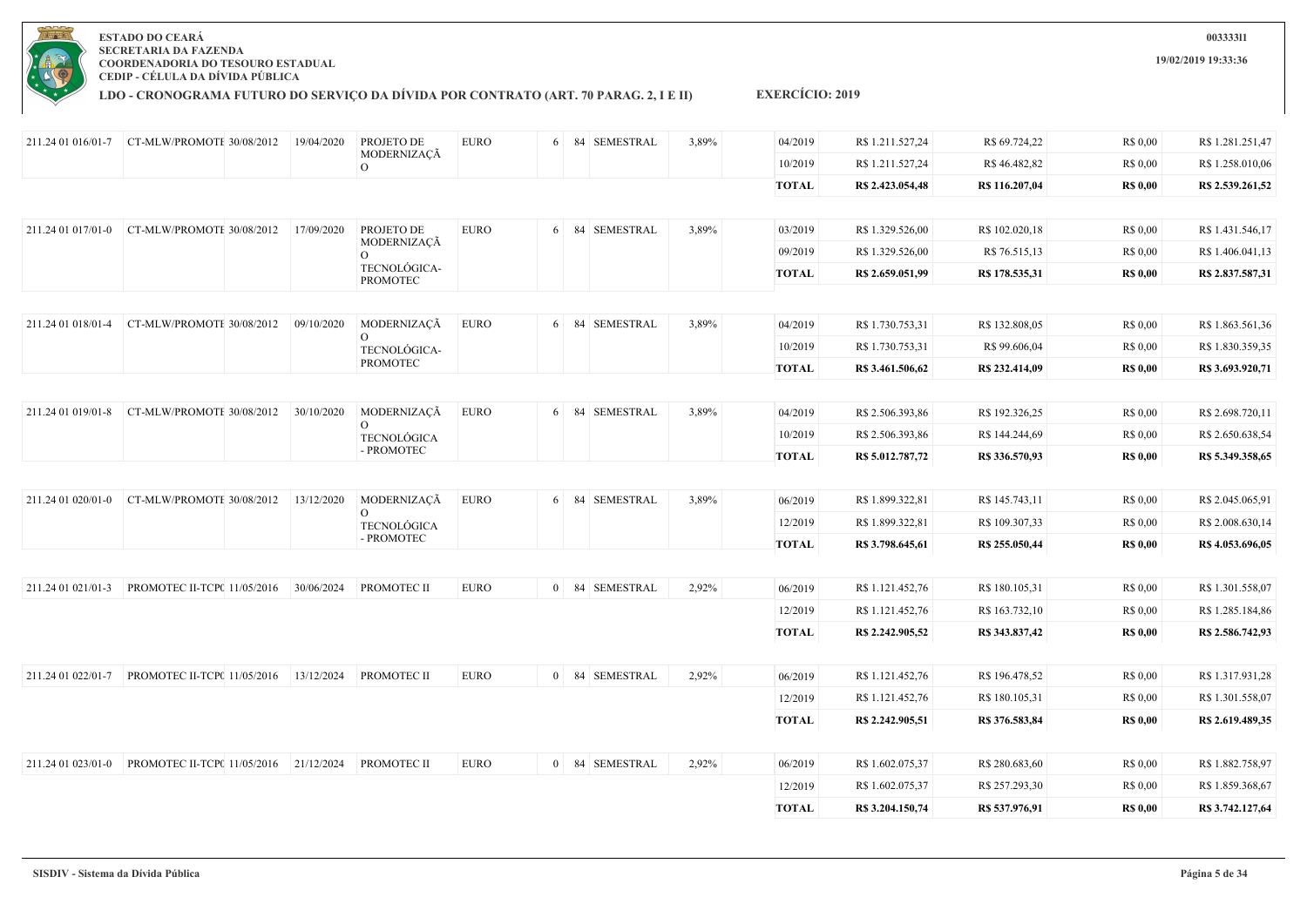**ESTADO DO CEARÁ**
**SECRETARIA DA FAZENDA**
**COORDENADORIA DO TESOURO ESTADUAL**
**CEDIP - CÉLULA DA DÍVIDA PÚBLICA**

**00333311**

**19/02/2019 19:33:36**

## LDO - CRONOGRAMA FUTURO DO SERVIÇO DA DÍVIDA POR CONTRATO (ART. 70 PARAG. 2, I E II) EXERCÍCIO: 2019

| | | | | | | | | | | | | | | |
|---|---|---|---|---|---|---|---|---|---|---|---|---|---|---|
| 211.24 01 016/01-7 | CT-MLW/PROMOTE | 30/08/2012 | 19/04/2020 | PROJETO DE MODERNIZAÇÃO | EURO | 6 | 84 | SEMESTRAL | 3,89% | 04/2019 | R$ 1.211.527,24 | R$ 69.724,22 | R$ 0,00 | R$ 1.281.251,47 |
| | | | | | | | | | | 10/2019 | R$ 1.211.527,24 | R$ 46.482,82 | R$ 0,00 | R$ 1.258.010,06 |
| | | | | | | | | | | **TOTAL** | **R$ 2.423.054,48** | **R$ 116.207,04** | **R$ 0,00** | **R$ 2.539.261,52** |
| 211.24 01 017/01-0 | CT-MLW/PROMOTE | 30/08/2012 | 17/09/2020 | PROJETO DE MODERNIZAÇÃO TECNOLÓGICA-PROMOTEC | EURO | 6 | 84 | SEMESTRAL | 3,89% | 03/2019 | R$ 1.329.526,00 | R$ 102.020,18 | R$ 0,00 | R$ 1.431.546,17 |
| | | | | | | | | | | 09/2019 | R$ 1.329.526,00 | R$ 76.515,13 | R$ 0,00 | R$ 1.406.041,13 |
| | | | | | | | | | | **TOTAL** | **R$ 2.659.051,99** | **R$ 178.535,31** | **R$ 0,00** | **R$ 2.837.587,31** |
| 211.24 01 018/01-4 | CT-MLW/PROMOTE | 30/08/2012 | 09/10/2020 | MODERNIZAÇÃO TECNOLÓGICA-PROMOTEC | EURO | 6 | 84 | SEMESTRAL | 3,89% | 04/2019 | R$ 1.730.753,31 | R$ 132.808,05 | R$ 0,00 | R$ 1.863.561,36 |
| | | | | | | | | | | 10/2019 | R$ 1.730.753,31 | R$ 99.606,04 | R$ 0,00 | R$ 1.830.359,35 |
| | | | | | | | | | | **TOTAL** | **R$ 3.461.506,62** | **R$ 232.414,09** | **R$ 0,00** | **R$ 3.693.920,71** |
| 211.24 01 019/01-8 | CT-MLW/PROMOTE | 30/08/2012 | 30/10/2020 | MODERNIZAÇÃO TECNOLÓGICA - PROMOTEC | EURO | 6 | 84 | SEMESTRAL | 3,89% | 04/2019 | R$ 2.506.393,86 | R$ 192.326,25 | R$ 0,00 | R$ 2.698.720,11 |
| | | | | | | | | | | 10/2019 | R$ 2.506.393,86 | R$ 144.244,69 | R$ 0,00 | R$ 2.650.638,54 |
| | | | | | | | | | | **TOTAL** | **R$ 5.012.787,72** | **R$ 336.570,93** | **R$ 0,00** | **R$ 5.349.358,65** |
| 211.24 01 020/01-0 | CT-MLW/PROMOTE | 30/08/2012 | 13/12/2020 | MODERNIZAÇÃO TECNOLÓGICA - PROMOTEC | EURO | 6 | 84 | SEMESTRAL | 3,89% | 06/2019 | R$ 1.899.322,81 | R$ 145.743,11 | R$ 0,00 | R$ 2.045.065,91 |
| | | | | | | | | | | 12/2019 | R$ 1.899.322,81 | R$ 109.307,33 | R$ 0,00 | R$ 2.008.630,14 |
| | | | | | | | | | | **TOTAL** | **R$ 3.798.645,61** | **R$ 255.050,44** | **R$ 0,00** | **R$ 4.053.696,05** |
| 211.24 01 021/01-3 | PROMOTEC II-TCP( | 11/05/2016 | 30/06/2024 | PROMOTEC II | EURO | 0 | 84 | SEMESTRAL | 2,92% | 06/2019 | R$ 1.121.452,76 | R$ 180.105,31 | R$ 0,00 | R$ 1.301.558,07 |
| | | | | | | | | | | 12/2019 | R$ 1.121.452,76 | R$ 163.732,10 | R$ 0,00 | R$ 1.285.184,86 |
| | | | | | | | | | | **TOTAL** | **R$ 2.242.905,52** | **R$ 343.837,42** | **R$ 0,00** | **R$ 2.586.742,93** |
| 211.24 01 022/01-7 | PROMOTEC II-TCP( | 11/05/2016 | 13/12/2024 | PROMOTEC II | EURO | 0 | 84 | SEMESTRAL | 2,92% | 06/2019 | R$ 1.121.452,76 | R$ 196.478,52 | R$ 0,00 | R$ 1.317.931,28 |
| | | | | | | | | | | 12/2019 | R$ 1.121.452,76 | R$ 180.105,31 | R$ 0,00 | R$ 1.301.558,07 |
| | | | | | | | | | | **TOTAL** | **R$ 2.242.905,51** | **R$ 376.583,84** | **R$ 0,00** | **R$ 2.619.489,35** |
| 211.24 01 023/01-0 | PROMOTEC II-TCP( | 11/05/2016 | 21/12/2024 | PROMOTEC II | EURO | 0 | 84 | SEMESTRAL | 2,92% | 06/2019 | R$ 1.602.075,37 | R$ 280.683,60 | R$ 0,00 | R$ 1.882.758,97 |
| | | | | | | | | | | 12/2019 | R$ 1.602.075,37 | R$ 257.293,30 | R$ 0,00 | R$ 1.859.368,67 |
| | | | | | | | | | | **TOTAL** | **R$ 3.204.150,74** | **R$ 537.976,91** | **R$ 0,00** | **R$ 3.742.127,64** |

**SISDIV - Sistema da Dívida Pública**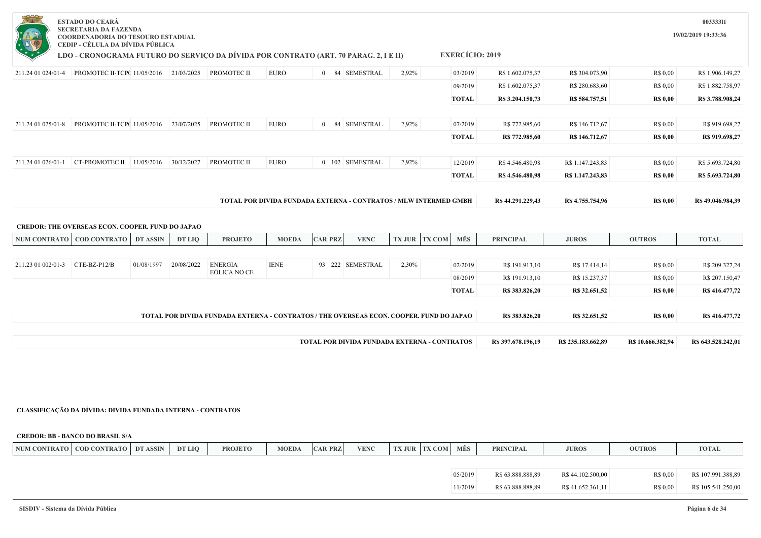**ESTADO DO CEARÁ**
**SECRETARIA DA FAZENDA**
**COORDENADORIA DO TESOURO ESTADUAL**
**CEDIP - CÉLULA DA DÍVIDA PÚBLICA**

**LDO - CRONOGRAMA FUTURO DO SERVIÇO DA DÍVIDA POR CONTRATO (ART. 70 PARAG. 2, I E II)**

**EXERCÍCIO: 2019**

| NUM CONTRATO | COD CONTRATO | DT ASSIN | DT LIQ | PROJETO | MOEDA | CAR | PRZ | VENC | TX JUR | TX COM | MÊS | PRINCIPAL | JUROS | OUTROS | TOTAL |
|---|---|---|---|---|---|---|---|---|---|---|---|---|---|---|---|
| 211.24 01 024/01-4 | PROMOTEC II-TCP( | 11/05/2016 | 21/03/2025 | PROMOTEC II | EURO | 0 | 84 | SEMESTRAL | 2,92% | | 03/2019 | R$ 1.602.075,37 | R$ 304.073,90 | R$ 0,00 | R$ 1.906.149,27 |
| | | | | | | | | | | | 09/2019 | R$ 1.602.075,37 | R$ 280.683,60 | R$ 0,00 | R$ 1.882.758,97 |
| | | | | | | | | | | | **TOTAL** | **R$ 3.204.150,73** | **R$ 584.757,51** | **R$ 0,00** | **R$ 3.788.908,24** |
| 211.24 01 025/01-8 | PROMOTEC II-TCP( | 11/05/2016 | 23/07/2025 | PROMOTEC II | EURO | 0 | 84 | SEMESTRAL | 2,92% | | 07/2019 | R$ 772.985,60 | R$ 146.712,67 | R$ 0,00 | R$ 919.698,27 |
| | | | | | | | | | | | **TOTAL** | **R$ 772.985,60** | **R$ 146.712,67** | **R$ 0,00** | **R$ 919.698,27** |
| 211.24 01 026/01-1 | CT-PROMOTEC II | 11/05/2016 | 30/12/2027 | PROMOTEC II | EURO | 0 | 102 | SEMESTRAL | 2,92% | | 12/2019 | R$ 4.546.480,98 | R$ 1.147.243,83 | R$ 0,00 | R$ 5.693.724,80 |
| | | | | | | | | | | | **TOTAL** | **R$ 4.546.480,98** | **R$ 1.147.243,83** | **R$ 0,00** | **R$ 5.693.724,80** |

| TOTAL POR DIVIDA FUNDADA EXTERNA - CONTRATOS / MLW INTERMED GMBH | PRINCIPAL | JUROS | OUTROS | TOTAL |
|---|---|---|---|---|
| **TOTAL POR DIVIDA FUNDADA EXTERNA - CONTRATOS / MLW INTERMED GMBH** | **R$ 44.291.229,43** | **R$ 4.755.754,96** | **R$ 0,00** | **R$ 49.046.984,39** |

**CREDOR: THE OVERSEAS ECON. COOPER. FUND DO JAPAO**

| NUM CONTRATO | COD CONTRATO | DT ASSIN | DT LIQ | PROJETO | MOEDA | CAR | PRZ | VENC | TX JUR | TX COM | MÊS | PRINCIPAL | JUROS | OUTROS | TOTAL |
|---|---|---|---|---|---|---|---|---|---|---|---|---|---|---|---|
| 211.23 01 002/01-3 | CTE-BZ-P12/B | 01/08/1997 | 20/08/2022 | ENERGIA EÓLICA NO CE | IENE | 93 | 222 | SEMESTRAL | 2,30% | | 02/2019 | R$ 191.913,10 | R$ 17.414,14 | R$ 0,00 | R$ 209.327,24 |
| | | | | | | | | | | | 08/2019 | R$ 191.913,10 | R$ 15.237,37 | R$ 0,00 | R$ 207.150,47 |
| | | | | | | | | | | | **TOTAL** | **R$ 383.826,20** | **R$ 32.651,52** | **R$ 0,00** | **R$ 416.477,72** |

| TOTAL | PRINCIPAL | JUROS | OUTROS | TOTAL |
|---|---|---|---|---|
| **TOTAL POR DIVIDA FUNDADA EXTERNA - CONTRATOS / THE OVERSEAS ECON. COOPER. FUND DO JAPAO** | **R$ 383.826,20** | **R$ 32.651,52** | **R$ 0,00** | **R$ 416.477,72** |
| **TOTAL POR DIVIDA FUNDADA EXTERNA - CONTRATOS** | **R$ 397.678.196,19** | **R$ 235.183.662,89** | **R$ 10.666.382,94** | **R$ 643.528.242,01** |

**CLASSIFICAÇÃO DA DÍVIDA: DIVIDA FUNDADA INTERNA - CONTRATOS**

**CREDOR: BB - BANCO DO BRASIL S/A**

| NUM CONTRATO | COD CONTRATO | DT ASSIN | DT LIQ | PROJETO | MOEDA | CAR | PRZ | VENC | TX JUR | TX COM | MÊS | PRINCIPAL | JUROS | OUTROS | TOTAL |
|---|---|---|---|---|---|---|---|---|---|---|---|---|---|---|---|
| | | | | | | | | | | | 05/2019 | R$ 63.888.888,89 | R$ 44.102.500,00 | R$ 0,00 | R$ 107.991.388,89 |
| | | | | | | | | | | | 11/2019 | R$ 63.888.888,89 | R$ 41.652.361,11 | R$ 0,00 | R$ 105.541.250,00 |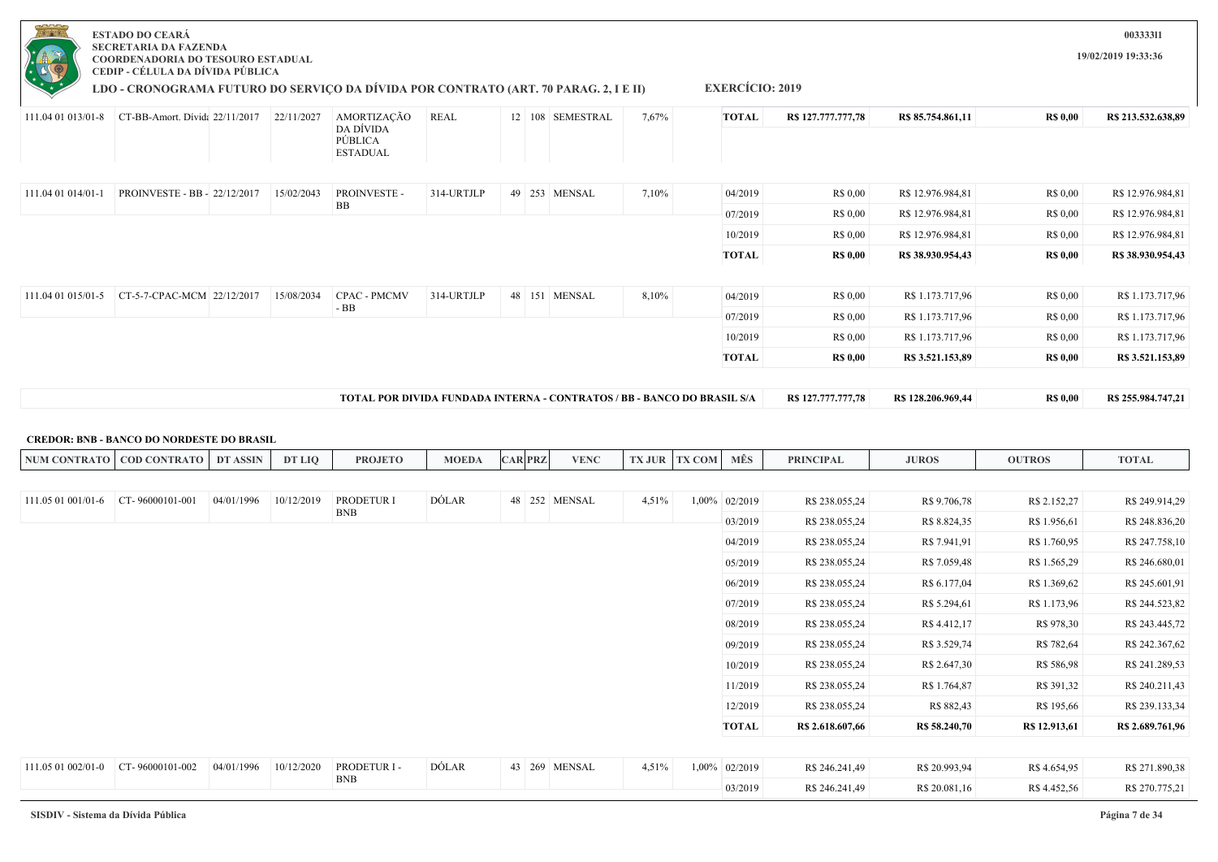**ESTADO DO CEARÁ**
**SECRETARIA DA FAZENDA**
**COORDENADORIA DO TESOURO ESTADUAL**
**CEDIP - CÉLULA DA DÍVIDA PÚBLICA**

**LDO - CRONOGRAMA FUTURO DO SERVIÇO DA DÍVIDA POR CONTRATO (ART. 70 PARAG. 2, I E II)** **EXERCÍCIO: 2019**

00333311
19/02/2019 19:33:36

| NUM CONTRATO | COD CONTRATO | DT ASSIN | DT LIQ | PROJETO | MOEDA | CAR | PRZ | VENC | TX JUR | TX COM | MÊS | PRINCIPAL | JUROS | OUTROS | TOTAL |
|---|---|---|---|---|---|---|---|---|---|---|---|---|---|---|---|
| 111.04 01 013/01-8 | CT-BB-Amort. Dívida | 22/11/2017 | 22/11/2027 | AMORTIZAÇÃO DA DÍVIDA PÚBLICA ESTADUAL | REAL | 12 | 108 | SEMESTRAL | 7,67% | | **TOTAL** | **R$ 127.777.777,78** | **R$ 85.754.861,11** | **R$ 0,00** | **R$ 213.532.638,89** |
| 111.04 01 014/01-1 | PROINVESTE - BB - | 22/12/2017 | 15/02/2043 | PROINVESTE - BB | 314-URTJLP | 49 | 253 | MENSAL | 7,10% | | 04/2019 | R$ 0,00 | R$ 12.976.984,81 | R$ 0,00 | R$ 12.976.984,81 |
| | | | | | | | | | | | 07/2019 | R$ 0,00 | R$ 12.976.984,81 | R$ 0,00 | R$ 12.976.984,81 |
| | | | | | | | | | | | 10/2019 | R$ 0,00 | R$ 12.976.984,81 | R$ 0,00 | R$ 12.976.984,81 |
| | | | | | | | | | | | **TOTAL** | **R$ 0,00** | **R$ 38.930.954,43** | **R$ 0,00** | **R$ 38.930.954,43** |
| 111.04 01 015/01-5 | CT-5-7-CPAC-MCM | 22/12/2017 | 15/08/2034 | CPAC - PMCMV - BB | 314-URTJLP | 48 | 151 | MENSAL | 8,10% | | 04/2019 | R$ 0,00 | R$ 1.173.717,96 | R$ 0,00 | R$ 1.173.717,96 |
| | | | | | | | | | | | 07/2019 | R$ 0,00 | R$ 1.173.717,96 | R$ 0,00 | R$ 1.173.717,96 |
| | | | | | | | | | | | 10/2019 | R$ 0,00 | R$ 1.173.717,96 | R$ 0,00 | R$ 1.173.717,96 |
| | | | | | | | | | | | **TOTAL** | **R$ 0,00** | **R$ 3.521.153,89** | **R$ 0,00** | **R$ 3.521.153,89** |

| **TOTAL POR DIVIDA FUNDADA INTERNA - CONTRATOS / BB - BANCO DO BRASIL S/A** | **R$ 127.777.777,78** | **R$ 128.206.969,44** | **R$ 0,00** | **R$ 255.984.747,21** |
|---|---|---|---|---|

**CREDOR: BNB - BANCO DO NORDESTE DO BRASIL**

| NUM CONTRATO | COD CONTRATO | DT ASSIN | DT LIQ | PROJETO | MOEDA | CAR | PRZ | VENC | TX JUR | TX COM | MÊS | PRINCIPAL | JUROS | OUTROS | TOTAL |
|---|---|---|---|---|---|---|---|---|---|---|---|---|---|---|---|
| 111.05 01 001/01-6 | CT- 96000101-001 | 04/01/1996 | 10/12/2019 | PRODETUR I BNB | DÓLAR | 48 | 252 | MENSAL | 4,51% | 1,00% | 02/2019 | R$ 238.055,24 | R$ 9.706,78 | R$ 2.152,27 | R$ 249.914,29 |
| | | | | | | | | | | | 03/2019 | R$ 238.055,24 | R$ 8.824,35 | R$ 1.956,61 | R$ 248.836,20 |
| | | | | | | | | | | | 04/2019 | R$ 238.055,24 | R$ 7.941,91 | R$ 1.760,95 | R$ 247.758,10 |
| | | | | | | | | | | | 05/2019 | R$ 238.055,24 | R$ 7.059,48 | R$ 1.565,29 | R$ 246.680,01 |
| | | | | | | | | | | | 06/2019 | R$ 238.055,24 | R$ 6.177,04 | R$ 1.369,62 | R$ 245.601,91 |
| | | | | | | | | | | | 07/2019 | R$ 238.055,24 | R$ 5.294,61 | R$ 1.173,96 | R$ 244.523,82 |
| | | | | | | | | | | | 08/2019 | R$ 238.055,24 | R$ 4.412,17 | R$ 978,30 | R$ 243.445,72 |
| | | | | | | | | | | | 09/2019 | R$ 238.055,24 | R$ 3.529,74 | R$ 782,64 | R$ 242.367,62 |
| | | | | | | | | | | | 10/2019 | R$ 238.055,24 | R$ 2.647,30 | R$ 586,98 | R$ 241.289,53 |
| | | | | | | | | | | | 11/2019 | R$ 238.055,24 | R$ 1.764,87 | R$ 391,32 | R$ 240.211,43 |
| | | | | | | | | | | | 12/2019 | R$ 238.055,24 | R$ 882,43 | R$ 195,66 | R$ 239.133,34 |
| | | | | | | | | | | | **TOTAL** | **R$ 2.618.607,66** | **R$ 58.240,70** | **R$ 12.913,61** | **R$ 2.689.761,96** |
| 111.05 01 002/01-0 | CT- 96000101-002 | 04/01/1996 | 10/12/2020 | PRODETUR I - BNB | DÓLAR | 43 | 269 | MENSAL | 4,51% | 1,00% | 02/2019 | R$ 246.241,49 | R$ 20.993,94 | R$ 4.654,95 | R$ 271.890,38 |
| | | | | | | | | | | | 03/2019 | R$ 246.241,49 | R$ 20.081,16 | R$ 4.452,56 | R$ 270.775,21 |

SISDIV - Sistema da Dívida Pública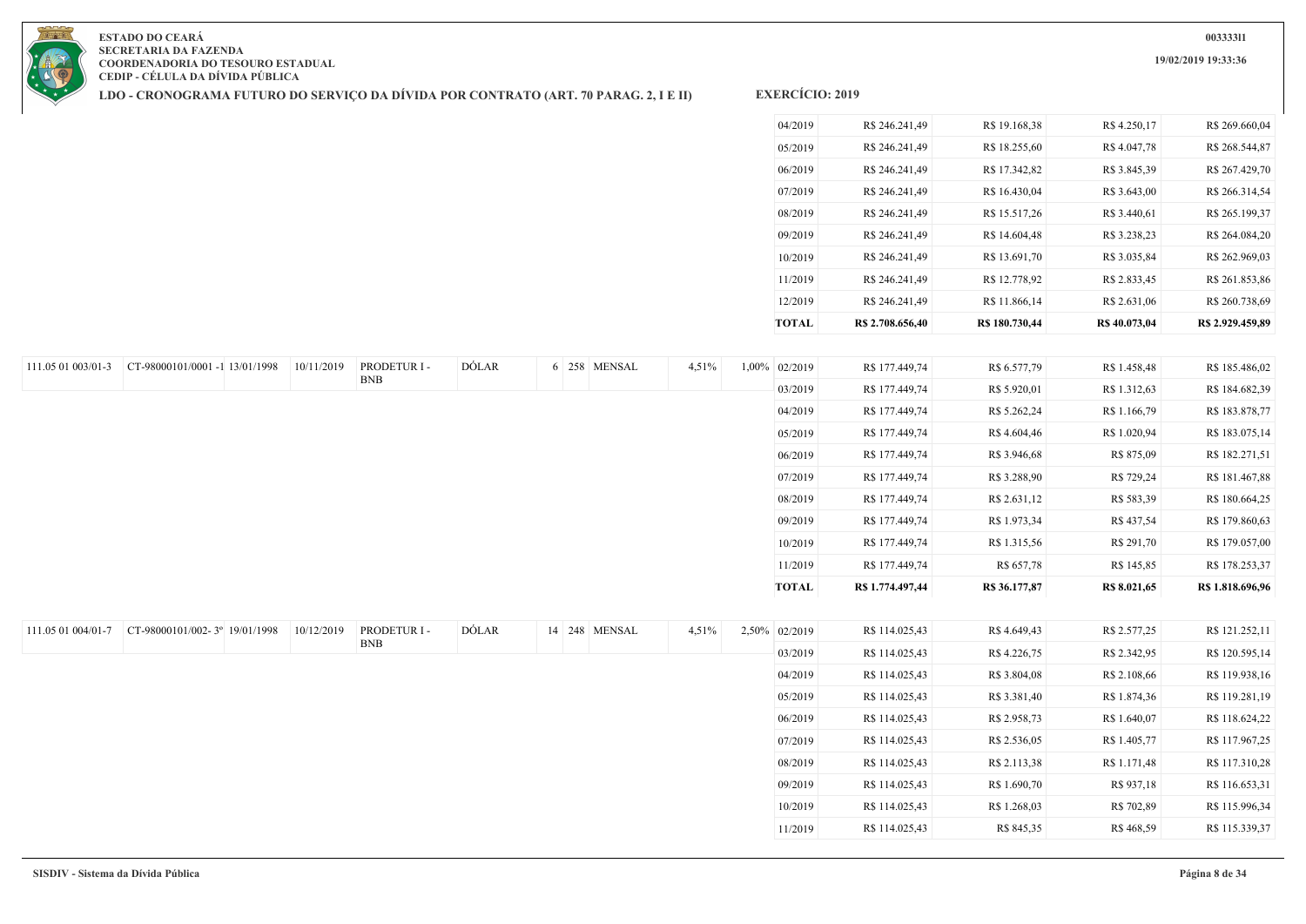**ESTADO DO CEARÁ**
**SECRETARIA DA FAZENDA**
**COORDENADORIA DO TESOURO ESTADUAL**
**CEDIP - CÉLULA DA DÍVIDA PÚBLICA**

**LDO - CRONOGRAMA FUTURO DO SERVIÇO DA DÍVIDA POR CONTRATO (ART. 70 PARAG. 2, I E II)** **EXERCÍCIO: 2019**

0033331l
19/02/2019 19:33:36

| | | | | | | | | | | | | | | | |
|---|---|---|---|---|---|---|---|---|---|---|---|---|---|---|---|
| | | | | | | | | | | 04/2019 | R$ 246.241,49 | R$ 19.168,38 | R$ 4.250,17 | R$ 269.660,04 |
| | | | | | | | | | | 05/2019 | R$ 246.241,49 | R$ 18.255,60 | R$ 4.047,78 | R$ 268.544,87 |
| | | | | | | | | | | 06/2019 | R$ 246.241,49 | R$ 17.342,82 | R$ 3.845,39 | R$ 267.429,70 |
| | | | | | | | | | | 07/2019 | R$ 246.241,49 | R$ 16.430,04 | R$ 3.643,00 | R$ 266.314,54 |
| | | | | | | | | | | 08/2019 | R$ 246.241,49 | R$ 15.517,26 | R$ 3.440,61 | R$ 265.199,37 |
| | | | | | | | | | | 09/2019 | R$ 246.241,49 | R$ 14.604,48 | R$ 3.238,23 | R$ 264.084,20 |
| | | | | | | | | | | 10/2019 | R$ 246.241,49 | R$ 13.691,70 | R$ 3.035,84 | R$ 262.969,03 |
| | | | | | | | | | | 11/2019 | R$ 246.241,49 | R$ 12.778,92 | R$ 2.833,45 | R$ 261.853,86 |
| | | | | | | | | | | 12/2019 | R$ 246.241,49 | R$ 11.866,14 | R$ 2.631,06 | R$ 260.738,69 |
| | | | | | | | | | | **TOTAL** | **R$ 2.708.656,40** | **R$ 180.730,44** | **R$ 40.073,04** | **R$ 2.929.459,89** |
| 111.05 01 003/01-3 | CT-98000101/0001 -1 | 13/01/1998 | 10/11/2019 | PRODETUR I - BNB | DÓLAR | 6 | 258 | MENSAL | 4,51% | 1,00% 02/2019 | R$ 177.449,74 | R$ 6.577,79 | R$ 1.458,48 | R$ 185.486,02 |
| | | | | | | | | | | 03/2019 | R$ 177.449,74 | R$ 5.920,01 | R$ 1.312,63 | R$ 184.682,39 |
| | | | | | | | | | | 04/2019 | R$ 177.449,74 | R$ 5.262,24 | R$ 1.166,79 | R$ 183.878,77 |
| | | | | | | | | | | 05/2019 | R$ 177.449,74 | R$ 4.604,46 | R$ 1.020,94 | R$ 183.075,14 |
| | | | | | | | | | | 06/2019 | R$ 177.449,74 | R$ 3.946,68 | R$ 875,09 | R$ 182.271,51 |
| | | | | | | | | | | 07/2019 | R$ 177.449,74 | R$ 3.288,90 | R$ 729,24 | R$ 181.467,88 |
| | | | | | | | | | | 08/2019 | R$ 177.449,74 | R$ 2.631,12 | R$ 583,39 | R$ 180.664,25 |
| | | | | | | | | | | 09/2019 | R$ 177.449,74 | R$ 1.973,34 | R$ 437,54 | R$ 179.860,63 |
| | | | | | | | | | | 10/2019 | R$ 177.449,74 | R$ 1.315,56 | R$ 291,70 | R$ 179.057,00 |
| | | | | | | | | | | 11/2019 | R$ 177.449,74 | R$ 657,78 | R$ 145,85 | R$ 178.253,37 |
| | | | | | | | | | | **TOTAL** | **R$ 1.774.497,44** | **R$ 36.177,87** | **R$ 8.021,65** | **R$ 1.818.696,96** |
| 111.05 01 004/01-7 | CT-98000101/002- 3º | 19/01/1998 | 10/12/2019 | PRODETUR I - BNB | DÓLAR | 14 | 248 | MENSAL | 4,51% | 2,50% 02/2019 | R$ 114.025,43 | R$ 4.649,43 | R$ 2.577,25 | R$ 121.252,11 |
| | | | | | | | | | | 03/2019 | R$ 114.025,43 | R$ 4.226,75 | R$ 2.342,95 | R$ 120.595,14 |
| | | | | | | | | | | 04/2019 | R$ 114.025,43 | R$ 3.804,08 | R$ 2.108,66 | R$ 119.938,16 |
| | | | | | | | | | | 05/2019 | R$ 114.025,43 | R$ 3.381,40 | R$ 1.874,36 | R$ 119.281,19 |
| | | | | | | | | | | 06/2019 | R$ 114.025,43 | R$ 2.958,73 | R$ 1.640,07 | R$ 118.624,22 |
| | | | | | | | | | | 07/2019 | R$ 114.025,43 | R$ 2.536,05 | R$ 1.405,77 | R$ 117.967,25 |
| | | | | | | | | | | 08/2019 | R$ 114.025,43 | R$ 2.113,38 | R$ 1.171,48 | R$ 117.310,28 |
| | | | | | | | | | | 09/2019 | R$ 114.025,43 | R$ 1.690,70 | R$ 937,18 | R$ 116.653,31 |
| | | | | | | | | | | 10/2019 | R$ 114.025,43 | R$ 1.268,03 | R$ 702,89 | R$ 115.996,34 |
| | | | | | | | | | | 11/2019 | R$ 114.025,43 | R$ 845,35 | R$ 468,59 | R$ 115.339,37 |

SISDIV - Sistema da Dívida Pública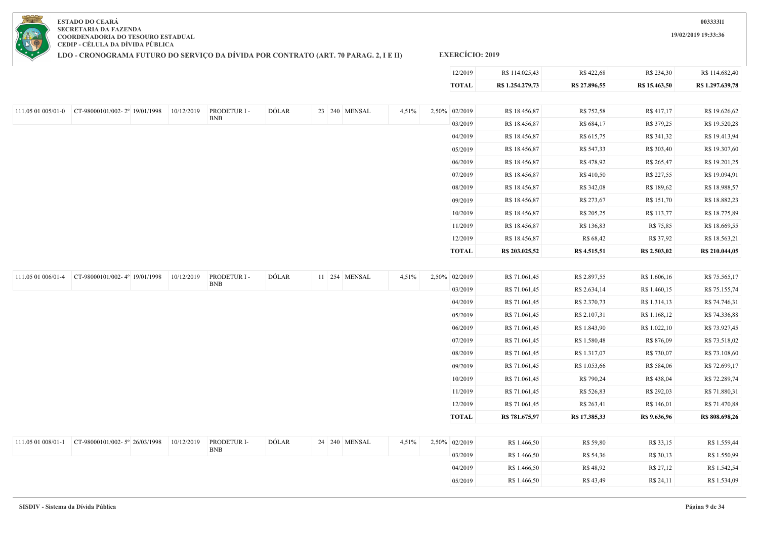| | | | | | | | | | | Mês | Amortização | Juros | Encargos | Total |
|---|---|---|---|---|---|---|---|---|---|---|---|---|---|---|
| | | | | | | | | | | 12/2019 | R$ 114.025,43 | R$ 422,68 | R$ 234,30 | R$ 114.682,40 |
| | | | | | | | | | | **TOTAL** | **R$ 1.254.279,73** | **R$ 27.896,55** | **R$ 15.463,50** | **R$ 1.297.639,78** |
| 111.05 01 005/01-0 | CT-98000101/002- 2º | 19/01/1998 | 10/12/2019 | PRODETUR I - BNB | DÓLAR | 23 | 240 | MENSAL | 4,51% | 2,50% 02/2019 | R$ 18.456,87 | R$ 752,58 | R$ 417,17 | R$ 19.626,62 |
| | | | | | | | | | | 03/2019 | R$ 18.456,87 | R$ 684,17 | R$ 379,25 | R$ 19.520,28 |
| | | | | | | | | | | 04/2019 | R$ 18.456,87 | R$ 615,75 | R$ 341,32 | R$ 19.413,94 |
| | | | | | | | | | | 05/2019 | R$ 18.456,87 | R$ 547,33 | R$ 303,40 | R$ 19.307,60 |
| | | | | | | | | | | 06/2019 | R$ 18.456,87 | R$ 478,92 | R$ 265,47 | R$ 19.201,25 |
| | | | | | | | | | | 07/2019 | R$ 18.456,87 | R$ 410,50 | R$ 227,55 | R$ 19.094,91 |
| | | | | | | | | | | 08/2019 | R$ 18.456,87 | R$ 342,08 | R$ 189,62 | R$ 18.988,57 |
| | | | | | | | | | | 09/2019 | R$ 18.456,87 | R$ 273,67 | R$ 151,70 | R$ 18.882,23 |
| | | | | | | | | | | 10/2019 | R$ 18.456,87 | R$ 205,25 | R$ 113,77 | R$ 18.775,89 |
| | | | | | | | | | | 11/2019 | R$ 18.456,87 | R$ 136,83 | R$ 75,85 | R$ 18.669,55 |
| | | | | | | | | | | 12/2019 | R$ 18.456,87 | R$ 68,42 | R$ 37,92 | R$ 18.563,21 |
| | | | | | | | | | | **TOTAL** | **R$ 203.025,52** | **R$ 4.515,51** | **R$ 2.503,02** | **R$ 210.044,05** |
| 111.05 01 006/01-4 | CT-98000101/002- 4º | 19/01/1998 | 10/12/2019 | PRODETUR I - BNB | DÓLAR | 11 | 254 | MENSAL | 4,51% | 2,50% 02/2019 | R$ 71.061,45 | R$ 2.897,55 | R$ 1.606,16 | R$ 75.565,17 |
| | | | | | | | | | | 03/2019 | R$ 71.061,45 | R$ 2.634,14 | R$ 1.460,15 | R$ 75.155,74 |
| | | | | | | | | | | 04/2019 | R$ 71.061,45 | R$ 2.370,73 | R$ 1.314,13 | R$ 74.746,31 |
| | | | | | | | | | | 05/2019 | R$ 71.061,45 | R$ 2.107,31 | R$ 1.168,12 | R$ 74.336,88 |
| | | | | | | | | | | 06/2019 | R$ 71.061,45 | R$ 1.843,90 | R$ 1.022,10 | R$ 73.927,45 |
| | | | | | | | | | | 07/2019 | R$ 71.061,45 | R$ 1.580,48 | R$ 876,09 | R$ 73.518,02 |
| | | | | | | | | | | 08/2019 | R$ 71.061,45 | R$ 1.317,07 | R$ 730,07 | R$ 73.108,60 |
| | | | | | | | | | | 09/2019 | R$ 71.061,45 | R$ 1.053,66 | R$ 584,06 | R$ 72.699,17 |
| | | | | | | | | | | 10/2019 | R$ 71.061,45 | R$ 790,24 | R$ 438,04 | R$ 72.289,74 |
| | | | | | | | | | | 11/2019 | R$ 71.061,45 | R$ 526,83 | R$ 292,03 | R$ 71.880,31 |
| | | | | | | | | | | 12/2019 | R$ 71.061,45 | R$ 263,41 | R$ 146,01 | R$ 71.470,88 |
| | | | | | | | | | | **TOTAL** | **R$ 781.675,97** | **R$ 17.385,33** | **R$ 9.636,96** | **R$ 808.698,26** |
| 111.05 01 008/01-1 | CT-98000101/002- 5º | 26/03/1998 | 10/12/2019 | PRODETUR I- BNB | DÓLAR | 24 | 240 | MENSAL | 4,51% | 2,50% 02/2019 | R$ 1.466,50 | R$ 59,80 | R$ 33,15 | R$ 1.559,44 |
| | | | | | | | | | | 03/2019 | R$ 1.466,50 | R$ 54,36 | R$ 30,13 | R$ 1.550,99 |
| | | | | | | | | | | 04/2019 | R$ 1.466,50 | R$ 48,92 | R$ 27,12 | R$ 1.542,54 |
| | | | | | | | | | | 05/2019 | R$ 1.466,50 | R$ 43,49 | R$ 24,11 | R$ 1.534,09 |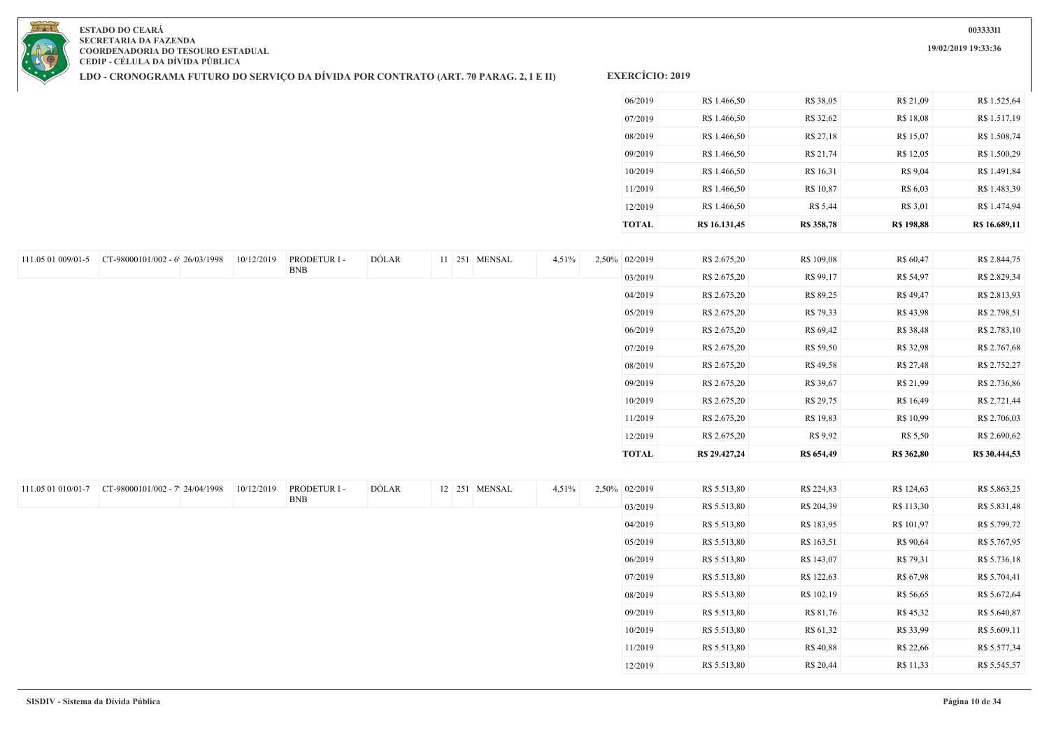**ESTADO DO CEARÁ**
**SECRETARIA DA FAZENDA**
**COORDENADORIA DO TESOURO ESTADUAL**
**CEDIP - CÉLULA DA DÍVIDA PÚBLICA**

**LDO - CRONOGRAMA FUTURO DO SERVIÇO DA DÍVIDA POR CONTRATO (ART. 70 PARAG. 2, I E II)** **EXERCÍCIO: 2019**

**00333311**
**19/02/2019 19:33:36**

| | | | | | | | | | | | | | | | |
|---|---|---|---|---|---|---|---|---|---|---|---|---|---|---|---|
| | | | | | | | | | | | 06/2019 | R$ 1.466,50 | R$ 38,05 | R$ 21,09 | R$ 1.525,64 |
| | | | | | | | | | | | 07/2019 | R$ 1.466,50 | R$ 32,62 | R$ 18,08 | R$ 1.517,19 |
| | | | | | | | | | | | 08/2019 | R$ 1.466,50 | R$ 27,18 | R$ 15,07 | R$ 1.508,74 |
| | | | | | | | | | | | 09/2019 | R$ 1.466,50 | R$ 21,74 | R$ 12,05 | R$ 1.500,29 |
| | | | | | | | | | | | 10/2019 | R$ 1.466,50 | R$ 16,31 | R$ 9,04 | R$ 1.491,84 |
| | | | | | | | | | | | 11/2019 | R$ 1.466,50 | R$ 10,87 | R$ 6,03 | R$ 1.483,39 |
| | | | | | | | | | | | 12/2019 | R$ 1.466,50 | R$ 5,44 | R$ 3,01 | R$ 1.474,94 |
| | | | | | | | | | | | **TOTAL** | **R$ 16.131,45** | **R$ 358,78** | **R$ 198,88** | **R$ 16.689,11** |
| 111.05 01 009/01-5 | CT-98000101/002 - 6' | 26/03/1998 | 10/12/2019 | PRODETUR I - BNB | DÓLAR | 11 | 251 | MENSAL | 4,51% | 2,50% | 02/2019 | R$ 2.675,20 | R$ 109,08 | R$ 60,47 | R$ 2.844,75 |
| | | | | | | | | | | | 03/2019 | R$ 2.675,20 | R$ 99,17 | R$ 54,97 | R$ 2.829,34 |
| | | | | | | | | | | | 04/2019 | R$ 2.675,20 | R$ 89,25 | R$ 49,47 | R$ 2.813,93 |
| | | | | | | | | | | | 05/2019 | R$ 2.675,20 | R$ 79,33 | R$ 43,98 | R$ 2.798,51 |
| | | | | | | | | | | | 06/2019 | R$ 2.675,20 | R$ 69,42 | R$ 38,48 | R$ 2.783,10 |
| | | | | | | | | | | | 07/2019 | R$ 2.675,20 | R$ 59,50 | R$ 32,98 | R$ 2.767,68 |
| | | | | | | | | | | | 08/2019 | R$ 2.675,20 | R$ 49,58 | R$ 27,48 | R$ 2.752,27 |
| | | | | | | | | | | | 09/2019 | R$ 2.675,20 | R$ 39,67 | R$ 21,99 | R$ 2.736,86 |
| | | | | | | | | | | | 10/2019 | R$ 2.675,20 | R$ 29,75 | R$ 16,49 | R$ 2.721,44 |
| | | | | | | | | | | | 11/2019 | R$ 2.675,20 | R$ 19,83 | R$ 10,99 | R$ 2.706,03 |
| | | | | | | | | | | | 12/2019 | R$ 2.675,20 | R$ 9,92 | R$ 5,50 | R$ 2.690,62 |
| | | | | | | | | | | | **TOTAL** | **R$ 29.427,24** | **R$ 654,49** | **R$ 362,80** | **R$ 30.444,53** |
| 111.05 01 010/01-7 | CT-98000101/002 - 7' | 24/04/1998 | 10/12/2019 | PRODETUR I - BNB | DÓLAR | 12 | 251 | MENSAL | 4,51% | 2,50% | 02/2019 | R$ 5.513,80 | R$ 224,83 | R$ 124,63 | R$ 5.863,25 |
| | | | | | | | | | | | 03/2019 | R$ 5.513,80 | R$ 204,39 | R$ 113,30 | R$ 5.831,48 |
| | | | | | | | | | | | 04/2019 | R$ 5.513,80 | R$ 183,95 | R$ 101,97 | R$ 5.799,72 |
| | | | | | | | | | | | 05/2019 | R$ 5.513,80 | R$ 163,51 | R$ 90,64 | R$ 5.767,95 |
| | | | | | | | | | | | 06/2019 | R$ 5.513,80 | R$ 143,07 | R$ 79,31 | R$ 5.736,18 |
| | | | | | | | | | | | 07/2019 | R$ 5.513,80 | R$ 122,63 | R$ 67,98 | R$ 5.704,41 |
| | | | | | | | | | | | 08/2019 | R$ 5.513,80 | R$ 102,19 | R$ 56,65 | R$ 5.672,64 |
| | | | | | | | | | | | 09/2019 | R$ 5.513,80 | R$ 81,76 | R$ 45,32 | R$ 5.640,87 |
| | | | | | | | | | | | 10/2019 | R$ 5.513,80 | R$ 61,32 | R$ 33,99 | R$ 5.609,11 |
| | | | | | | | | | | | 11/2019 | R$ 5.513,80 | R$ 40,88 | R$ 22,66 | R$ 5.577,34 |
| | | | | | | | | | | | 12/2019 | R$ 5.513,80 | R$ 20,44 | R$ 11,33 | R$ 5.545,57 |

SISDIV - Sistema da Dívida Pública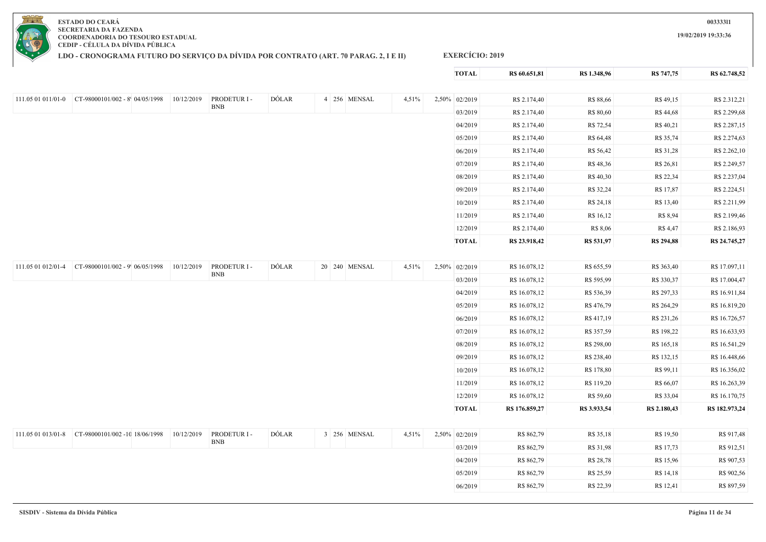ESTADO DO CEARÁ
SECRETARIA DA FAZENDA
COORDENADORIA DO TESOURO ESTADUAL
CEDIP - CÉLULA DA DÍVIDA PÚBLICA

00333311

19/02/2019 19:33:36

**LDO - CRONOGRAMA FUTURO DO SERVIÇO DA DÍVIDA POR CONTRATO (ART. 70 PARAG. 2, I E II)** **EXERCÍCIO: 2019**

| | | | | | | | | | | | | | |
|---|---|---|---|---|---|---|---|---|---|---|---|---|---|
| | | | | | | | | | **TOTAL** | **R$ 60.651,81** | **R$ 1.348,96** | **R$ 747,75** | **R$ 62.748,52** |

| | | | | | | | | | | | | | | |
|---|---|---|---|---|---|---|---|---|---|---|---|---|---|---|
| 111.05 01 011/01-0 | CT-98000101/002 - 8 | 04/05/1998 | 10/12/2019 | PRODETUR I - BNB | DÓLAR | 4 | 256 | MENSAL | 4,51% | 2,50% | 02/2019 | R$ 2.174,40 | R$ 88,66 | R$ 49,15 | R$ 2.312,21 |
| | | | | | | | | | | | 03/2019 | R$ 2.174,40 | R$ 80,60 | R$ 44,68 | R$ 2.299,68 |
| | | | | | | | | | | | 04/2019 | R$ 2.174,40 | R$ 72,54 | R$ 40,21 | R$ 2.287,15 |
| | | | | | | | | | | | 05/2019 | R$ 2.174,40 | R$ 64,48 | R$ 35,74 | R$ 2.274,63 |
| | | | | | | | | | | | 06/2019 | R$ 2.174,40 | R$ 56,42 | R$ 31,28 | R$ 2.262,10 |
| | | | | | | | | | | | 07/2019 | R$ 2.174,40 | R$ 48,36 | R$ 26,81 | R$ 2.249,57 |
| | | | | | | | | | | | 08/2019 | R$ 2.174,40 | R$ 40,30 | R$ 22,34 | R$ 2.237,04 |
| | | | | | | | | | | | 09/2019 | R$ 2.174,40 | R$ 32,24 | R$ 17,87 | R$ 2.224,51 |
| | | | | | | | | | | | 10/2019 | R$ 2.174,40 | R$ 24,18 | R$ 13,40 | R$ 2.211,99 |
| | | | | | | | | | | | 11/2019 | R$ 2.174,40 | R$ 16,12 | R$ 8,94 | R$ 2.199,46 |
| | | | | | | | | | | | 12/2019 | R$ 2.174,40 | R$ 8,06 | R$ 4,47 | R$ 2.186,93 |
| | | | | | | | | | | | **TOTAL** | **R$ 23.918,42** | **R$ 531,97** | **R$ 294,88** | **R$ 24.745,27** |
| 111.05 01 012/01-4 | CT-98000101/002 - 9 | 06/05/1998 | 10/12/2019 | PRODETUR I - BNB | DÓLAR | 20 | 240 | MENSAL | 4,51% | 2,50% | 02/2019 | R$ 16.078,12 | R$ 655,59 | R$ 363,40 | R$ 17.097,11 |
| | | | | | | | | | | | 03/2019 | R$ 16.078,12 | R$ 595,99 | R$ 330,37 | R$ 17.004,47 |
| | | | | | | | | | | | 04/2019 | R$ 16.078,12 | R$ 536,39 | R$ 297,33 | R$ 16.911,84 |
| | | | | | | | | | | | 05/2019 | R$ 16.078,12 | R$ 476,79 | R$ 264,29 | R$ 16.819,20 |
| | | | | | | | | | | | 06/2019 | R$ 16.078,12 | R$ 417,19 | R$ 231,26 | R$ 16.726,57 |
| | | | | | | | | | | | 07/2019 | R$ 16.078,12 | R$ 357,59 | R$ 198,22 | R$ 16.633,93 |
| | | | | | | | | | | | 08/2019 | R$ 16.078,12 | R$ 298,00 | R$ 165,18 | R$ 16.541,29 |
| | | | | | | | | | | | 09/2019 | R$ 16.078,12 | R$ 238,40 | R$ 132,15 | R$ 16.448,66 |
| | | | | | | | | | | | 10/2019 | R$ 16.078,12 | R$ 178,80 | R$ 99,11 | R$ 16.356,02 |
| | | | | | | | | | | | 11/2019 | R$ 16.078,12 | R$ 119,20 | R$ 66,07 | R$ 16.263,39 |
| | | | | | | | | | | | 12/2019 | R$ 16.078,12 | R$ 59,60 | R$ 33,04 | R$ 16.170,75 |
| | | | | | | | | | | | **TOTAL** | **R$ 176.859,27** | **R$ 3.933,54** | **R$ 2.180,43** | **R$ 182.973,24** |
| 111.05 01 013/01-8 | CT-98000101/002 -1 | 18/06/1998 | 10/12/2019 | PRODETUR I - BNB | DÓLAR | 3 | 256 | MENSAL | 4,51% | 2,50% | 02/2019 | R$ 862,79 | R$ 35,18 | R$ 19,50 | R$ 917,48 |
| | | | | | | | | | | | 03/2019 | R$ 862,79 | R$ 31,98 | R$ 17,73 | R$ 912,51 |
| | | | | | | | | | | | 04/2019 | R$ 862,79 | R$ 28,78 | R$ 15,96 | R$ 907,53 |
| | | | | | | | | | | | 05/2019 | R$ 862,79 | R$ 25,59 | R$ 14,18 | R$ 902,56 |
| | | | | | | | | | | | 06/2019 | R$ 862,79 | R$ 22,39 | R$ 12,41 | R$ 897,59 |

SISDIV - Sistema da Dívida Pública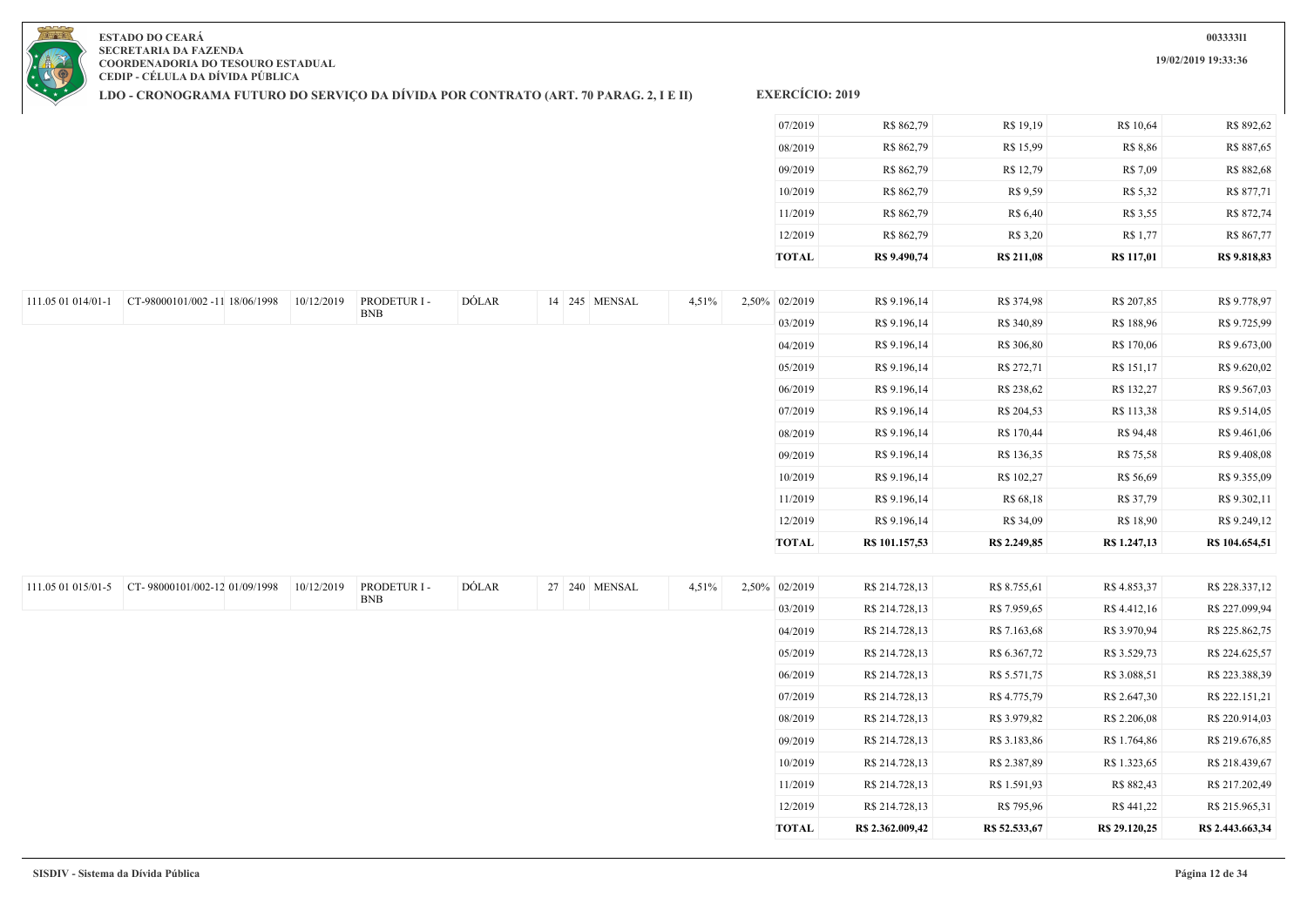ESTADO DO CEARÁ
SECRETARIA DA FAZENDA
COORDENADORIA DO TESOURO ESTADUAL
CEDIP - CÉLULA DA DÍVIDA PÚBLICA

**LDO - CRONOGRAMA FUTURO DO SERVIÇO DA DÍVIDA POR CONTRATO (ART. 70 PARAG. 2, I E II)** **EXERCÍCIO: 2019**

00333311
19/02/2019 19:33:36

| | | | | | | | | | | | | | | | |
|---|---|---|---|---|---|---|---|---|---|---|---|---|---|---|---|
| | | | | | | | | | | | 07/2019 | R$ 862,79 | R$ 19,19 | R$ 10,64 | R$ 892,62 |
| | | | | | | | | | | | 08/2019 | R$ 862,79 | R$ 15,99 | R$ 8,86 | R$ 887,65 |
| | | | | | | | | | | | 09/2019 | R$ 862,79 | R$ 12,79 | R$ 7,09 | R$ 882,68 |
| | | | | | | | | | | | 10/2019 | R$ 862,79 | R$ 9,59 | R$ 5,32 | R$ 877,71 |
| | | | | | | | | | | | 11/2019 | R$ 862,79 | R$ 6,40 | R$ 3,55 | R$ 872,74 |
| | | | | | | | | | | | 12/2019 | R$ 862,79 | R$ 3,20 | R$ 1,77 | R$ 867,77 |
| | | | | | | | | | | | **TOTAL** | **R$ 9.490,74** | **R$ 211,08** | **R$ 117,01** | **R$ 9.818,83** |
| 111.05 01 014/01-1 | CT-98000101/002 -11 | 18/06/1998 | 10/12/2019 | PRODETUR I - BNB | DÓLAR | 14 | 245 | MENSAL | 4,51% | 2,50% | 02/2019 | R$ 9.196,14 | R$ 374,98 | R$ 207,85 | R$ 9.778,97 |
| | | | | | | | | | | | 03/2019 | R$ 9.196,14 | R$ 340,89 | R$ 188,96 | R$ 9.725,99 |
| | | | | | | | | | | | 04/2019 | R$ 9.196,14 | R$ 306,80 | R$ 170,06 | R$ 9.673,00 |
| | | | | | | | | | | | 05/2019 | R$ 9.196,14 | R$ 272,71 | R$ 151,17 | R$ 9.620,02 |
| | | | | | | | | | | | 06/2019 | R$ 9.196,14 | R$ 238,62 | R$ 132,27 | R$ 9.567,03 |
| | | | | | | | | | | | 07/2019 | R$ 9.196,14 | R$ 204,53 | R$ 113,38 | R$ 9.514,05 |
| | | | | | | | | | | | 08/2019 | R$ 9.196,14 | R$ 170,44 | R$ 94,48 | R$ 9.461,06 |
| | | | | | | | | | | | 09/2019 | R$ 9.196,14 | R$ 136,35 | R$ 75,58 | R$ 9.408,08 |
| | | | | | | | | | | | 10/2019 | R$ 9.196,14 | R$ 102,27 | R$ 56,69 | R$ 9.355,09 |
| | | | | | | | | | | | 11/2019 | R$ 9.196,14 | R$ 68,18 | R$ 37,79 | R$ 9.302,11 |
| | | | | | | | | | | | 12/2019 | R$ 9.196,14 | R$ 34,09 | R$ 18,90 | R$ 9.249,12 |
| | | | | | | | | | | | **TOTAL** | **R$ 101.157,53** | **R$ 2.249,85** | **R$ 1.247,13** | **R$ 104.654,51** |
| 111.05 01 015/01-5 | CT- 98000101/002-12 | 01/09/1998 | 10/12/2019 | PRODETUR I - BNB | DÓLAR | 27 | 240 | MENSAL | 4,51% | 2,50% | 02/2019 | R$ 214.728,13 | R$ 8.755,61 | R$ 4.853,37 | R$ 228.337,12 |
| | | | | | | | | | | | 03/2019 | R$ 214.728,13 | R$ 7.959,65 | R$ 4.412,16 | R$ 227.099,94 |
| | | | | | | | | | | | 04/2019 | R$ 214.728,13 | R$ 7.163,68 | R$ 3.970,94 | R$ 225.862,75 |
| | | | | | | | | | | | 05/2019 | R$ 214.728,13 | R$ 6.367,72 | R$ 3.529,73 | R$ 224.625,57 |
| | | | | | | | | | | | 06/2019 | R$ 214.728,13 | R$ 5.571,75 | R$ 3.088,51 | R$ 223.388,39 |
| | | | | | | | | | | | 07/2019 | R$ 214.728,13 | R$ 4.775,79 | R$ 2.647,30 | R$ 222.151,21 |
| | | | | | | | | | | | 08/2019 | R$ 214.728,13 | R$ 3.979,82 | R$ 2.206,08 | R$ 220.914,03 |
| | | | | | | | | | | | 09/2019 | R$ 214.728,13 | R$ 3.183,86 | R$ 1.764,86 | R$ 219.676,85 |
| | | | | | | | | | | | 10/2019 | R$ 214.728,13 | R$ 2.387,89 | R$ 1.323,65 | R$ 218.439,67 |
| | | | | | | | | | | | 11/2019 | R$ 214.728,13 | R$ 1.591,93 | R$ 882,43 | R$ 217.202,49 |
| | | | | | | | | | | | 12/2019 | R$ 214.728,13 | R$ 795,96 | R$ 441,22 | R$ 215.965,31 |
| | | | | | | | | | | | **TOTAL** | **R$ 2.362.009,42** | **R$ 52.533,67** | **R$ 29.120,25** | **R$ 2.443.663,34** |

SISDIV - Sistema da Dívida Pública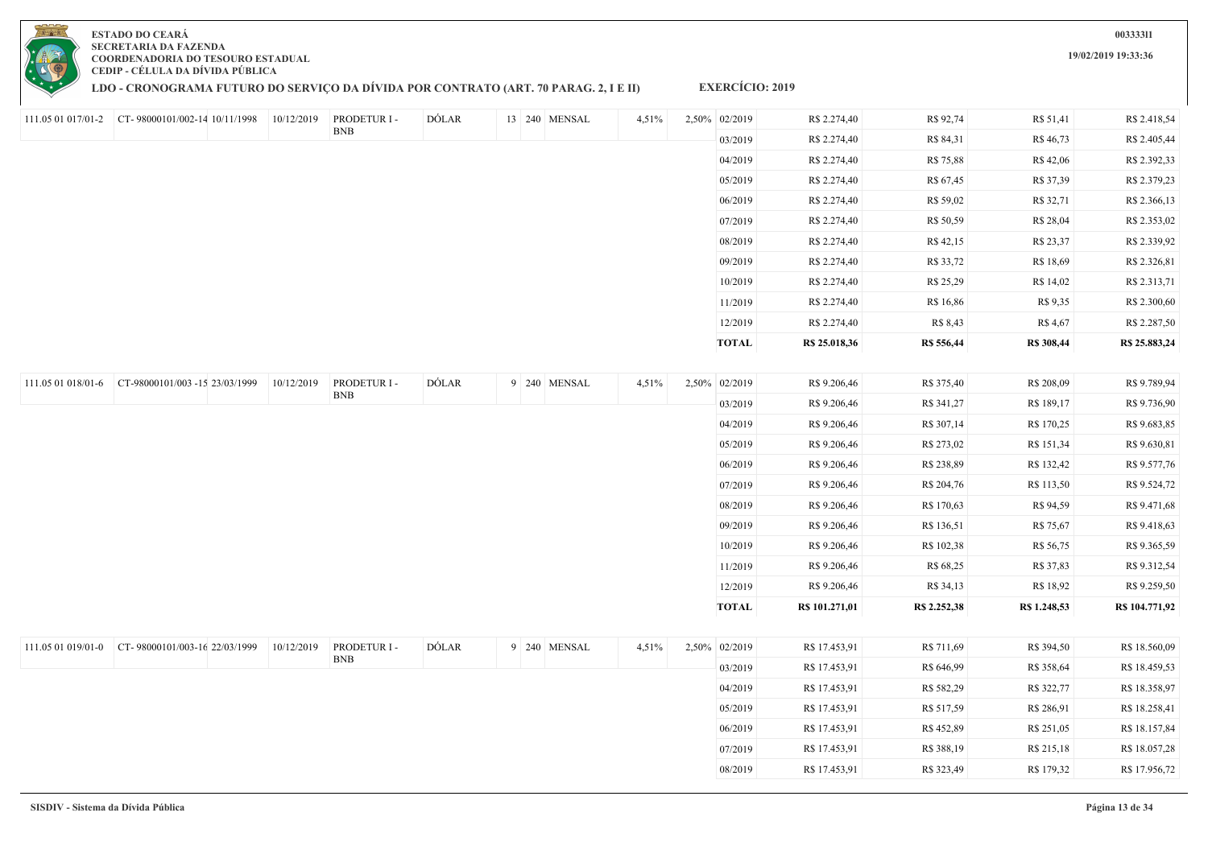**ESTADO DO CEARÁ**
**SECRETARIA DA FAZENDA**
**COORDENADORIA DO TESOURO ESTADUAL**
**CEDIP - CÉLULA DA DÍVIDA PÚBLICA**

**00333311**

**19/02/2019 19:33:36**

## LDO - CRONOGRAMA FUTURO DO SERVIÇO DA DÍVIDA POR CONTRATO (ART. 70 PARAG. 2, I E II) EXERCÍCIO: 2019

| | | | | | | | | | | | | | | | |
|---|---|---|---|---|---|---|---|---|---|---|---|---|---|---|---|
| 111.05 01 017/01-2 | CT- 98000101/002-14 | 10/11/1998 | 10/12/2019 | PRODETUR I - BNB | DÓLAR | 13 | 240 | MENSAL | 4,51% | 2,50% | 02/2019 | R$ 2.274,40 | R$ 92,74 | R$ 51,41 | R$ 2.418,54 |
| | | | | | | | | | | | 03/2019 | R$ 2.274,40 | R$ 84,31 | R$ 46,73 | R$ 2.405,44 |
| | | | | | | | | | | | 04/2019 | R$ 2.274,40 | R$ 75,88 | R$ 42,06 | R$ 2.392,33 |
| | | | | | | | | | | | 05/2019 | R$ 2.274,40 | R$ 67,45 | R$ 37,39 | R$ 2.379,23 |
| | | | | | | | | | | | 06/2019 | R$ 2.274,40 | R$ 59,02 | R$ 32,71 | R$ 2.366,13 |
| | | | | | | | | | | | 07/2019 | R$ 2.274,40 | R$ 50,59 | R$ 28,04 | R$ 2.353,02 |
| | | | | | | | | | | | 08/2019 | R$ 2.274,40 | R$ 42,15 | R$ 23,37 | R$ 2.339,92 |
| | | | | | | | | | | | 09/2019 | R$ 2.274,40 | R$ 33,72 | R$ 18,69 | R$ 2.326,81 |
| | | | | | | | | | | | 10/2019 | R$ 2.274,40 | R$ 25,29 | R$ 14,02 | R$ 2.313,71 |
| | | | | | | | | | | | 11/2019 | R$ 2.274,40 | R$ 16,86 | R$ 9,35 | R$ 2.300,60 |
| | | | | | | | | | | | 12/2019 | R$ 2.274,40 | R$ 8,43 | R$ 4,67 | R$ 2.287,50 |
| | | | | | | | | | | | **TOTAL** | **R$ 25.018,36** | **R$ 556,44** | **R$ 308,44** | **R$ 25.883,24** |
| 111.05 01 018/01-6 | CT-98000101/003 -15 | 23/03/1999 | 10/12/2019 | PRODETUR I - BNB | DÓLAR | 9 | 240 | MENSAL | 4,51% | 2,50% | 02/2019 | R$ 9.206,46 | R$ 375,40 | R$ 208,09 | R$ 9.789,94 |
| | | | | | | | | | | | 03/2019 | R$ 9.206,46 | R$ 341,27 | R$ 189,17 | R$ 9.736,90 |
| | | | | | | | | | | | 04/2019 | R$ 9.206,46 | R$ 307,14 | R$ 170,25 | R$ 9.683,85 |
| | | | | | | | | | | | 05/2019 | R$ 9.206,46 | R$ 273,02 | R$ 151,34 | R$ 9.630,81 |
| | | | | | | | | | | | 06/2019 | R$ 9.206,46 | R$ 238,89 | R$ 132,42 | R$ 9.577,76 |
| | | | | | | | | | | | 07/2019 | R$ 9.206,46 | R$ 204,76 | R$ 113,50 | R$ 9.524,72 |
| | | | | | | | | | | | 08/2019 | R$ 9.206,46 | R$ 170,63 | R$ 94,59 | R$ 9.471,68 |
| | | | | | | | | | | | 09/2019 | R$ 9.206,46 | R$ 136,51 | R$ 75,67 | R$ 9.418,63 |
| | | | | | | | | | | | 10/2019 | R$ 9.206,46 | R$ 102,38 | R$ 56,75 | R$ 9.365,59 |
| | | | | | | | | | | | 11/2019 | R$ 9.206,46 | R$ 68,25 | R$ 37,83 | R$ 9.312,54 |
| | | | | | | | | | | | 12/2019 | R$ 9.206,46 | R$ 34,13 | R$ 18,92 | R$ 9.259,50 |
| | | | | | | | | | | | **TOTAL** | **R$ 101.271,01** | **R$ 2.252,38** | **R$ 1.248,53** | **R$ 104.771,92** |
| 111.05 01 019/01-0 | CT- 98000101/003-16 | 22/03/1999 | 10/12/2019 | PRODETUR I - BNB | DÓLAR | 9 | 240 | MENSAL | 4,51% | 2,50% | 02/2019 | R$ 17.453,91 | R$ 711,69 | R$ 394,50 | R$ 18.560,09 |
| | | | | | | | | | | | 03/2019 | R$ 17.453,91 | R$ 646,99 | R$ 358,64 | R$ 18.459,53 |
| | | | | | | | | | | | 04/2019 | R$ 17.453,91 | R$ 582,29 | R$ 322,77 | R$ 18.358,97 |
| | | | | | | | | | | | 05/2019 | R$ 17.453,91 | R$ 517,59 | R$ 286,91 | R$ 18.258,41 |
| | | | | | | | | | | | 06/2019 | R$ 17.453,91 | R$ 452,89 | R$ 251,05 | R$ 18.157,84 |
| | | | | | | | | | | | 07/2019 | R$ 17.453,91 | R$ 388,19 | R$ 215,18 | R$ 18.057,28 |
| | | | | | | | | | | | 08/2019 | R$ 17.453,91 | R$ 323,49 | R$ 179,32 | R$ 17.956,72 |

**SISDIV - Sistema da Dívida Pública**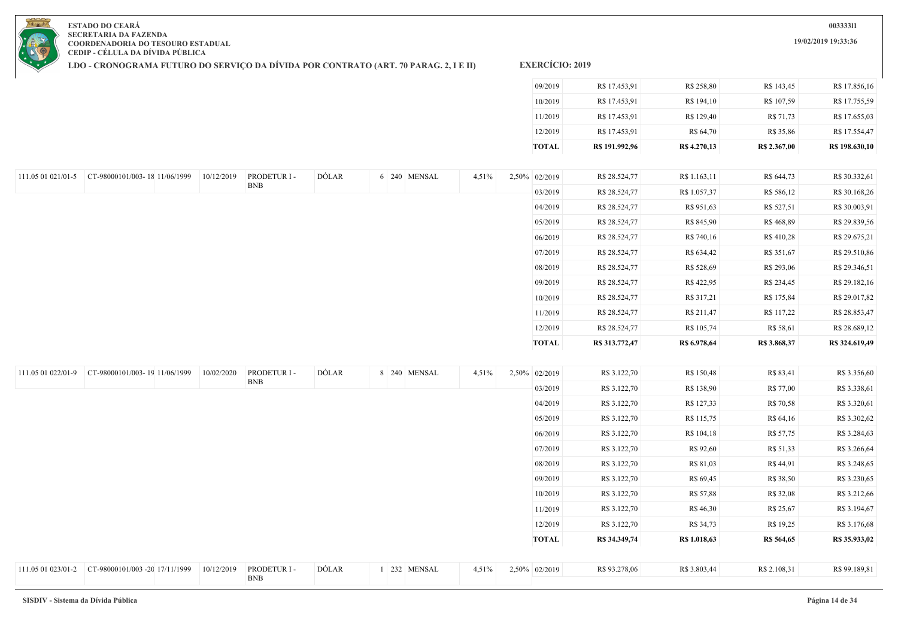**ESTADO DO CEARÁ**
**SECRETARIA DA FAZENDA**
**COORDENADORIA DO TESOURO ESTADUAL**
**CEDIP - CÉLULA DA DÍVIDA PÚBLICA**

**LDO - CRONOGRAMA FUTURO DO SERVIÇO DA DÍVIDA POR CONTRATO (ART. 70 PARAG. 2, I E II)**

**EXERCÍCIO: 2019**

00333311

19/02/2019 19:33:36

| | | | | | | | | | | | | | | | |
|---|---|---|---|---|---|---|---|---|---|---|---|---|---|---|---|
| | | | | | | | | | | 09/2019 | R$ 17.453,91 | R$ 258,80 | R$ 143,45 | R$ 17.856,16 |
| | | | | | | | | | | 10/2019 | R$ 17.453,91 | R$ 194,10 | R$ 107,59 | R$ 17.755,59 |
| | | | | | | | | | | 11/2019 | R$ 17.453,91 | R$ 129,40 | R$ 71,73 | R$ 17.655,03 |
| | | | | | | | | | | 12/2019 | R$ 17.453,91 | R$ 64,70 | R$ 35,86 | R$ 17.554,47 |
| | | | | | | | | | | **TOTAL** | **R$ 191.992,96** | **R$ 4.270,13** | **R$ 2.367,00** | **R$ 198.630,10** |
| 111.05 01 021/01-5 | CT-98000101/003- 18 | 11/06/1999 | 10/12/2019 | PRODETUR I - BNB | DÓLAR | 6 | 240 | MENSAL | 4,51% | 2,50% | 02/2019 | R$ 28.524,77 | R$ 1.163,11 | R$ 644,73 | R$ 30.332,61 |
| | | | | | | | | | | | 03/2019 | R$ 28.524,77 | R$ 1.057,37 | R$ 586,12 | R$ 30.168,26 |
| | | | | | | | | | | | 04/2019 | R$ 28.524,77 | R$ 951,63 | R$ 527,51 | R$ 30.003,91 |
| | | | | | | | | | | | 05/2019 | R$ 28.524,77 | R$ 845,90 | R$ 468,89 | R$ 29.839,56 |
| | | | | | | | | | | | 06/2019 | R$ 28.524,77 | R$ 740,16 | R$ 410,28 | R$ 29.675,21 |
| | | | | | | | | | | | 07/2019 | R$ 28.524,77 | R$ 634,42 | R$ 351,67 | R$ 29.510,86 |
| | | | | | | | | | | | 08/2019 | R$ 28.524,77 | R$ 528,69 | R$ 293,06 | R$ 29.346,51 |
| | | | | | | | | | | | 09/2019 | R$ 28.524,77 | R$ 422,95 | R$ 234,45 | R$ 29.182,16 |
| | | | | | | | | | | | 10/2019 | R$ 28.524,77 | R$ 317,21 | R$ 175,84 | R$ 29.017,82 |
| | | | | | | | | | | | 11/2019 | R$ 28.524,77 | R$ 211,47 | R$ 117,22 | R$ 28.853,47 |
| | | | | | | | | | | | 12/2019 | R$ 28.524,77 | R$ 105,74 | R$ 58,61 | R$ 28.689,12 |
| | | | | | | | | | | | **TOTAL** | **R$ 313.772,47** | **R$ 6.978,64** | **R$ 3.868,37** | **R$ 324.619,49** |
| 111.05 01 022/01-9 | CT-98000101/003- 19 | 11/06/1999 | 10/02/2020 | PRODETUR I - BNB | DÓLAR | 8 | 240 | MENSAL | 4,51% | 2,50% | 02/2019 | R$ 3.122,70 | R$ 150,48 | R$ 83,41 | R$ 3.356,60 |
| | | | | | | | | | | | 03/2019 | R$ 3.122,70 | R$ 138,90 | R$ 77,00 | R$ 3.338,61 |
| | | | | | | | | | | | 04/2019 | R$ 3.122,70 | R$ 127,33 | R$ 70,58 | R$ 3.320,61 |
| | | | | | | | | | | | 05/2019 | R$ 3.122,70 | R$ 115,75 | R$ 64,16 | R$ 3.302,62 |
| | | | | | | | | | | | 06/2019 | R$ 3.122,70 | R$ 104,18 | R$ 57,75 | R$ 3.284,63 |
| | | | | | | | | | | | 07/2019 | R$ 3.122,70 | R$ 92,60 | R$ 51,33 | R$ 3.266,64 |
| | | | | | | | | | | | 08/2019 | R$ 3.122,70 | R$ 81,03 | R$ 44,91 | R$ 3.248,65 |
| | | | | | | | | | | | 09/2019 | R$ 3.122,70 | R$ 69,45 | R$ 38,50 | R$ 3.230,65 |
| | | | | | | | | | | | 10/2019 | R$ 3.122,70 | R$ 57,88 | R$ 32,08 | R$ 3.212,66 |
| | | | | | | | | | | | 11/2019 | R$ 3.122,70 | R$ 46,30 | R$ 25,67 | R$ 3.194,67 |
| | | | | | | | | | | | 12/2019 | R$ 3.122,70 | R$ 34,73 | R$ 19,25 | R$ 3.176,68 |
| | | | | | | | | | | | **TOTAL** | **R$ 34.349,74** | **R$ 1.018,63** | **R$ 564,65** | **R$ 35.933,02** |
| 111.05 01 023/01-2 | CT-98000101/003 -20 | 17/11/1999 | 10/12/2019 | PRODETUR I - BNB | DÓLAR | 1 | 232 | MENSAL | 4,51% | 2,50% | 02/2019 | R$ 93.278,06 | R$ 3.803,44 | R$ 2.108,31 | R$ 99.189,81 |

SISDIV - Sistema da Dívida Pública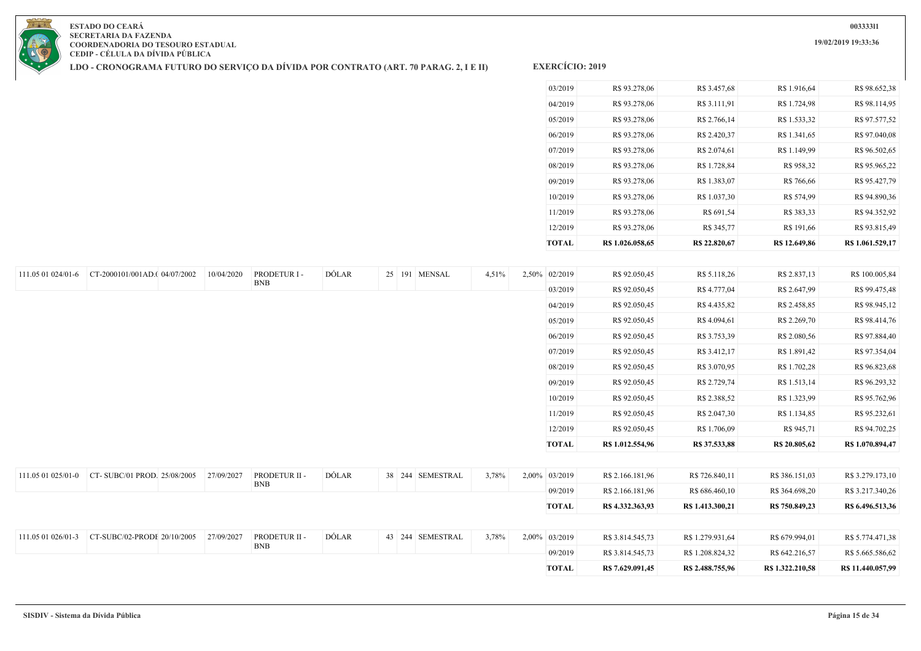**ESTADO DO CEARÁ**
**SECRETARIA DA FAZENDA**
**COORDENADORIA DO TESOURO ESTADUAL**
**CEDIP - CÉLULA DA DÍVIDA PÚBLICA**

**LDO - CRONOGRAMA FUTURO DO SERVIÇO DA DÍVIDA POR CONTRATO (ART. 70 PARAG. 2, I E II)**

**EXERCÍCIO: 2019**

| | | | | | | | | | | | | | | | |
|---|---|---|---|---|---|---|---|---|---|---|---|---|---|---|---|
| | | | | | | | | | | | 03/2019 | R$ 93.278,06 | R$ 3.457,68 | R$ 1.916,64 | R$ 98.652,38 |
| | | | | | | | | | | | 04/2019 | R$ 93.278,06 | R$ 3.111,91 | R$ 1.724,98 | R$ 98.114,95 |
| | | | | | | | | | | | 05/2019 | R$ 93.278,06 | R$ 2.766,14 | R$ 1.533,32 | R$ 97.577,52 |
| | | | | | | | | | | | 06/2019 | R$ 93.278,06 | R$ 2.420,37 | R$ 1.341,65 | R$ 97.040,08 |
| | | | | | | | | | | | 07/2019 | R$ 93.278,06 | R$ 2.074,61 | R$ 1.149,99 | R$ 96.502,65 |
| | | | | | | | | | | | 08/2019 | R$ 93.278,06 | R$ 1.728,84 | R$ 958,32 | R$ 95.965,22 |
| | | | | | | | | | | | 09/2019 | R$ 93.278,06 | R$ 1.383,07 | R$ 766,66 | R$ 95.427,79 |
| | | | | | | | | | | | 10/2019 | R$ 93.278,06 | R$ 1.037,30 | R$ 574,99 | R$ 94.890,36 |
| | | | | | | | | | | | 11/2019 | R$ 93.278,06 | R$ 691,54 | R$ 383,33 | R$ 94.352,92 |
| | | | | | | | | | | | 12/2019 | R$ 93.278,06 | R$ 345,77 | R$ 191,66 | R$ 93.815,49 |
| | | | | | | | | | | | **TOTAL** | **R$ 1.026.058,65** | **R$ 22.820,67** | **R$ 12.649,86** | **R$ 1.061.529,17** |
| 111.05 01 024/01-6 | CT-2000101/001AD.( | 04/07/2002 | 10/04/2020 | PRODETUR I - BNB | DÓLAR | 25 | 191 | MENSAL | 4,51% | 2,50% | 02/2019 | R$ 92.050,45 | R$ 5.118,26 | R$ 2.837,13 | R$ 100.005,84 |
| | | | | | | | | | | | 03/2019 | R$ 92.050,45 | R$ 4.777,04 | R$ 2.647,99 | R$ 99.475,48 |
| | | | | | | | | | | | 04/2019 | R$ 92.050,45 | R$ 4.435,82 | R$ 2.458,85 | R$ 98.945,12 |
| | | | | | | | | | | | 05/2019 | R$ 92.050,45 | R$ 4.094,61 | R$ 2.269,70 | R$ 98.414,76 |
| | | | | | | | | | | | 06/2019 | R$ 92.050,45 | R$ 3.753,39 | R$ 2.080,56 | R$ 97.884,40 |
| | | | | | | | | | | | 07/2019 | R$ 92.050,45 | R$ 3.412,17 | R$ 1.891,42 | R$ 97.354,04 |
| | | | | | | | | | | | 08/2019 | R$ 92.050,45 | R$ 3.070,95 | R$ 1.702,28 | R$ 96.823,68 |
| | | | | | | | | | | | 09/2019 | R$ 92.050,45 | R$ 2.729,74 | R$ 1.513,14 | R$ 96.293,32 |
| | | | | | | | | | | | 10/2019 | R$ 92.050,45 | R$ 2.388,52 | R$ 1.323,99 | R$ 95.762,96 |
| | | | | | | | | | | | 11/2019 | R$ 92.050,45 | R$ 2.047,30 | R$ 1.134,85 | R$ 95.232,61 |
| | | | | | | | | | | | 12/2019 | R$ 92.050,45 | R$ 1.706,09 | R$ 945,71 | R$ 94.702,25 |
| | | | | | | | | | | | **TOTAL** | **R$ 1.012.554,96** | **R$ 37.533,88** | **R$ 20.805,62** | **R$ 1.070.894,47** |
| 111.05 01 025/01-0 | CT- SUBC/01 PROD. | 25/08/2005 | 27/09/2027 | PRODETUR II - BNB | DÓLAR | 38 | 244 | SEMESTRAL | 3,78% | 2,00% | 03/2019 | R$ 2.166.181,96 | R$ 726.840,11 | R$ 386.151,03 | R$ 3.279.173,10 |
| | | | | | | | | | | | 09/2019 | R$ 2.166.181,96 | R$ 686.460,10 | R$ 364.698,20 | R$ 3.217.340,26 |
| | | | | | | | | | | | **TOTAL** | **R$ 4.332.363,93** | **R$ 1.413.300,21** | **R$ 750.849,23** | **R$ 6.496.513,36** |
| 111.05 01 026/01-3 | CT-SUBC/02-PRODE | 20/10/2005 | 27/09/2027 | PRODETUR II - BNB | DÓLAR | 43 | 244 | SEMESTRAL | 3,78% | 2,00% | 03/2019 | R$ 3.814.545,73 | R$ 1.279.931,64 | R$ 679.994,01 | R$ 5.774.471,38 |
| | | | | | | | | | | | 09/2019 | R$ 3.814.545,73 | R$ 1.208.824,32 | R$ 642.216,57 | R$ 5.665.586,62 |
| | | | | | | | | | | | **TOTAL** | **R$ 7.629.091,45** | **R$ 2.488.755,96** | **R$ 1.322.210,58** | **R$ 11.440.057,99** |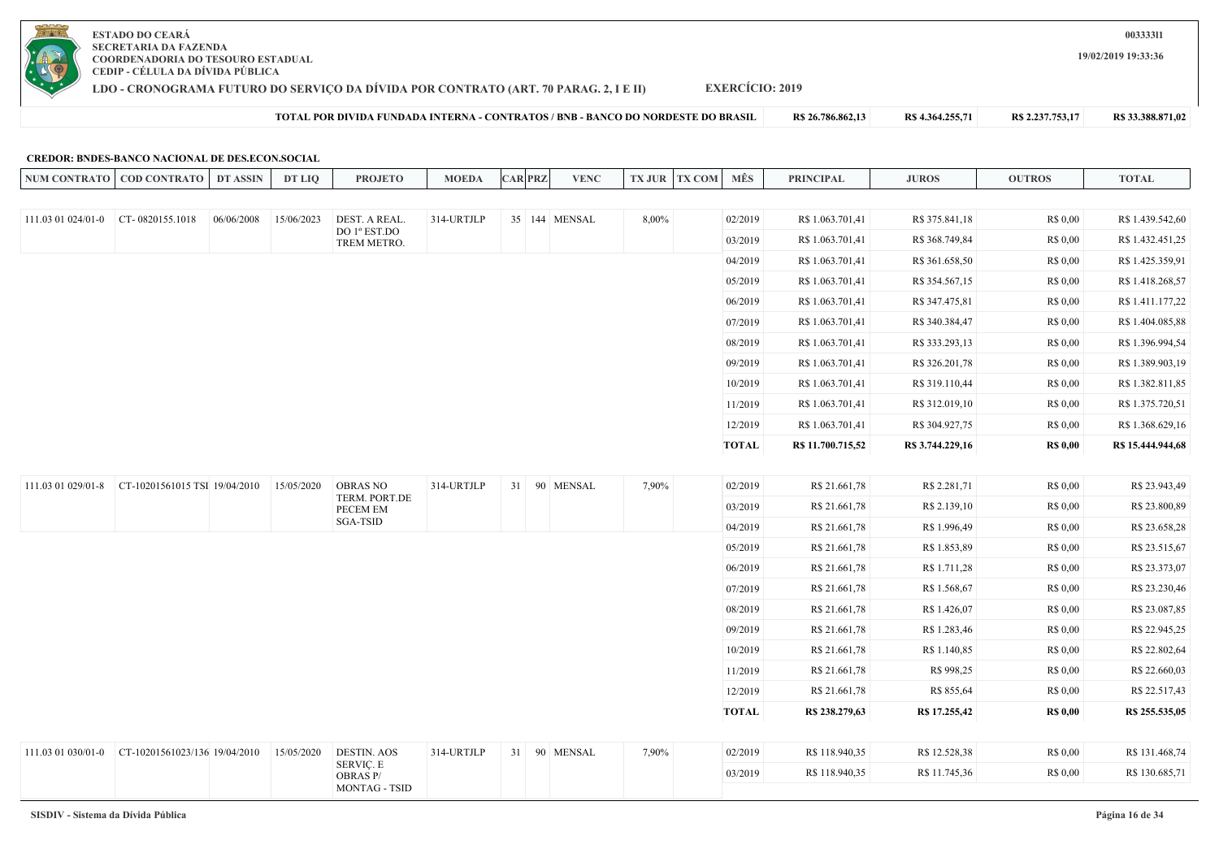**ESTADO DO CEARÁ**
**SECRETARIA DA FAZENDA**
**COORDENADORIA DO TESOURO ESTADUAL**
**CEDIP - CÉLULA DA DÍVIDA PÚBLICA**

00333311

19/02/2019 19:33:36

## LDO - CRONOGRAMA FUTURO DO SERVIÇO DA DÍVIDA POR CONTRATO (ART. 70 PARAG. 2, I E II) EXERCÍCIO: 2019

| TOTAL POR DIVIDA FUNDADA INTERNA - CONTRATOS / BNB - BANCO DO NORDESTE DO BRASIL | R$ 26.786.862,13 | R$ 4.364.255,71 | R$ 2.237.753,17 | R$ 33.388.871,02 |
|---|---|---|---|---|

**CREDOR: BNDES-BANCO NACIONAL DE DES.ECON.SOCIAL**

| NUM CONTRATO | COD CONTRATO | DT ASSIN | DT LIQ | PROJETO | MOEDA | CAR | PRZ | VENC | TX JUR | TX COM | MÊS | PRINCIPAL | JUROS | OUTROS | TOTAL |
|---|---|---|---|---|---|---|---|---|---|---|---|---|---|---|---|
| 111.03 01 024/01-0 | CT- 0820155.1018 | 06/06/2008 | 15/06/2023 | DEST. A REAL. DO 1º EST.DO TREM METRO. | 314-URTJLP | 35 | 144 | MENSAL | 8,00% | | 02/2019 | R$ 1.063.701,41 | R$ 375.841,18 | R$ 0,00 | R$ 1.439.542,60 |
| | | | | | | | | | | | 03/2019 | R$ 1.063.701,41 | R$ 368.749,84 | R$ 0,00 | R$ 1.432.451,25 |
| | | | | | | | | | | | 04/2019 | R$ 1.063.701,41 | R$ 361.658,50 | R$ 0,00 | R$ 1.425.359,91 |
| | | | | | | | | | | | 05/2019 | R$ 1.063.701,41 | R$ 354.567,15 | R$ 0,00 | R$ 1.418.268,57 |
| | | | | | | | | | | | 06/2019 | R$ 1.063.701,41 | R$ 347.475,81 | R$ 0,00 | R$ 1.411.177,22 |
| | | | | | | | | | | | 07/2019 | R$ 1.063.701,41 | R$ 340.384,47 | R$ 0,00 | R$ 1.404.085,88 |
| | | | | | | | | | | | 08/2019 | R$ 1.063.701,41 | R$ 333.293,13 | R$ 0,00 | R$ 1.396.994,54 |
| | | | | | | | | | | | 09/2019 | R$ 1.063.701,41 | R$ 326.201,78 | R$ 0,00 | R$ 1.389.903,19 |
| | | | | | | | | | | | 10/2019 | R$ 1.063.701,41 | R$ 319.110,44 | R$ 0,00 | R$ 1.382.811,85 |
| | | | | | | | | | | | 11/2019 | R$ 1.063.701,41 | R$ 312.019,10 | R$ 0,00 | R$ 1.375.720,51 |
| | | | | | | | | | | | 12/2019 | R$ 1.063.701,41 | R$ 304.927,75 | R$ 0,00 | R$ 1.368.629,16 |
| | | | | | | | | | | | **TOTAL** | **R$ 11.700.715,52** | **R$ 3.744.229,16** | **R$ 0,00** | **R$ 15.444.944,68** |
| 111.03 01 029/01-8 | CT-10201561015 TSI | 19/04/2010 | 15/05/2020 | OBRAS NO TERM. PORT.DE PECEM EM SGA-TSID | 314-URTJLP | 31 | 90 | MENSAL | 7,90% | | 02/2019 | R$ 21.661,78 | R$ 2.281,71 | R$ 0,00 | R$ 23.943,49 |
| | | | | | | | | | | | 03/2019 | R$ 21.661,78 | R$ 2.139,10 | R$ 0,00 | R$ 23.800,89 |
| | | | | | | | | | | | 04/2019 | R$ 21.661,78 | R$ 1.996,49 | R$ 0,00 | R$ 23.658,28 |
| | | | | | | | | | | | 05/2019 | R$ 21.661,78 | R$ 1.853,89 | R$ 0,00 | R$ 23.515,67 |
| | | | | | | | | | | | 06/2019 | R$ 21.661,78 | R$ 1.711,28 | R$ 0,00 | R$ 23.373,07 |
| | | | | | | | | | | | 07/2019 | R$ 21.661,78 | R$ 1.568,67 | R$ 0,00 | R$ 23.230,46 |
| | | | | | | | | | | | 08/2019 | R$ 21.661,78 | R$ 1.426,07 | R$ 0,00 | R$ 23.087,85 |
| | | | | | | | | | | | 09/2019 | R$ 21.661,78 | R$ 1.283,46 | R$ 0,00 | R$ 22.945,25 |
| | | | | | | | | | | | 10/2019 | R$ 21.661,78 | R$ 1.140,85 | R$ 0,00 | R$ 22.802,64 |
| | | | | | | | | | | | 11/2019 | R$ 21.661,78 | R$ 998,25 | R$ 0,00 | R$ 22.660,03 |
| | | | | | | | | | | | 12/2019 | R$ 21.661,78 | R$ 855,64 | R$ 0,00 | R$ 22.517,43 |
| | | | | | | | | | | | **TOTAL** | **R$ 238.279,63** | **R$ 17.255,42** | **R$ 0,00** | **R$ 255.535,05** |
| 111.03 01 030/01-0 | CT-10201561023/136 | 19/04/2010 | 15/05/2020 | DESTIN. AOS SERVIÇ. E OBRAS P/ MONTAG - TSID | 314-URTJLP | 31 | 90 | MENSAL | 7,90% | | 02/2019 | R$ 118.940,35 | R$ 12.528,38 | R$ 0,00 | R$ 131.468,74 |
| | | | | | | | | | | | 03/2019 | R$ 118.940,35 | R$ 11.745,36 | R$ 0,00 | R$ 130.685,71 |

SISDIV - Sistema da Dívida Pública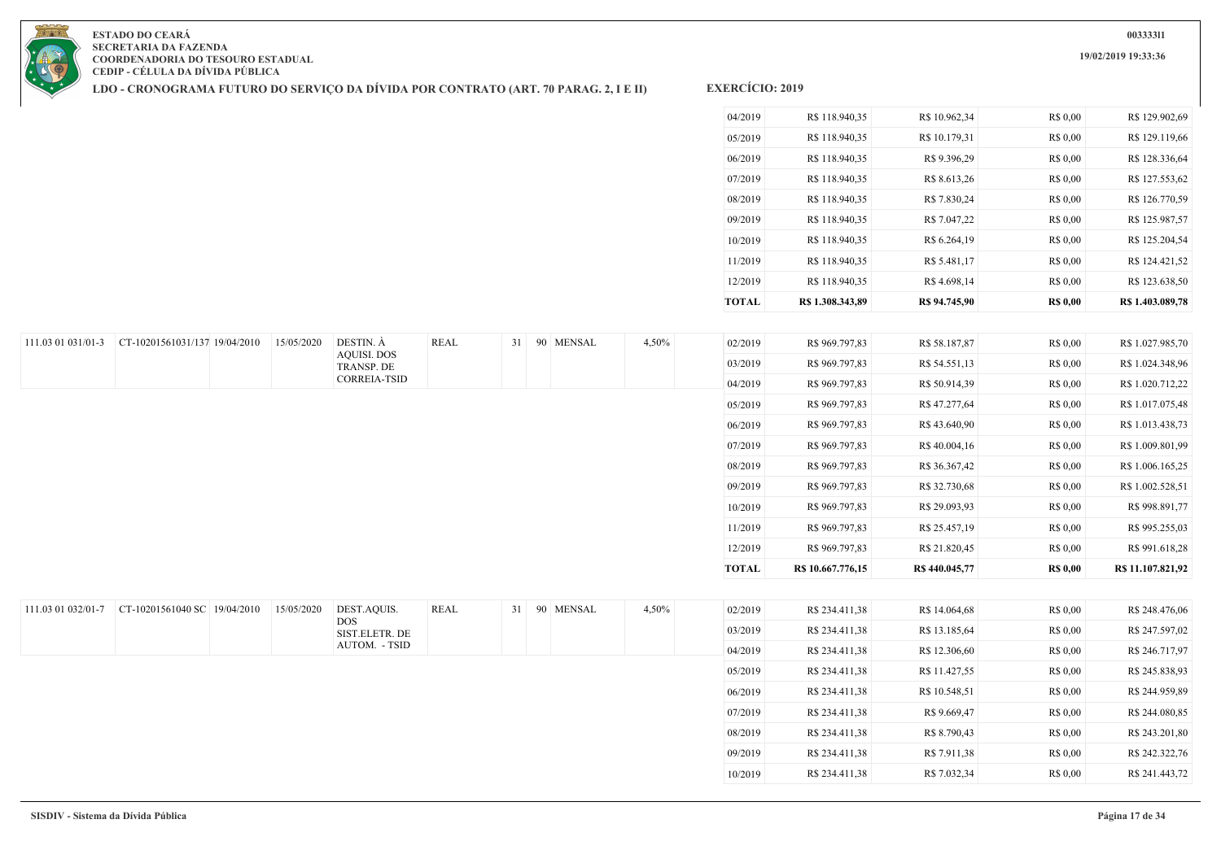**ESTADO DO CEARÁ**
**SECRETARIA DA FAZENDA**
**COORDENADORIA DO TESOURO ESTADUAL**
**CEDIP - CÉLULA DA DÍVIDA PÚBLICA**

**LDO - CRONOGRAMA FUTURO DO SERVIÇO DA DÍVIDA POR CONTRATO (ART. 70 PARAG. 2, I E II)**

**EXERCÍCIO: 2019**

00333311

19/02/2019 19:33:36

| | | | | | | | | | | | | | | |
|---|---|---|---|---|---|---|---|---|---|---|---|---|---|---|
| | | | | | | | | | | 04/2019 | R$ 118.940,35 | R$ 10.962,34 | R$ 0,00 | R$ 129.902,69 |
| | | | | | | | | | | 05/2019 | R$ 118.940,35 | R$ 10.179,31 | R$ 0,00 | R$ 129.119,66 |
| | | | | | | | | | | 06/2019 | R$ 118.940,35 | R$ 9.396,29 | R$ 0,00 | R$ 128.336,64 |
| | | | | | | | | | | 07/2019 | R$ 118.940,35 | R$ 8.613,26 | R$ 0,00 | R$ 127.553,62 |
| | | | | | | | | | | 08/2019 | R$ 118.940,35 | R$ 7.830,24 | R$ 0,00 | R$ 126.770,59 |
| | | | | | | | | | | 09/2019 | R$ 118.940,35 | R$ 7.047,22 | R$ 0,00 | R$ 125.987,57 |
| | | | | | | | | | | 10/2019 | R$ 118.940,35 | R$ 6.264,19 | R$ 0,00 | R$ 125.204,54 |
| | | | | | | | | | | 11/2019 | R$ 118.940,35 | R$ 5.481,17 | R$ 0,00 | R$ 124.421,52 |
| | | | | | | | | | | 12/2019 | R$ 118.940,35 | R$ 4.698,14 | R$ 0,00 | R$ 123.638,50 |
| | | | | | | | | | | **TOTAL** | **R$ 1.308.343,89** | **R$ 94.745,90** | **R$ 0,00** | **R$ 1.403.089,78** |
| 111.03 01 031/01-3 | CT-10201561031/137 | 19/04/2010 | 15/05/2020 | DESTIN. À AQUISI. DOS TRANSP. DE CORREIA-TSID | REAL | 31 | 90 | MENSAL | 4,50% | 02/2019 | R$ 969.797,83 | R$ 58.187,87 | R$ 0,00 | R$ 1.027.985,70 |
| | | | | | | | | | | 03/2019 | R$ 969.797,83 | R$ 54.551,13 | R$ 0,00 | R$ 1.024.348,96 |
| | | | | | | | | | | 04/2019 | R$ 969.797,83 | R$ 50.914,39 | R$ 0,00 | R$ 1.020.712,22 |
| | | | | | | | | | | 05/2019 | R$ 969.797,83 | R$ 47.277,64 | R$ 0,00 | R$ 1.017.075,48 |
| | | | | | | | | | | 06/2019 | R$ 969.797,83 | R$ 43.640,90 | R$ 0,00 | R$ 1.013.438,73 |
| | | | | | | | | | | 07/2019 | R$ 969.797,83 | R$ 40.004,16 | R$ 0,00 | R$ 1.009.801,99 |
| | | | | | | | | | | 08/2019 | R$ 969.797,83 | R$ 36.367,42 | R$ 0,00 | R$ 1.006.165,25 |
| | | | | | | | | | | 09/2019 | R$ 969.797,83 | R$ 32.730,68 | R$ 0,00 | R$ 1.002.528,51 |
| | | | | | | | | | | 10/2019 | R$ 969.797,83 | R$ 29.093,93 | R$ 0,00 | R$ 998.891,77 |
| | | | | | | | | | | 11/2019 | R$ 969.797,83 | R$ 25.457,19 | R$ 0,00 | R$ 995.255,03 |
| | | | | | | | | | | 12/2019 | R$ 969.797,83 | R$ 21.820,45 | R$ 0,00 | R$ 991.618,28 |
| | | | | | | | | | | **TOTAL** | **R$ 10.667.776,15** | **R$ 440.045,77** | **R$ 0,00** | **R$ 11.107.821,92** |
| 111.03 01 032/01-7 | CT-10201561040 SC | 19/04/2010 | 15/05/2020 | DEST.AQUIS. DOS SIST.ELETR. DE AUTOM. - TSID | REAL | 31 | 90 | MENSAL | 4,50% | 02/2019 | R$ 234.411,38 | R$ 14.064,68 | R$ 0,00 | R$ 248.476,06 |
| | | | | | | | | | | 03/2019 | R$ 234.411,38 | R$ 13.185,64 | R$ 0,00 | R$ 247.597,02 |
| | | | | | | | | | | 04/2019 | R$ 234.411,38 | R$ 12.306,60 | R$ 0,00 | R$ 246.717,97 |
| | | | | | | | | | | 05/2019 | R$ 234.411,38 | R$ 11.427,55 | R$ 0,00 | R$ 245.838,93 |
| | | | | | | | | | | 06/2019 | R$ 234.411,38 | R$ 10.548,51 | R$ 0,00 | R$ 244.959,89 |
| | | | | | | | | | | 07/2019 | R$ 234.411,38 | R$ 9.669,47 | R$ 0,00 | R$ 244.080,85 |
| | | | | | | | | | | 08/2019 | R$ 234.411,38 | R$ 8.790,43 | R$ 0,00 | R$ 243.201,80 |
| | | | | | | | | | | 09/2019 | R$ 234.411,38 | R$ 7.911,38 | R$ 0,00 | R$ 242.322,76 |
| | | | | | | | | | | 10/2019 | R$ 234.411,38 | R$ 7.032,34 | R$ 0,00 | R$ 241.443,72 |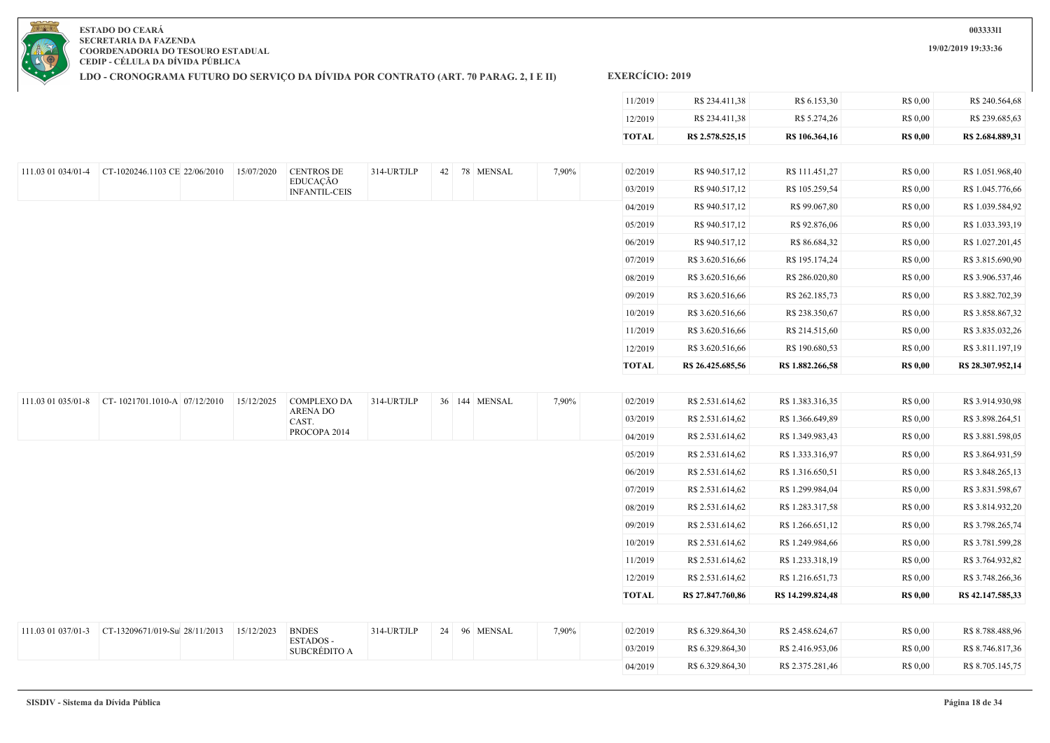ESTADO DO CEARÁ
SECRETARIA DA FAZENDA
COORDENADORIA DO TESOURO ESTADUAL
CEDIP - CÉLULA DA DÍVIDA PÚBLICA

**LDO - CRONOGRAMA FUTURO DO SERVIÇO DA DÍVIDA POR CONTRATO (ART. 70 PARAG. 2, I E II)** **EXERCÍCIO: 2019**

| | | | | | | | | | | | | | | |
|---|---|---|---|---|---|---|---|---|---|---|---|---|---|---|
| | | | | | | | | | | 11/2019 | R$ 234.411,38 | R$ 6.153,30 | R$ 0,00 | R$ 240.564,68 |
| | | | | | | | | | | 12/2019 | R$ 234.411,38 | R$ 5.274,26 | R$ 0,00 | R$ 239.685,63 |
| | | | | | | | | | | **TOTAL** | **R$ 2.578.525,15** | **R$ 106.364,16** | **R$ 0,00** | **R$ 2.684.889,31** |
| 111.03 01 034/01-4 | CT-1020246.1103 CE | 22/06/2010 | 15/07/2020 | CENTROS DE EDUCAÇÃO INFANTIL-CEIS | 314-URTJLP | 42 | 78 | MENSAL | 7,90% | 02/2019 | R$ 940.517,12 | R$ 111.451,27 | R$ 0,00 | R$ 1.051.968,40 |
| | | | | | | | | | | 03/2019 | R$ 940.517,12 | R$ 105.259,54 | R$ 0,00 | R$ 1.045.776,66 |
| | | | | | | | | | | 04/2019 | R$ 940.517,12 | R$ 99.067,80 | R$ 0,00 | R$ 1.039.584,92 |
| | | | | | | | | | | 05/2019 | R$ 940.517,12 | R$ 92.876,06 | R$ 0,00 | R$ 1.033.393,19 |
| | | | | | | | | | | 06/2019 | R$ 940.517,12 | R$ 86.684,32 | R$ 0,00 | R$ 1.027.201,45 |
| | | | | | | | | | | 07/2019 | R$ 3.620.516,66 | R$ 195.174,24 | R$ 0,00 | R$ 3.815.690,90 |
| | | | | | | | | | | 08/2019 | R$ 3.620.516,66 | R$ 286.020,80 | R$ 0,00 | R$ 3.906.537,46 |
| | | | | | | | | | | 09/2019 | R$ 3.620.516,66 | R$ 262.185,73 | R$ 0,00 | R$ 3.882.702,39 |
| | | | | | | | | | | 10/2019 | R$ 3.620.516,66 | R$ 238.350,67 | R$ 0,00 | R$ 3.858.867,32 |
| | | | | | | | | | | 11/2019 | R$ 3.620.516,66 | R$ 214.515,60 | R$ 0,00 | R$ 3.835.032,26 |
| | | | | | | | | | | 12/2019 | R$ 3.620.516,66 | R$ 190.680,53 | R$ 0,00 | R$ 3.811.197,19 |
| | | | | | | | | | | **TOTAL** | **R$ 26.425.685,56** | **R$ 1.882.266,58** | **R$ 0,00** | **R$ 28.307.952,14** |
| 111.03 01 035/01-8 | CT- 1021701.1010-A | 07/12/2010 | 15/12/2025 | COMPLEXO DA ARENA DO CAST. PROCOPA 2014 | 314-URTJLP | 36 | 144 | MENSAL | 7,90% | 02/2019 | R$ 2.531.614,62 | R$ 1.383.316,35 | R$ 0,00 | R$ 3.914.930,98 |
| | | | | | | | | | | 03/2019 | R$ 2.531.614,62 | R$ 1.366.649,89 | R$ 0,00 | R$ 3.898.264,51 |
| | | | | | | | | | | 04/2019 | R$ 2.531.614,62 | R$ 1.349.983,43 | R$ 0,00 | R$ 3.881.598,05 |
| | | | | | | | | | | 05/2019 | R$ 2.531.614,62 | R$ 1.333.316,97 | R$ 0,00 | R$ 3.864.931,59 |
| | | | | | | | | | | 06/2019 | R$ 2.531.614,62 | R$ 1.316.650,51 | R$ 0,00 | R$ 3.848.265,13 |
| | | | | | | | | | | 07/2019 | R$ 2.531.614,62 | R$ 1.299.984,04 | R$ 0,00 | R$ 3.831.598,67 |
| | | | | | | | | | | 08/2019 | R$ 2.531.614,62 | R$ 1.283.317,58 | R$ 0,00 | R$ 3.814.932,20 |
| | | | | | | | | | | 09/2019 | R$ 2.531.614,62 | R$ 1.266.651,12 | R$ 0,00 | R$ 3.798.265,74 |
| | | | | | | | | | | 10/2019 | R$ 2.531.614,62 | R$ 1.249.984,66 | R$ 0,00 | R$ 3.781.599,28 |
| | | | | | | | | | | 11/2019 | R$ 2.531.614,62 | R$ 1.233.318,19 | R$ 0,00 | R$ 3.764.932,82 |
| | | | | | | | | | | 12/2019 | R$ 2.531.614,62 | R$ 1.216.651,73 | R$ 0,00 | R$ 3.748.266,36 |
| | | | | | | | | | | **TOTAL** | **R$ 27.847.760,86** | **R$ 14.299.824,48** | **R$ 0,00** | **R$ 42.147.585,33** |
| 111.03 01 037/01-3 | CT-13209671/019-Su | 28/11/2013 | 15/12/2023 | BNDES ESTADOS - SUBCRÉDITO A | 314-URTJLP | 24 | 96 | MENSAL | 7,90% | 02/2019 | R$ 6.329.864,30 | R$ 2.458.624,67 | R$ 0,00 | R$ 8.788.488,96 |
| | | | | | | | | | | 03/2019 | R$ 6.329.864,30 | R$ 2.416.953,06 | R$ 0,00 | R$ 8.746.817,36 |
| | | | | | | | | | | 04/2019 | R$ 6.329.864,30 | R$ 2.375.281,46 | R$ 0,00 | R$ 8.705.145,75 |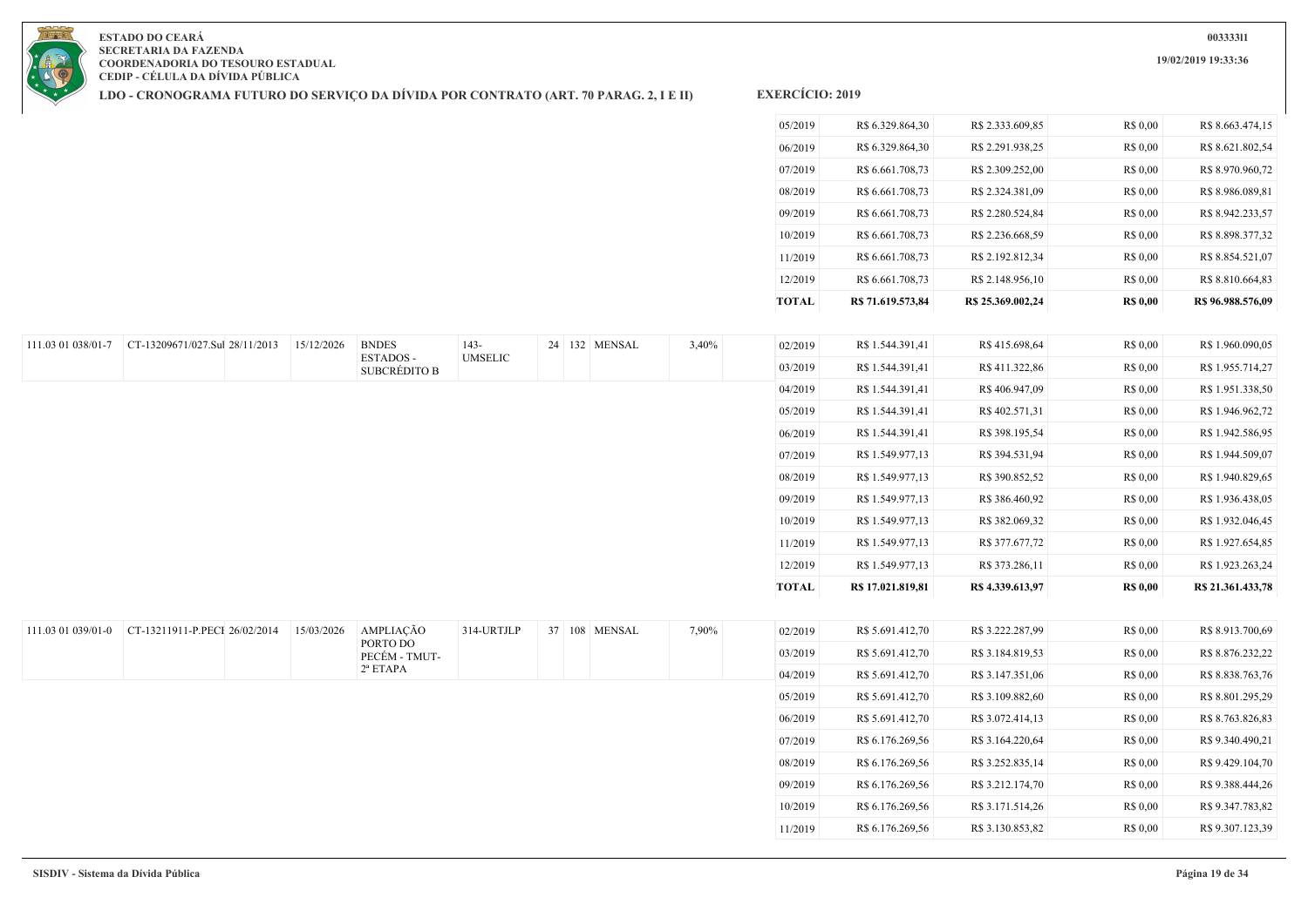**ESTADO DO CEARÁ**
**SECRETARIA DA FAZENDA**
**COORDENADORIA DO TESOURO ESTADUAL**
**CEDIP - CÉLULA DA DÍVIDA PÚBLICA**

**00333311**

**19/02/2019 19:33:36**

## LDO - CRONOGRAMA FUTURO DO SERVIÇO DA DÍVIDA POR CONTRATO (ART. 70 PARAG. 2, I E II) EXERCÍCIO: 2019

| | | | | | | | | | | | | | | |
|---|---|---|---|---|---|---|---|---|---|---|---|---|---|---|
| | | | | | | | | | | 05/2019 | R$ 6.329.864,30 | R$ 2.333.609,85 | R$ 0,00 | R$ 8.663.474,15 |
| | | | | | | | | | | 06/2019 | R$ 6.329.864,30 | R$ 2.291.938,25 | R$ 0,00 | R$ 8.621.802,54 |
| | | | | | | | | | | 07/2019 | R$ 6.661.708,73 | R$ 2.309.252,00 | R$ 0,00 | R$ 8.970.960,72 |
| | | | | | | | | | | 08/2019 | R$ 6.661.708,73 | R$ 2.324.381,09 | R$ 0,00 | R$ 8.986.089,81 |
| | | | | | | | | | | 09/2019 | R$ 6.661.708,73 | R$ 2.280.524,84 | R$ 0,00 | R$ 8.942.233,57 |
| | | | | | | | | | | 10/2019 | R$ 6.661.708,73 | R$ 2.236.668,59 | R$ 0,00 | R$ 8.898.377,32 |
| | | | | | | | | | | 11/2019 | R$ 6.661.708,73 | R$ 2.192.812,34 | R$ 0,00 | R$ 8.854.521,07 |
| | | | | | | | | | | 12/2019 | R$ 6.661.708,73 | R$ 2.148.956,10 | R$ 0,00 | R$ 8.810.664,83 |
| | | | | | | | | | | **TOTAL** | **R$ 71.619.573,84** | **R$ 25.369.002,24** | **R$ 0,00** | **R$ 96.988.576,09** |
| 111.03 01 038/01-7 | CT-13209671/027.Sul | 28/11/2013 | 15/12/2026 | BNDES ESTADOS - SUBCRÉDITO B | 143-UMSELIC | 24 | 132 | MENSAL | 3,40% | 02/2019 | R$ 1.544.391,41 | R$ 415.698,64 | R$ 0,00 | R$ 1.960.090,05 |
| | | | | | | | | | | 03/2019 | R$ 1.544.391,41 | R$ 411.322,86 | R$ 0,00 | R$ 1.955.714,27 |
| | | | | | | | | | | 04/2019 | R$ 1.544.391,41 | R$ 406.947,09 | R$ 0,00 | R$ 1.951.338,50 |
| | | | | | | | | | | 05/2019 | R$ 1.544.391,41 | R$ 402.571,31 | R$ 0,00 | R$ 1.946.962,72 |
| | | | | | | | | | | 06/2019 | R$ 1.544.391,41 | R$ 398.195,54 | R$ 0,00 | R$ 1.942.586,95 |
| | | | | | | | | | | 07/2019 | R$ 1.549.977,13 | R$ 394.531,94 | R$ 0,00 | R$ 1.944.509,07 |
| | | | | | | | | | | 08/2019 | R$ 1.549.977,13 | R$ 390.852,52 | R$ 0,00 | R$ 1.940.829,65 |
| | | | | | | | | | | 09/2019 | R$ 1.549.977,13 | R$ 386.460,92 | R$ 0,00 | R$ 1.936.438,05 |
| | | | | | | | | | | 10/2019 | R$ 1.549.977,13 | R$ 382.069,32 | R$ 0,00 | R$ 1.932.046,45 |
| | | | | | | | | | | 11/2019 | R$ 1.549.977,13 | R$ 377.677,72 | R$ 0,00 | R$ 1.927.654,85 |
| | | | | | | | | | | 12/2019 | R$ 1.549.977,13 | R$ 373.286,11 | R$ 0,00 | R$ 1.923.263,24 |
| | | | | | | | | | | **TOTAL** | **R$ 17.021.819,81** | **R$ 4.339.613,97** | **R$ 0,00** | **R$ 21.361.433,78** |
| 111.03 01 039/01-0 | CT-13211911-P.PECI | 26/02/2014 | 15/03/2026 | AMPLIAÇÃO PORTO DO PECÉM - TMUT- 2ª ETAPA | 314-URTJLP | 37 | 108 | MENSAL | 7,90% | 02/2019 | R$ 5.691.412,70 | R$ 3.222.287,99 | R$ 0,00 | R$ 8.913.700,69 |
| | | | | | | | | | | 03/2019 | R$ 5.691.412,70 | R$ 3.184.819,53 | R$ 0,00 | R$ 8.876.232,22 |
| | | | | | | | | | | 04/2019 | R$ 5.691.412,70 | R$ 3.147.351,06 | R$ 0,00 | R$ 8.838.763,76 |
| | | | | | | | | | | 05/2019 | R$ 5.691.412,70 | R$ 3.109.882,60 | R$ 0,00 | R$ 8.801.295,29 |
| | | | | | | | | | | 06/2019 | R$ 5.691.412,70 | R$ 3.072.414,13 | R$ 0,00 | R$ 8.763.826,83 |
| | | | | | | | | | | 07/2019 | R$ 6.176.269,56 | R$ 3.164.220,64 | R$ 0,00 | R$ 9.340.490,21 |
| | | | | | | | | | | 08/2019 | R$ 6.176.269,56 | R$ 3.252.835,14 | R$ 0,00 | R$ 9.429.104,70 |
| | | | | | | | | | | 09/2019 | R$ 6.176.269,56 | R$ 3.212.174,70 | R$ 0,00 | R$ 9.388.444,26 |
| | | | | | | | | | | 10/2019 | R$ 6.176.269,56 | R$ 3.171.514,26 | R$ 0,00 | R$ 9.347.783,82 |
| | | | | | | | | | | 11/2019 | R$ 6.176.269,56 | R$ 3.130.853,82 | R$ 0,00 | R$ 9.307.123,39 |

SISDIV - Sistema da Dívida Pública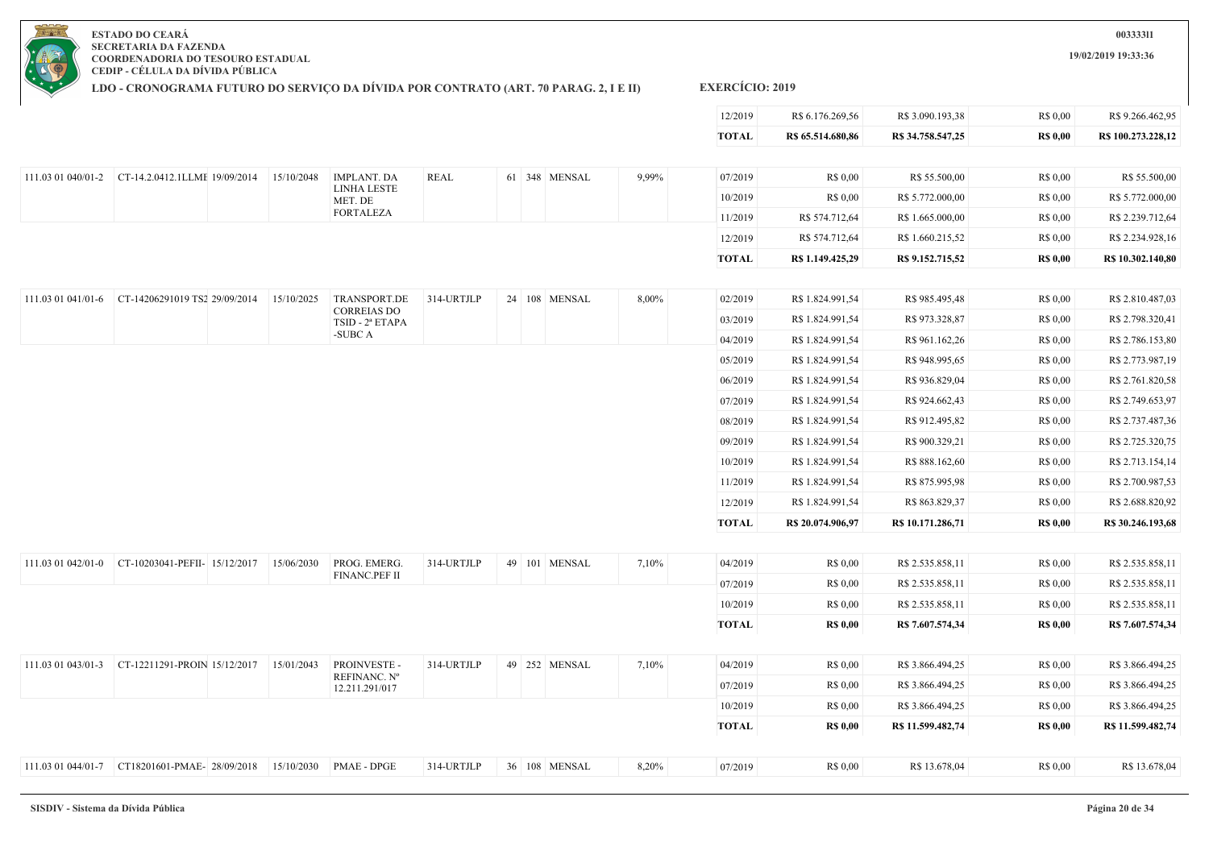**ESTADO DO CEARÁ**
**SECRETARIA DA FAZENDA**
**COORDENADORIA DO TESOURO ESTADUAL**
**CEDIP - CÉLULA DA DÍVIDA PÚBLICA**

**LDO - CRONOGRAMA FUTURO DO SERVIÇO DA DÍVIDA POR CONTRATO (ART. 70 PARAG. 2, I E II)** — **EXERCÍCIO: 2019**

| | | | | | | | | | | | | | | | |
|---|---|---|---|---|---|---|---|---|---|---|---|---|---|---|---|
| | | | | | | | | | | | 12/2019 | R$ 6.176.269,56 | R$ 3.090.193,38 | R$ 0,00 | R$ 9.266.462,95 |
| | | | | | | | | | | | **TOTAL** | **R$ 65.514.680,86** | **R$ 34.758.547,25** | **R$ 0,00** | **R$ 100.273.228,12** |
| 111.03 01 040/01-2 | CT-14.2.0412.1LLME | 19/09/2014 | 15/10/2048 | IMPLANT. DA LINHA LESTE MET. DE FORTALEZA | REAL | 61 | 348 | MENSAL | 9,99% | | 07/2019 | R$ 0,00 | R$ 55.500,00 | R$ 0,00 | R$ 55.500,00 |
| | | | | | | | | | | | 10/2019 | R$ 0,00 | R$ 5.772.000,00 | R$ 0,00 | R$ 5.772.000,00 |
| | | | | | | | | | | | 11/2019 | R$ 574.712,64 | R$ 1.665.000,00 | R$ 0,00 | R$ 2.239.712,64 |
| | | | | | | | | | | | 12/2019 | R$ 574.712,64 | R$ 1.660.215,52 | R$ 0,00 | R$ 2.234.928,16 |
| | | | | | | | | | | | **TOTAL** | **R$ 1.149.425,29** | **R$ 9.152.715,52** | **R$ 0,00** | **R$ 10.302.140,80** |
| 111.03 01 041/01-6 | CT-14206291019 TS2 | 29/09/2014 | 15/10/2025 | TRANSPORT.DE CORREIAS DO TSID - 2ª ETAPA -SUBC A | 314-URTJLP | 24 | 108 | MENSAL | 8,00% | | 02/2019 | R$ 1.824.991,54 | R$ 985.495,48 | R$ 0,00 | R$ 2.810.487,03 |
| | | | | | | | | | | | 03/2019 | R$ 1.824.991,54 | R$ 973.328,87 | R$ 0,00 | R$ 2.798.320,41 |
| | | | | | | | | | | | 04/2019 | R$ 1.824.991,54 | R$ 961.162,26 | R$ 0,00 | R$ 2.786.153,80 |
| | | | | | | | | | | | 05/2019 | R$ 1.824.991,54 | R$ 948.995,65 | R$ 0,00 | R$ 2.773.987,19 |
| | | | | | | | | | | | 06/2019 | R$ 1.824.991,54 | R$ 936.829,04 | R$ 0,00 | R$ 2.761.820,58 |
| | | | | | | | | | | | 07/2019 | R$ 1.824.991,54 | R$ 924.662,43 | R$ 0,00 | R$ 2.749.653,97 |
| | | | | | | | | | | | 08/2019 | R$ 1.824.991,54 | R$ 912.495,82 | R$ 0,00 | R$ 2.737.487,36 |
| | | | | | | | | | | | 09/2019 | R$ 1.824.991,54 | R$ 900.329,21 | R$ 0,00 | R$ 2.725.320,75 |
| | | | | | | | | | | | 10/2019 | R$ 1.824.991,54 | R$ 888.162,60 | R$ 0,00 | R$ 2.713.154,14 |
| | | | | | | | | | | | 11/2019 | R$ 1.824.991,54 | R$ 875.995,98 | R$ 0,00 | R$ 2.700.987,53 |
| | | | | | | | | | | | 12/2019 | R$ 1.824.991,54 | R$ 863.829,37 | R$ 0,00 | R$ 2.688.820,92 |
| | | | | | | | | | | | **TOTAL** | **R$ 20.074.906,97** | **R$ 10.171.286,71** | **R$ 0,00** | **R$ 30.246.193,68** |
| 111.03 01 042/01-0 | CT-10203041-PEFII- | 15/12/2017 | 15/06/2030 | PROG. EMERG. FINANC.PEF II | 314-URTJLP | 49 | 101 | MENSAL | 7,10% | | 04/2019 | R$ 0,00 | R$ 2.535.858,11 | R$ 0,00 | R$ 2.535.858,11 |
| | | | | | | | | | | | 07/2019 | R$ 0,00 | R$ 2.535.858,11 | R$ 0,00 | R$ 2.535.858,11 |
| | | | | | | | | | | | 10/2019 | R$ 0,00 | R$ 2.535.858,11 | R$ 0,00 | R$ 2.535.858,11 |
| | | | | | | | | | | | **TOTAL** | **R$ 0,00** | **R$ 7.607.574,34** | **R$ 0,00** | **R$ 7.607.574,34** |
| 111.03 01 043/01-3 | CT-12211291-PROIN | 15/12/2017 | 15/01/2043 | PROINVESTE - REFINANC. Nº 12.211.291/017 | 314-URTJLP | 49 | 252 | MENSAL | 7,10% | | 04/2019 | R$ 0,00 | R$ 3.866.494,25 | R$ 0,00 | R$ 3.866.494,25 |
| | | | | | | | | | | | 07/2019 | R$ 0,00 | R$ 3.866.494,25 | R$ 0,00 | R$ 3.866.494,25 |
| | | | | | | | | | | | 10/2019 | R$ 0,00 | R$ 3.866.494,25 | R$ 0,00 | R$ 3.866.494,25 |
| | | | | | | | | | | | **TOTAL** | **R$ 0,00** | **R$ 11.599.482,74** | **R$ 0,00** | **R$ 11.599.482,74** |
| 111.03 01 044/01-7 | CT18201601-PMAE- | 28/09/2018 | 15/10/2030 | PMAE - DPGE | 314-URTJLP | 36 | 108 | MENSAL | 8,20% | | 07/2019 | R$ 0,00 | R$ 13.678,04 | R$ 0,00 | R$ 13.678,04 |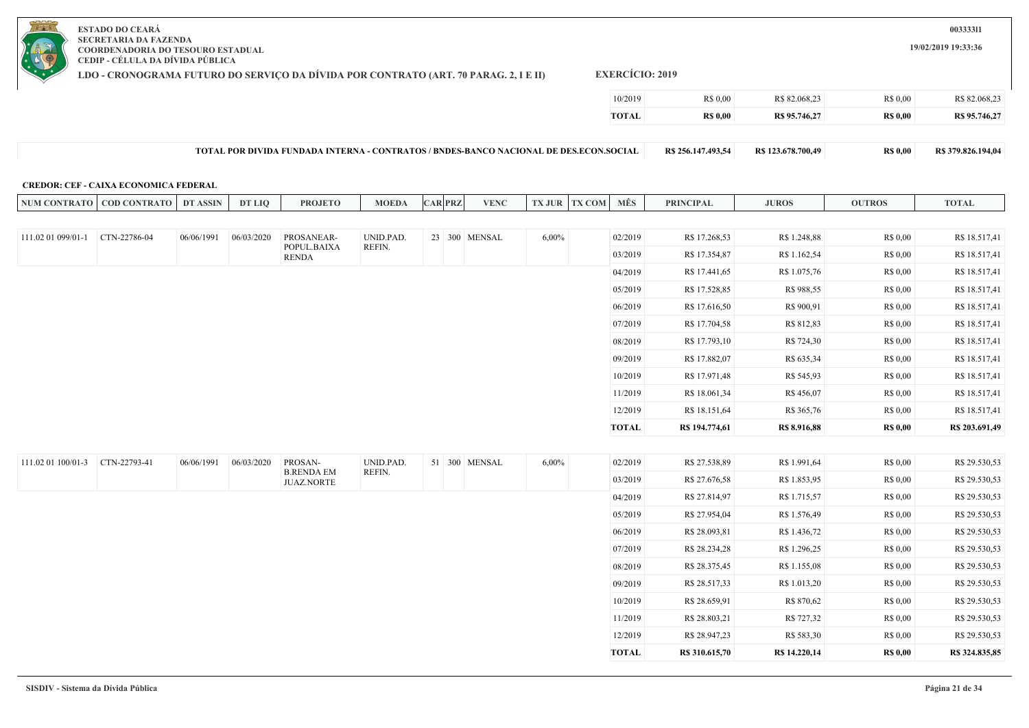**ESTADO DO CEARÁ**
**SECRETARIA DA FAZENDA**
**COORDENADORIA DO TESOURO ESTADUAL**
**CEDIP - CÉLULA DA DÍVIDA PÚBLICA**

**LDO - CRONOGRAMA FUTURO DO SERVIÇO DA DÍVIDA POR CONTRATO (ART. 70 PARAG. 2, I E II)** **EXERCÍCIO: 2019**

00333311
19/02/2019 19:33:36

| MÊS | PRINCIPAL | JUROS | OUTROS | TOTAL |
|---|---|---|---|---|
| 10/2019 | R$ 0,00 | R$ 82.068,23 | R$ 0,00 | R$ 82.068,23 |
| **TOTAL** | **R$ 0,00** | **R$ 95.746,27** | **R$ 0,00** | **R$ 95.746,27** |

| TOTAL POR DIVIDA FUNDADA INTERNA - CONTRATOS / BNDES-BANCO NACIONAL DE DES.ECON.SOCIAL | PRINCIPAL | JUROS | OUTROS | TOTAL |
|---|---|---|---|---|
| | R$ 256.147.493,54 | R$ 123.678.700,49 | R$ 0,00 | R$ 379.826.194,04 |

**CREDOR: CEF - CAIXA ECONOMICA FEDERAL**

| NUM CONTRATO | COD CONTRATO | DT ASSIN | DT LIQ | PROJETO | MOEDA | CAR | PRZ | VENC | TX JUR | TX COM | MÊS | PRINCIPAL | JUROS | OUTROS | TOTAL |
|---|---|---|---|---|---|---|---|---|---|---|---|---|---|---|---|
| 111.02 01 099/01-1 | CTN-22786-04 | 06/06/1991 | 06/03/2020 | PROSANEAR-POPUL.BAIXA RENDA | UNID.PAD. REFIN. | 23 | 300 | MENSAL | 6,00% | | 02/2019 | R$ 17.268,53 | R$ 1.248,88 | R$ 0,00 | R$ 18.517,41 |
| | | | | | | | | | | | 03/2019 | R$ 17.354,87 | R$ 1.162,54 | R$ 0,00 | R$ 18.517,41 |
| | | | | | | | | | | | 04/2019 | R$ 17.441,65 | R$ 1.075,76 | R$ 0,00 | R$ 18.517,41 |
| | | | | | | | | | | | 05/2019 | R$ 17.528,85 | R$ 988,55 | R$ 0,00 | R$ 18.517,41 |
| | | | | | | | | | | | 06/2019 | R$ 17.616,50 | R$ 900,91 | R$ 0,00 | R$ 18.517,41 |
| | | | | | | | | | | | 07/2019 | R$ 17.704,58 | R$ 812,83 | R$ 0,00 | R$ 18.517,41 |
| | | | | | | | | | | | 08/2019 | R$ 17.793,10 | R$ 724,30 | R$ 0,00 | R$ 18.517,41 |
| | | | | | | | | | | | 09/2019 | R$ 17.882,07 | R$ 635,34 | R$ 0,00 | R$ 18.517,41 |
| | | | | | | | | | | | 10/2019 | R$ 17.971,48 | R$ 545,93 | R$ 0,00 | R$ 18.517,41 |
| | | | | | | | | | | | 11/2019 | R$ 18.061,34 | R$ 456,07 | R$ 0,00 | R$ 18.517,41 |
| | | | | | | | | | | | 12/2019 | R$ 18.151,64 | R$ 365,76 | R$ 0,00 | R$ 18.517,41 |
| | | | | | | | | | | | **TOTAL** | **R$ 194.774,61** | **R$ 8.916,88** | **R$ 0,00** | **R$ 203.691,49** |
| 111.02 01 100/01-3 | CTN-22793-41 | 06/06/1991 | 06/03/2020 | PROSAN-B.RENDA EM JUAZ.NORTE | UNID.PAD. REFIN. | 51 | 300 | MENSAL | 6,00% | | 02/2019 | R$ 27.538,89 | R$ 1.991,64 | R$ 0,00 | R$ 29.530,53 |
| | | | | | | | | | | | 03/2019 | R$ 27.676,58 | R$ 1.853,95 | R$ 0,00 | R$ 29.530,53 |
| | | | | | | | | | | | 04/2019 | R$ 27.814,97 | R$ 1.715,57 | R$ 0,00 | R$ 29.530,53 |
| | | | | | | | | | | | 05/2019 | R$ 27.954,04 | R$ 1.576,49 | R$ 0,00 | R$ 29.530,53 |
| | | | | | | | | | | | 06/2019 | R$ 28.093,81 | R$ 1.436,72 | R$ 0,00 | R$ 29.530,53 |
| | | | | | | | | | | | 07/2019 | R$ 28.234,28 | R$ 1.296,25 | R$ 0,00 | R$ 29.530,53 |
| | | | | | | | | | | | 08/2019 | R$ 28.375,45 | R$ 1.155,08 | R$ 0,00 | R$ 29.530,53 |
| | | | | | | | | | | | 09/2019 | R$ 28.517,33 | R$ 1.013,20 | R$ 0,00 | R$ 29.530,53 |
| | | | | | | | | | | | 10/2019 | R$ 28.659,91 | R$ 870,62 | R$ 0,00 | R$ 29.530,53 |
| | | | | | | | | | | | 11/2019 | R$ 28.803,21 | R$ 727,32 | R$ 0,00 | R$ 29.530,53 |
| | | | | | | | | | | | 12/2019 | R$ 28.947,23 | R$ 583,30 | R$ 0,00 | R$ 29.530,53 |
| | | | | | | | | | | | **TOTAL** | **R$ 310.615,70** | **R$ 14.220,14** | **R$ 0,00** | **R$ 324.835,85** |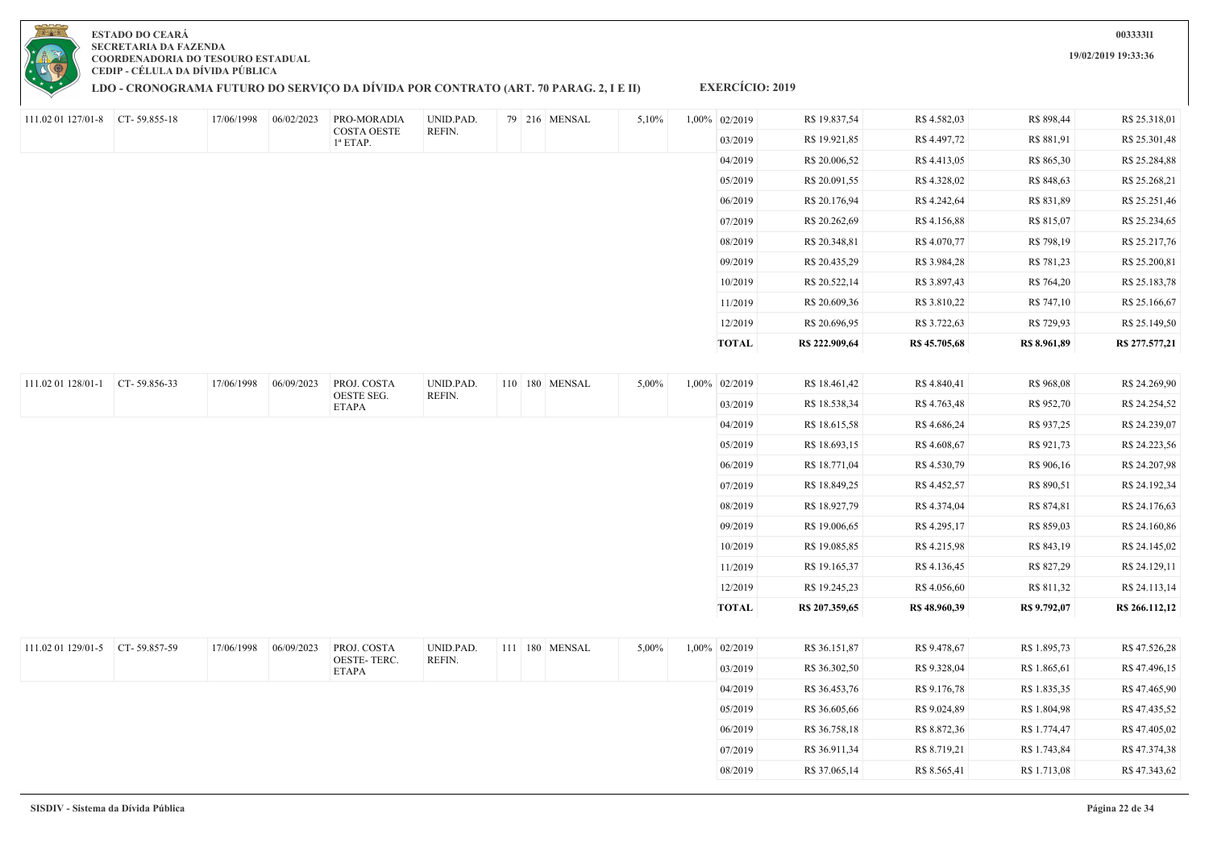**ESTADO DO CEARÁ**
**SECRETARIA DA FAZENDA**
**COORDENADORIA DO TESOURO ESTADUAL**
**CEDIP - CÉLULA DA DÍVIDA PÚBLICA**

**00333311**

**19/02/2019 19:33:36**

## LDO - CRONOGRAMA FUTURO DO SERVIÇO DA DÍVIDA POR CONTRATO (ART. 70 PARAG. 2, I E II) EXERCÍCIO: 2019

| | | | | | | | | | | | | | | | |
|---|---|---|---|---|---|---|---|---|---|---|---|---|---|---|---|
| 111.02 01 127/01-8 | CT- 59.855-18 | 17/06/1998 | 06/02/2023 | PRO-MORADIA COSTA OESTE 1ª ETAP. | UNID.PAD. REFIN. | 79 | 216 | MENSAL | 5,10% | 1,00% | 02/2019 | R$ 19.837,54 | R$ 4.582,03 | R$ 898,44 | R$ 25.318,01 |
| | | | | | | | | | | | 03/2019 | R$ 19.921,85 | R$ 4.497,72 | R$ 881,91 | R$ 25.301,48 |
| | | | | | | | | | | | 04/2019 | R$ 20.006,52 | R$ 4.413,05 | R$ 865,30 | R$ 25.284,88 |
| | | | | | | | | | | | 05/2019 | R$ 20.091,55 | R$ 4.328,02 | R$ 848,63 | R$ 25.268,21 |
| | | | | | | | | | | | 06/2019 | R$ 20.176,94 | R$ 4.242,64 | R$ 831,89 | R$ 25.251,46 |
| | | | | | | | | | | | 07/2019 | R$ 20.262,69 | R$ 4.156,88 | R$ 815,07 | R$ 25.234,65 |
| | | | | | | | | | | | 08/2019 | R$ 20.348,81 | R$ 4.070,77 | R$ 798,19 | R$ 25.217,76 |
| | | | | | | | | | | | 09/2019 | R$ 20.435,29 | R$ 3.984,28 | R$ 781,23 | R$ 25.200,81 |
| | | | | | | | | | | | 10/2019 | R$ 20.522,14 | R$ 3.897,43 | R$ 764,20 | R$ 25.183,78 |
| | | | | | | | | | | | 11/2019 | R$ 20.609,36 | R$ 3.810,22 | R$ 747,10 | R$ 25.166,67 |
| | | | | | | | | | | | 12/2019 | R$ 20.696,95 | R$ 3.722,63 | R$ 729,93 | R$ 25.149,50 |
| | | | | | | | | | | | **TOTAL** | **R$ 222.909,64** | **R$ 45.705,68** | **R$ 8.961,89** | **R$ 277.577,21** |
| 111.02 01 128/01-1 | CT- 59.856-33 | 17/06/1998 | 06/09/2023 | PROJ. COSTA OESTE SEG. ETAPA | UNID.PAD. REFIN. | 110 | 180 | MENSAL | 5,00% | 1,00% | 02/2019 | R$ 18.461,42 | R$ 4.840,41 | R$ 968,08 | R$ 24.269,90 |
| | | | | | | | | | | | 03/2019 | R$ 18.538,34 | R$ 4.763,48 | R$ 952,70 | R$ 24.254,52 |
| | | | | | | | | | | | 04/2019 | R$ 18.615,58 | R$ 4.686,24 | R$ 937,25 | R$ 24.239,07 |
| | | | | | | | | | | | 05/2019 | R$ 18.693,15 | R$ 4.608,67 | R$ 921,73 | R$ 24.223,56 |
| | | | | | | | | | | | 06/2019 | R$ 18.771,04 | R$ 4.530,79 | R$ 906,16 | R$ 24.207,98 |
| | | | | | | | | | | | 07/2019 | R$ 18.849,25 | R$ 4.452,57 | R$ 890,51 | R$ 24.192,34 |
| | | | | | | | | | | | 08/2019 | R$ 18.927,79 | R$ 4.374,04 | R$ 874,81 | R$ 24.176,63 |
| | | | | | | | | | | | 09/2019 | R$ 19.006,65 | R$ 4.295,17 | R$ 859,03 | R$ 24.160,86 |
| | | | | | | | | | | | 10/2019 | R$ 19.085,85 | R$ 4.215,98 | R$ 843,19 | R$ 24.145,02 |
| | | | | | | | | | | | 11/2019 | R$ 19.165,37 | R$ 4.136,45 | R$ 827,29 | R$ 24.129,11 |
| | | | | | | | | | | | 12/2019 | R$ 19.245,23 | R$ 4.056,60 | R$ 811,32 | R$ 24.113,14 |
| | | | | | | | | | | | **TOTAL** | **R$ 207.359,65** | **R$ 48.960,39** | **R$ 9.792,07** | **R$ 266.112,12** |
| 111.02 01 129/01-5 | CT- 59.857-59 | 17/06/1998 | 06/09/2023 | PROJ. COSTA OESTE- TERC. ETAPA | UNID.PAD. REFIN. | 111 | 180 | MENSAL | 5,00% | 1,00% | 02/2019 | R$ 36.151,87 | R$ 9.478,67 | R$ 1.895,73 | R$ 47.526,28 |
| | | | | | | | | | | | 03/2019 | R$ 36.302,50 | R$ 9.328,04 | R$ 1.865,61 | R$ 47.496,15 |
| | | | | | | | | | | | 04/2019 | R$ 36.453,76 | R$ 9.176,78 | R$ 1.835,35 | R$ 47.465,90 |
| | | | | | | | | | | | 05/2019 | R$ 36.605,66 | R$ 9.024,89 | R$ 1.804,98 | R$ 47.435,52 |
| | | | | | | | | | | | 06/2019 | R$ 36.758,18 | R$ 8.872,36 | R$ 1.774,47 | R$ 47.405,02 |
| | | | | | | | | | | | 07/2019 | R$ 36.911,34 | R$ 8.719,21 | R$ 1.743,84 | R$ 47.374,38 |
| | | | | | | | | | | | 08/2019 | R$ 37.065,14 | R$ 8.565,41 | R$ 1.713,08 | R$ 47.343,62 |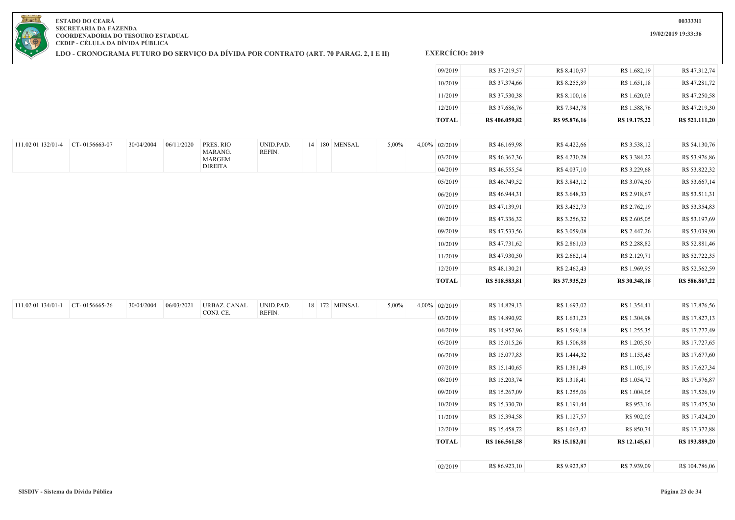**ESTADO DO CEARÁ**
**SECRETARIA DA FAZENDA**
**COORDENADORIA DO TESOURO ESTADUAL**
**CEDIP - CÉLULA DA DÍVIDA PÚBLICA**

**LDO - CRONOGRAMA FUTURO DO SERVIÇO DA DÍVIDA POR CONTRATO (ART. 70 PARAG. 2, I E II)**

**EXERCÍCIO: 2019**

0033331I

19/02/2019 19:33:36

| | | | | | | | | | | | | | | | |
|---|---|---|---|---|---|---|---|---|---|---|---|---|---|---|---|
| | | | | | | | | | | 09/2019 | R$ 37.219,57 | R$ 8.410,97 | R$ 1.682,19 | R$ 47.312,74 |
| | | | | | | | | | | 10/2019 | R$ 37.374,66 | R$ 8.255,89 | R$ 1.651,18 | R$ 47.281,72 |
| | | | | | | | | | | 11/2019 | R$ 37.530,38 | R$ 8.100,16 | R$ 1.620,03 | R$ 47.250,58 |
| | | | | | | | | | | 12/2019 | R$ 37.686,76 | R$ 7.943,78 | R$ 1.588,76 | R$ 47.219,30 |
| | | | | | | | | | | **TOTAL** | **R$ 406.059,82** | **R$ 95.876,16** | **R$ 19.175,22** | **R$ 521.111,20** |
| 111.02 01 132/01-4 | CT- 0156663-07 | 30/04/2004 | 06/11/2020 | PRES. RIO MARANG. MARGEM DIREITA | UNID.PAD. REFIN. | 14 | 180 | MENSAL | 5,00% | 4,00% 02/2019 | R$ 46.169,98 | R$ 4.422,66 | R$ 3.538,12 | R$ 54.130,76 |
| | | | | | | | | | | 03/2019 | R$ 46.362,36 | R$ 4.230,28 | R$ 3.384,22 | R$ 53.976,86 |
| | | | | | | | | | | 04/2019 | R$ 46.555,54 | R$ 4.037,10 | R$ 3.229,68 | R$ 53.822,32 |
| | | | | | | | | | | 05/2019 | R$ 46.749,52 | R$ 3.843,12 | R$ 3.074,50 | R$ 53.667,14 |
| | | | | | | | | | | 06/2019 | R$ 46.944,31 | R$ 3.648,33 | R$ 2.918,67 | R$ 53.511,31 |
| | | | | | | | | | | 07/2019 | R$ 47.139,91 | R$ 3.452,73 | R$ 2.762,19 | R$ 53.354,83 |
| | | | | | | | | | | 08/2019 | R$ 47.336,32 | R$ 3.256,32 | R$ 2.605,05 | R$ 53.197,69 |
| | | | | | | | | | | 09/2019 | R$ 47.533,56 | R$ 3.059,08 | R$ 2.447,26 | R$ 53.039,90 |
| | | | | | | | | | | 10/2019 | R$ 47.731,62 | R$ 2.861,03 | R$ 2.288,82 | R$ 52.881,46 |
| | | | | | | | | | | 11/2019 | R$ 47.930,50 | R$ 2.662,14 | R$ 2.129,71 | R$ 52.722,35 |
| | | | | | | | | | | 12/2019 | R$ 48.130,21 | R$ 2.462,43 | R$ 1.969,95 | R$ 52.562,59 |
| | | | | | | | | | | **TOTAL** | **R$ 518.583,81** | **R$ 37.935,23** | **R$ 30.348,18** | **R$ 586.867,22** |
| 111.02 01 134/01-1 | CT- 0156665-26 | 30/04/2004 | 06/03/2021 | URBAZ. CANAL CONJ. CE. | UNID.PAD. REFIN. | 18 | 172 | MENSAL | 5,00% | 4,00% 02/2019 | R$ 14.829,13 | R$ 1.693,02 | R$ 1.354,41 | R$ 17.876,56 |
| | | | | | | | | | | 03/2019 | R$ 14.890,92 | R$ 1.631,23 | R$ 1.304,98 | R$ 17.827,13 |
| | | | | | | | | | | 04/2019 | R$ 14.952,96 | R$ 1.569,18 | R$ 1.255,35 | R$ 17.777,49 |
| | | | | | | | | | | 05/2019 | R$ 15.015,26 | R$ 1.506,88 | R$ 1.205,50 | R$ 17.727,65 |
| | | | | | | | | | | 06/2019 | R$ 15.077,83 | R$ 1.444,32 | R$ 1.155,45 | R$ 17.677,60 |
| | | | | | | | | | | 07/2019 | R$ 15.140,65 | R$ 1.381,49 | R$ 1.105,19 | R$ 17.627,34 |
| | | | | | | | | | | 08/2019 | R$ 15.203,74 | R$ 1.318,41 | R$ 1.054,72 | R$ 17.576,87 |
| | | | | | | | | | | 09/2019 | R$ 15.267,09 | R$ 1.255,06 | R$ 1.004,05 | R$ 17.526,19 |
| | | | | | | | | | | 10/2019 | R$ 15.330,70 | R$ 1.191,44 | R$ 953,16 | R$ 17.475,30 |
| | | | | | | | | | | 11/2019 | R$ 15.394,58 | R$ 1.127,57 | R$ 902,05 | R$ 17.424,20 |
| | | | | | | | | | | 12/2019 | R$ 15.458,72 | R$ 1.063,42 | R$ 850,74 | R$ 17.372,88 |
| | | | | | | | | | | **TOTAL** | **R$ 166.561,58** | **R$ 15.182,01** | **R$ 12.145,61** | **R$ 193.889,20** |
| | | | | | | | | | | 02/2019 | R$ 86.923,10 | R$ 9.923,87 | R$ 7.939,09 | R$ 104.786,06 |

SISDIV - Sistema da Dívida Pública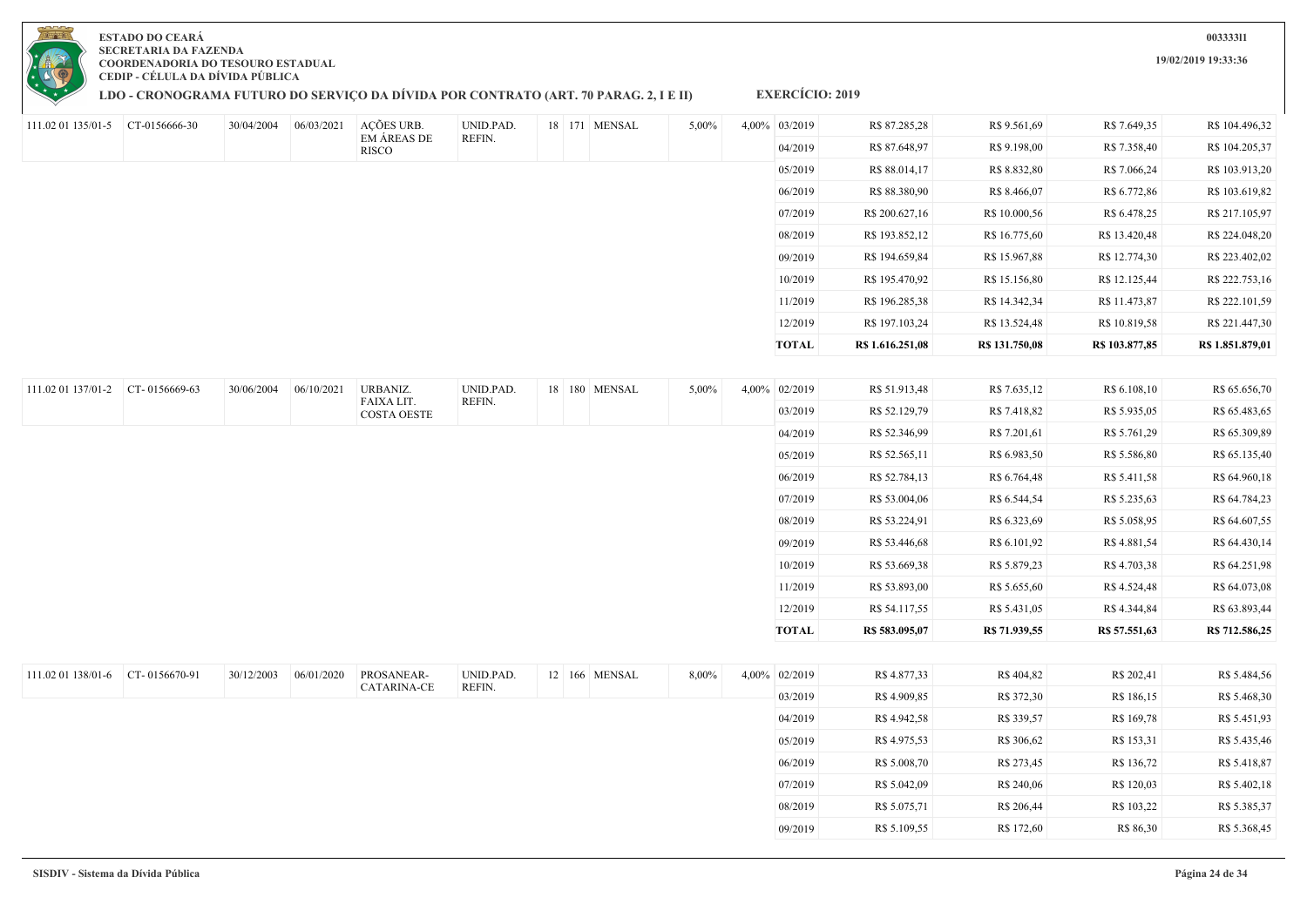**ESTADO DO CEARÁ**
**SECRETARIA DA FAZENDA**
**COORDENADORIA DO TESOURO ESTADUAL**
**CEDIP - CÉLULA DA DÍVIDA PÚBLICA**

**00333311**

**19/02/2019 19:33:36**

## LDO - CRONOGRAMA FUTURO DO SERVIÇO DA DÍVIDA POR CONTRATO (ART. 70 PARAG. 2, I E II) — EXERCÍCIO: 2019

| | | | | | | | | | | | | | | | |
|---|---|---|---|---|---|---|---|---|---|---|---|---|---|---|---|
| 111.02 01 135/01-5 | CT-0156666-30 | 30/04/2004 | 06/03/2021 | AÇÕES URB. EM ÁREAS DE RISCO | UNID.PAD. REFIN. | 18 | 171 | MENSAL | 5,00% | 4,00% | 03/2019 | R$ 87.285,28 | R$ 9.561,69 | R$ 7.649,35 | R$ 104.496,32 |
| | | | | | | | | | | | 04/2019 | R$ 87.648,97 | R$ 9.198,00 | R$ 7.358,40 | R$ 104.205,37 |
| | | | | | | | | | | | 05/2019 | R$ 88.014,17 | R$ 8.832,80 | R$ 7.066,24 | R$ 103.913,20 |
| | | | | | | | | | | | 06/2019 | R$ 88.380,90 | R$ 8.466,07 | R$ 6.772,86 | R$ 103.619,82 |
| | | | | | | | | | | | 07/2019 | R$ 200.627,16 | R$ 10.000,56 | R$ 6.478,25 | R$ 217.105,97 |
| | | | | | | | | | | | 08/2019 | R$ 193.852,12 | R$ 16.775,60 | R$ 13.420,48 | R$ 224.048,20 |
| | | | | | | | | | | | 09/2019 | R$ 194.659,84 | R$ 15.967,88 | R$ 12.774,30 | R$ 223.402,02 |
| | | | | | | | | | | | 10/2019 | R$ 195.470,92 | R$ 15.156,80 | R$ 12.125,44 | R$ 222.753,16 |
| | | | | | | | | | | | 11/2019 | R$ 196.285,38 | R$ 14.342,34 | R$ 11.473,87 | R$ 222.101,59 |
| | | | | | | | | | | | 12/2019 | R$ 197.103,24 | R$ 13.524,48 | R$ 10.819,58 | R$ 221.447,30 |
| | | | | | | | | | | | **TOTAL** | **R$ 1.616.251,08** | **R$ 131.750,08** | **R$ 103.877,85** | **R$ 1.851.879,01** |

| | | | | | | | | | | | | | | | |
|---|---|---|---|---|---|---|---|---|---|---|---|---|---|---|---|
| 111.02 01 137/01-2 | CT- 0156669-63 | 30/06/2004 | 06/10/2021 | URBANIZ. FAIXA LIT. COSTA OESTE | UNID.PAD. REFIN. | 18 | 180 | MENSAL | 5,00% | 4,00% | 02/2019 | R$ 51.913,48 | R$ 7.635,12 | R$ 6.108,10 | R$ 65.656,70 |
| | | | | | | | | | | | 03/2019 | R$ 52.129,79 | R$ 7.418,82 | R$ 5.935,05 | R$ 65.483,65 |
| | | | | | | | | | | | 04/2019 | R$ 52.346,99 | R$ 7.201,61 | R$ 5.761,29 | R$ 65.309,89 |
| | | | | | | | | | | | 05/2019 | R$ 52.565,11 | R$ 6.983,50 | R$ 5.586,80 | R$ 65.135,40 |
| | | | | | | | | | | | 06/2019 | R$ 52.784,13 | R$ 6.764,48 | R$ 5.411,58 | R$ 64.960,18 |
| | | | | | | | | | | | 07/2019 | R$ 53.004,06 | R$ 6.544,54 | R$ 5.235,63 | R$ 64.784,23 |
| | | | | | | | | | | | 08/2019 | R$ 53.224,91 | R$ 6.323,69 | R$ 5.058,95 | R$ 64.607,55 |
| | | | | | | | | | | | 09/2019 | R$ 53.446,68 | R$ 6.101,92 | R$ 4.881,54 | R$ 64.430,14 |
| | | | | | | | | | | | 10/2019 | R$ 53.669,38 | R$ 5.879,23 | R$ 4.703,38 | R$ 64.251,98 |
| | | | | | | | | | | | 11/2019 | R$ 53.893,00 | R$ 5.655,60 | R$ 4.524,48 | R$ 64.073,08 |
| | | | | | | | | | | | 12/2019 | R$ 54.117,55 | R$ 5.431,05 | R$ 4.344,84 | R$ 63.893,44 |
| | | | | | | | | | | | **TOTAL** | **R$ 583.095,07** | **R$ 71.939,55** | **R$ 57.551,63** | **R$ 712.586,25** |

| | | | | | | | | | | | | | | | |
|---|---|---|---|---|---|---|---|---|---|---|---|---|---|---|---|
| 111.02 01 138/01-6 | CT- 0156670-91 | 30/12/2003 | 06/01/2020 | PROSANEAR-CATARINA-CE | UNID.PAD. REFIN. | 12 | 166 | MENSAL | 8,00% | 4,00% | 02/2019 | R$ 4.877,33 | R$ 404,82 | R$ 202,41 | R$ 5.484,56 |
| | | | | | | | | | | | 03/2019 | R$ 4.909,85 | R$ 372,30 | R$ 186,15 | R$ 5.468,30 |
| | | | | | | | | | | | 04/2019 | R$ 4.942,58 | R$ 339,57 | R$ 169,78 | R$ 5.451,93 |
| | | | | | | | | | | | 05/2019 | R$ 4.975,53 | R$ 306,62 | R$ 153,31 | R$ 5.435,46 |
| | | | | | | | | | | | 06/2019 | R$ 5.008,70 | R$ 273,45 | R$ 136,72 | R$ 5.418,87 |
| | | | | | | | | | | | 07/2019 | R$ 5.042,09 | R$ 240,06 | R$ 120,03 | R$ 5.402,18 |
| | | | | | | | | | | | 08/2019 | R$ 5.075,71 | R$ 206,44 | R$ 103,22 | R$ 5.385,37 |
| | | | | | | | | | | | 09/2019 | R$ 5.109,55 | R$ 172,60 | R$ 86,30 | R$ 5.368,45 |

SISDIV - Sistema da Dívida Pública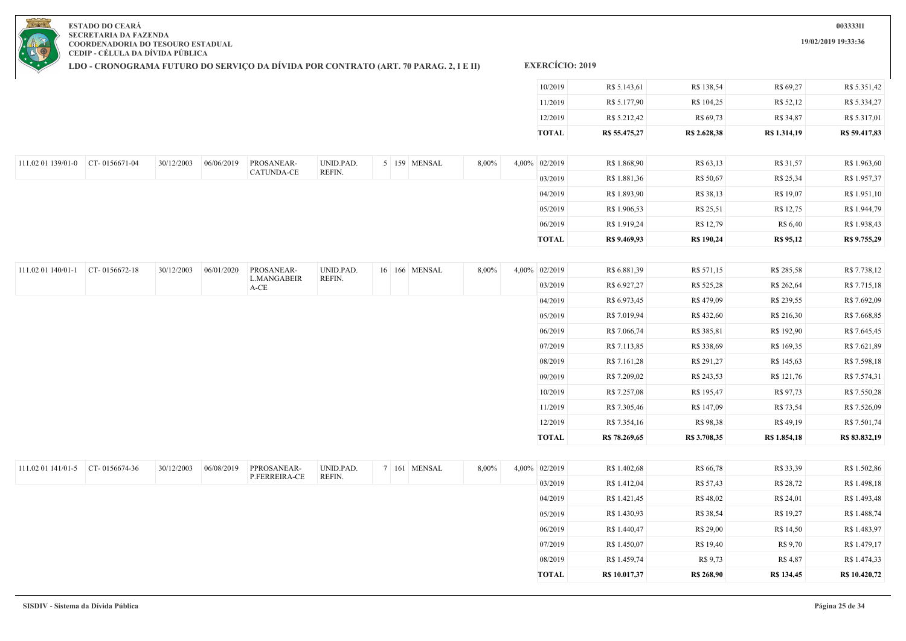ESTADO DO CEARÁ
SECRETARIA DA FAZENDA
COORDENADORIA DO TESOURO ESTADUAL
CEDIP - CÉLULA DA DÍVIDA PÚBLICA

**LDO - CRONOGRAMA FUTURO DO SERVIÇO DA DÍVIDA POR CONTRATO (ART. 70 PARAG. 2, I E II)**

**EXERCÍCIO: 2019**

| | | | | | | | | | | | | | | | |
|---|---|---|---|---|---|---|---|---|---|---|---|---|---|---|---|
| | | | | | | | | | | 10/2019 | R$ 5.143,61 | R$ 138,54 | R$ 69,27 | R$ 5.351,42 |
| | | | | | | | | | | 11/2019 | R$ 5.177,90 | R$ 104,25 | R$ 52,12 | R$ 5.334,27 |
| | | | | | | | | | | 12/2019 | R$ 5.212,42 | R$ 69,73 | R$ 34,87 | R$ 5.317,01 |
| | | | | | | | | | | **TOTAL** | **R$ 55.475,27** | **R$ 2.628,38** | **R$ 1.314,19** | **R$ 59.417,83** |
| 111.02 01 139/01-0 | CT- 0156671-04 | 30/12/2003 | 06/06/2019 | PROSANEAR-CATUNDA-CE | UNID.PAD. REFIN. | 5 | 159 | MENSAL | 8,00% | 4,00% | 02/2019 | R$ 1.868,90 | R$ 63,13 | R$ 31,57 | R$ 1.963,60 |
| | | | | | | | | | | | 03/2019 | R$ 1.881,36 | R$ 50,67 | R$ 25,34 | R$ 1.957,37 |
| | | | | | | | | | | | 04/2019 | R$ 1.893,90 | R$ 38,13 | R$ 19,07 | R$ 1.951,10 |
| | | | | | | | | | | | 05/2019 | R$ 1.906,53 | R$ 25,51 | R$ 12,75 | R$ 1.944,79 |
| | | | | | | | | | | | 06/2019 | R$ 1.919,24 | R$ 12,79 | R$ 6,40 | R$ 1.938,43 |
| | | | | | | | | | | | **TOTAL** | **R$ 9.469,93** | **R$ 190,24** | **R$ 95,12** | **R$ 9.755,29** |
| 111.02 01 140/01-1 | CT- 0156672-18 | 30/12/2003 | 06/01/2020 | PROSANEAR-L.MANGABEIRA-CE | UNID.PAD. REFIN. | 16 | 166 | MENSAL | 8,00% | 4,00% | 02/2019 | R$ 6.881,39 | R$ 571,15 | R$ 285,58 | R$ 7.738,12 |
| | | | | | | | | | | | 03/2019 | R$ 6.927,27 | R$ 525,28 | R$ 262,64 | R$ 7.715,18 |
| | | | | | | | | | | | 04/2019 | R$ 6.973,45 | R$ 479,09 | R$ 239,55 | R$ 7.692,09 |
| | | | | | | | | | | | 05/2019 | R$ 7.019,94 | R$ 432,60 | R$ 216,30 | R$ 7.668,85 |
| | | | | | | | | | | | 06/2019 | R$ 7.066,74 | R$ 385,81 | R$ 192,90 | R$ 7.645,45 |
| | | | | | | | | | | | 07/2019 | R$ 7.113,85 | R$ 338,69 | R$ 169,35 | R$ 7.621,89 |
| | | | | | | | | | | | 08/2019 | R$ 7.161,28 | R$ 291,27 | R$ 145,63 | R$ 7.598,18 |
| | | | | | | | | | | | 09/2019 | R$ 7.209,02 | R$ 243,53 | R$ 121,76 | R$ 7.574,31 |
| | | | | | | | | | | | 10/2019 | R$ 7.257,08 | R$ 195,47 | R$ 97,73 | R$ 7.550,28 |
| | | | | | | | | | | | 11/2019 | R$ 7.305,46 | R$ 147,09 | R$ 73,54 | R$ 7.526,09 |
| | | | | | | | | | | | 12/2019 | R$ 7.354,16 | R$ 98,38 | R$ 49,19 | R$ 7.501,74 |
| | | | | | | | | | | | **TOTAL** | **R$ 78.269,65** | **R$ 3.708,35** | **R$ 1.854,18** | **R$ 83.832,19** |
| 111.02 01 141/01-5 | CT- 0156674-36 | 30/12/2003 | 06/08/2019 | PPROSANEAR-P.FERREIRA-CE | UNID.PAD. REFIN. | 7 | 161 | MENSAL | 8,00% | 4,00% | 02/2019 | R$ 1.402,68 | R$ 66,78 | R$ 33,39 | R$ 1.502,86 |
| | | | | | | | | | | | 03/2019 | R$ 1.412,04 | R$ 57,43 | R$ 28,72 | R$ 1.498,18 |
| | | | | | | | | | | | 04/2019 | R$ 1.421,45 | R$ 48,02 | R$ 24,01 | R$ 1.493,48 |
| | | | | | | | | | | | 05/2019 | R$ 1.430,93 | R$ 38,54 | R$ 19,27 | R$ 1.488,74 |
| | | | | | | | | | | | 06/2019 | R$ 1.440,47 | R$ 29,00 | R$ 14,50 | R$ 1.483,97 |
| | | | | | | | | | | | 07/2019 | R$ 1.450,07 | R$ 19,40 | R$ 9,70 | R$ 1.479,17 |
| | | | | | | | | | | | 08/2019 | R$ 1.459,74 | R$ 9,73 | R$ 4,87 | R$ 1.474,33 |
| | | | | | | | | | | | **TOTAL** | **R$ 10.017,37** | **R$ 268,90** | **R$ 134,45** | **R$ 10.420,72** |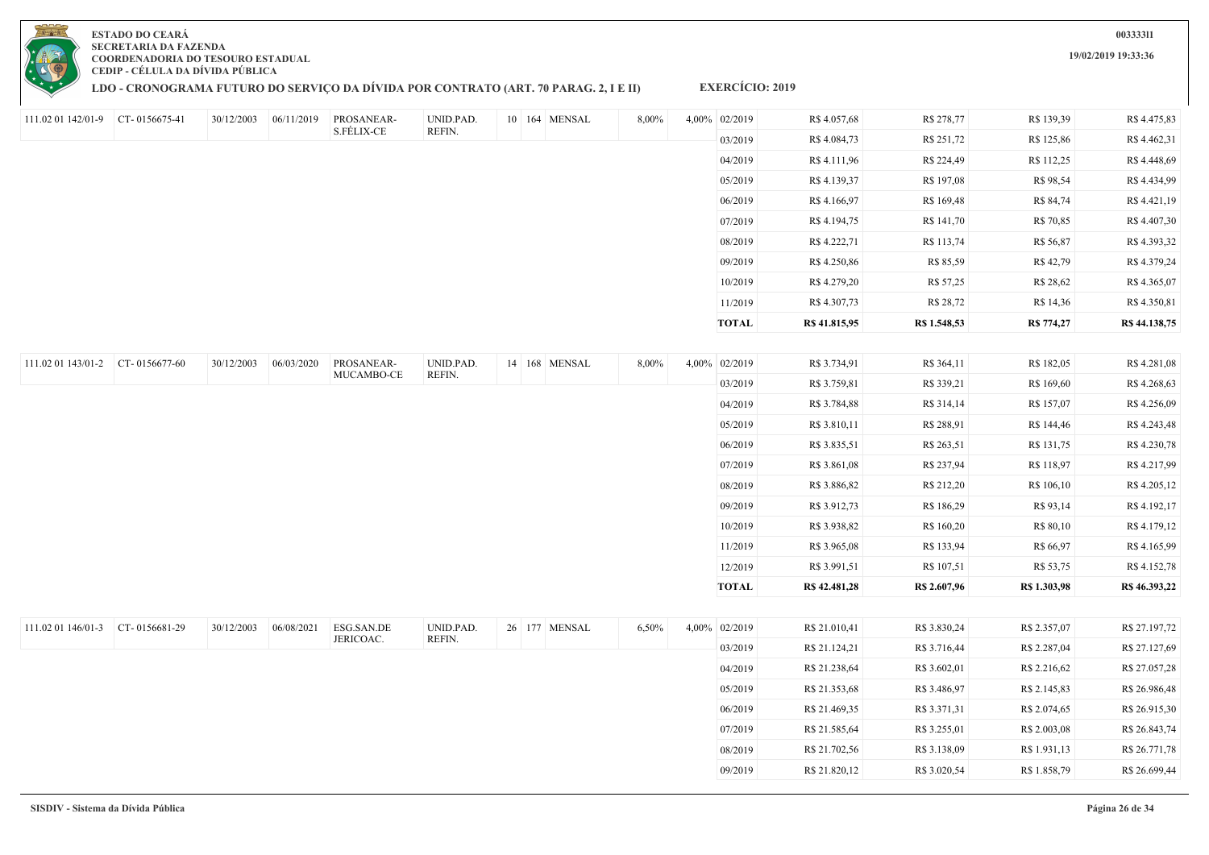**ESTADO DO CEARÁ**
**SECRETARIA DA FAZENDA**
**COORDENADORIA DO TESOURO ESTADUAL**
**CEDIP - CÉLULA DA DÍVIDA PÚBLICA**

**LDO - CRONOGRAMA FUTURO DO SERVIÇO DA DÍVIDA POR CONTRATO (ART. 70 PARAG. 2, I E II)** **EXERCÍCIO: 2019**

00333311
19/02/2019 19:33:36

| | | | | | | | | | | | | | | | |
|---|---|---|---|---|---|---|---|---|---|---|---|---|---|---|---|
| 111.02 01 142/01-9 | CT- 0156675-41 | 30/12/2003 | 06/11/2019 | PROSANEAR-S.FÉLIX-CE | UNID.PAD. REFIN. | 10 | 164 | MENSAL | 8,00% | 4,00% | 02/2019 | R$ 4.057,68 | R$ 278,77 | R$ 139,39 | R$ 4.475,83 |
| | | | | | | | | | | | 03/2019 | R$ 4.084,73 | R$ 251,72 | R$ 125,86 | R$ 4.462,31 |
| | | | | | | | | | | | 04/2019 | R$ 4.111,96 | R$ 224,49 | R$ 112,25 | R$ 4.448,69 |
| | | | | | | | | | | | 05/2019 | R$ 4.139,37 | R$ 197,08 | R$ 98,54 | R$ 4.434,99 |
| | | | | | | | | | | | 06/2019 | R$ 4.166,97 | R$ 169,48 | R$ 84,74 | R$ 4.421,19 |
| | | | | | | | | | | | 07/2019 | R$ 4.194,75 | R$ 141,70 | R$ 70,85 | R$ 4.407,30 |
| | | | | | | | | | | | 08/2019 | R$ 4.222,71 | R$ 113,74 | R$ 56,87 | R$ 4.393,32 |
| | | | | | | | | | | | 09/2019 | R$ 4.250,86 | R$ 85,59 | R$ 42,79 | R$ 4.379,24 |
| | | | | | | | | | | | 10/2019 | R$ 4.279,20 | R$ 57,25 | R$ 28,62 | R$ 4.365,07 |
| | | | | | | | | | | | 11/2019 | R$ 4.307,73 | R$ 28,72 | R$ 14,36 | R$ 4.350,81 |
| | | | | | | | | | | | **TOTAL** | **R$ 41.815,95** | **R$ 1.548,53** | **R$ 774,27** | **R$ 44.138,75** |
| 111.02 01 143/01-2 | CT- 0156677-60 | 30/12/2003 | 06/03/2020 | PROSANEAR-MUCAMBO-CE | UNID.PAD. REFIN. | 14 | 168 | MENSAL | 8,00% | 4,00% | 02/2019 | R$ 3.734,91 | R$ 364,11 | R$ 182,05 | R$ 4.281,08 |
| | | | | | | | | | | | 03/2019 | R$ 3.759,81 | R$ 339,21 | R$ 169,60 | R$ 4.268,63 |
| | | | | | | | | | | | 04/2019 | R$ 3.784,88 | R$ 314,14 | R$ 157,07 | R$ 4.256,09 |
| | | | | | | | | | | | 05/2019 | R$ 3.810,11 | R$ 288,91 | R$ 144,46 | R$ 4.243,48 |
| | | | | | | | | | | | 06/2019 | R$ 3.835,51 | R$ 263,51 | R$ 131,75 | R$ 4.230,78 |
| | | | | | | | | | | | 07/2019 | R$ 3.861,08 | R$ 237,94 | R$ 118,97 | R$ 4.217,99 |
| | | | | | | | | | | | 08/2019 | R$ 3.886,82 | R$ 212,20 | R$ 106,10 | R$ 4.205,12 |
| | | | | | | | | | | | 09/2019 | R$ 3.912,73 | R$ 186,29 | R$ 93,14 | R$ 4.192,17 |
| | | | | | | | | | | | 10/2019 | R$ 3.938,82 | R$ 160,20 | R$ 80,10 | R$ 4.179,12 |
| | | | | | | | | | | | 11/2019 | R$ 3.965,08 | R$ 133,94 | R$ 66,97 | R$ 4.165,99 |
| | | | | | | | | | | | 12/2019 | R$ 3.991,51 | R$ 107,51 | R$ 53,75 | R$ 4.152,78 |
| | | | | | | | | | | | **TOTAL** | **R$ 42.481,28** | **R$ 2.607,96** | **R$ 1.303,98** | **R$ 46.393,22** |
| 111.02 01 146/01-3 | CT- 0156681-29 | 30/12/2003 | 06/08/2021 | ESG.SAN.DE JERICOAC. | UNID.PAD. REFIN. | 26 | 177 | MENSAL | 6,50% | 4,00% | 02/2019 | R$ 21.010,41 | R$ 3.830,24 | R$ 2.357,07 | R$ 27.197,72 |
| | | | | | | | | | | | 03/2019 | R$ 21.124,21 | R$ 3.716,44 | R$ 2.287,04 | R$ 27.127,69 |
| | | | | | | | | | | | 04/2019 | R$ 21.238,64 | R$ 3.602,01 | R$ 2.216,62 | R$ 27.057,28 |
| | | | | | | | | | | | 05/2019 | R$ 21.353,68 | R$ 3.486,97 | R$ 2.145,83 | R$ 26.986,48 |
| | | | | | | | | | | | 06/2019 | R$ 21.469,35 | R$ 3.371,31 | R$ 2.074,65 | R$ 26.915,30 |
| | | | | | | | | | | | 07/2019 | R$ 21.585,64 | R$ 3.255,01 | R$ 2.003,08 | R$ 26.843,74 |
| | | | | | | | | | | | 08/2019 | R$ 21.702,56 | R$ 3.138,09 | R$ 1.931,13 | R$ 26.771,78 |
| | | | | | | | | | | | 09/2019 | R$ 21.820,12 | R$ 3.020,54 | R$ 1.858,79 | R$ 26.699,44 |

SISDIV - Sistema da Dívida Pública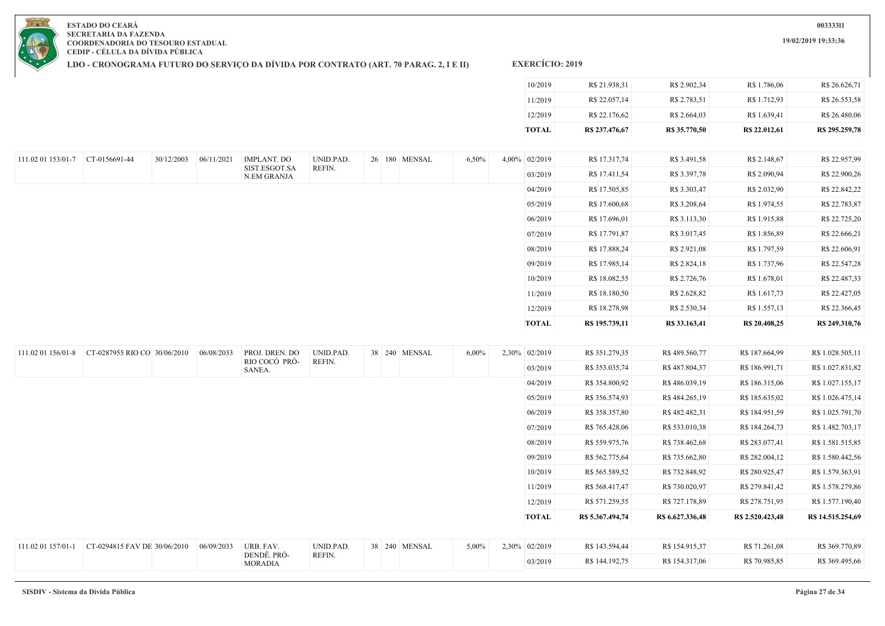**ESTADO DO CEARÁ**
**SECRETARIA DA FAZENDA**
**COORDENADORIA DO TESOURO ESTADUAL**
**CEDIP - CÉLULA DA DÍVIDA PÚBLICA**

**LDO - CRONOGRAMA FUTURO DO SERVIÇO DA DÍVIDA POR CONTRATO (ART. 70 PARAG. 2, I E II)** **EXERCÍCIO: 2019**

|  |  |  |  |  |  |  |  |  |  |  |  |  |  |  |  |
|---|---|---|---|---|---|---|---|---|---|---|---|---|---|---|---|
|  |  |  |  |  |  |  |  |  |  |  | 10/2019 | R$ 21.938,31 | R$ 2.902,34 | R$ 1.786,06 | R$ 26.626,71 |
|  |  |  |  |  |  |  |  |  |  |  | 11/2019 | R$ 22.057,14 | R$ 2.783,51 | R$ 1.712,93 | R$ 26.553,58 |
|  |  |  |  |  |  |  |  |  |  |  | 12/2019 | R$ 22.176,62 | R$ 2.664,03 | R$ 1.639,41 | R$ 26.480,06 |
|  |  |  |  |  |  |  |  |  |  |  | **TOTAL** | **R$ 237.476,67** | **R$ 35.770,50** | **R$ 22.012,61** | **R$ 295.259,78** |
| 111.02 01 153/01-7 | CT-0156691-44 | 30/12/2003 | 06/11/2021 | IMPLANT. DO SIST.ESGOT.SA N.EM GRANJA | UNID.PAD. REFIN. | 26 | 180 | MENSAL | 6,50% | 4,00% | 02/2019 | R$ 17.317,74 | R$ 3.491,58 | R$ 2.148,67 | R$ 22.957,99 |
|  |  |  |  |  |  |  |  |  |  |  | 03/2019 | R$ 17.411,54 | R$ 3.397,78 | R$ 2.090,94 | R$ 22.900,26 |
|  |  |  |  |  |  |  |  |  |  |  | 04/2019 | R$ 17.505,85 | R$ 3.303,47 | R$ 2.032,90 | R$ 22.842,22 |
|  |  |  |  |  |  |  |  |  |  |  | 05/2019 | R$ 17.600,68 | R$ 3.208,64 | R$ 1.974,55 | R$ 22.783,87 |
|  |  |  |  |  |  |  |  |  |  |  | 06/2019 | R$ 17.696,01 | R$ 3.113,30 | R$ 1.915,88 | R$ 22.725,20 |
|  |  |  |  |  |  |  |  |  |  |  | 07/2019 | R$ 17.791,87 | R$ 3.017,45 | R$ 1.856,89 | R$ 22.666,21 |
|  |  |  |  |  |  |  |  |  |  |  | 08/2019 | R$ 17.888,24 | R$ 2.921,08 | R$ 1.797,59 | R$ 22.606,91 |
|  |  |  |  |  |  |  |  |  |  |  | 09/2019 | R$ 17.985,14 | R$ 2.824,18 | R$ 1.737,96 | R$ 22.547,28 |
|  |  |  |  |  |  |  |  |  |  |  | 10/2019 | R$ 18.082,55 | R$ 2.726,76 | R$ 1.678,01 | R$ 22.487,33 |
|  |  |  |  |  |  |  |  |  |  |  | 11/2019 | R$ 18.180,50 | R$ 2.628,82 | R$ 1.617,73 | R$ 22.427,05 |
|  |  |  |  |  |  |  |  |  |  |  | 12/2019 | R$ 18.278,98 | R$ 2.530,34 | R$ 1.557,13 | R$ 22.366,45 |
|  |  |  |  |  |  |  |  |  |  |  | **TOTAL** | **R$ 195.739,11** | **R$ 33.163,41** | **R$ 20.408,25** | **R$ 249.310,76** |
| 111.02 01 156/01-8 | CT-0287955 RIO CO | 30/06/2010 | 06/08/2033 | PROJ. DREN. DO RIO COCÓ PRÓ-SANEA. | UNID.PAD. REFIN. | 38 | 240 | MENSAL | 6,00% | 2,30% | 02/2019 | R$ 351.279,35 | R$ 489.560,77 | R$ 187.664,99 | R$ 1.028.505,11 |
|  |  |  |  |  |  |  |  |  |  |  | 03/2019 | R$ 353.035,74 | R$ 487.804,37 | R$ 186.991,71 | R$ 1.027.831,82 |
|  |  |  |  |  |  |  |  |  |  |  | 04/2019 | R$ 354.800,92 | R$ 486.039,19 | R$ 186.315,06 | R$ 1.027.155,17 |
|  |  |  |  |  |  |  |  |  |  |  | 05/2019 | R$ 356.574,93 | R$ 484.265,19 | R$ 185.635,02 | R$ 1.026.475,14 |
|  |  |  |  |  |  |  |  |  |  |  | 06/2019 | R$ 358.357,80 | R$ 482.482,31 | R$ 184.951,59 | R$ 1.025.791,70 |
|  |  |  |  |  |  |  |  |  |  |  | 07/2019 | R$ 765.428,06 | R$ 533.010,38 | R$ 184.264,73 | R$ 1.482.703,17 |
|  |  |  |  |  |  |  |  |  |  |  | 08/2019 | R$ 559.975,76 | R$ 738.462,68 | R$ 283.077,41 | R$ 1.581.515,85 |
|  |  |  |  |  |  |  |  |  |  |  | 09/2019 | R$ 562.775,64 | R$ 735.662,80 | R$ 282.004,12 | R$ 1.580.442,56 |
|  |  |  |  |  |  |  |  |  |  |  | 10/2019 | R$ 565.589,52 | R$ 732.848,92 | R$ 280.925,47 | R$ 1.579.363,91 |
|  |  |  |  |  |  |  |  |  |  |  | 11/2019 | R$ 568.417,47 | R$ 730.020,97 | R$ 279.841,42 | R$ 1.578.279,86 |
|  |  |  |  |  |  |  |  |  |  |  | 12/2019 | R$ 571.259,55 | R$ 727.178,89 | R$ 278.751,95 | R$ 1.577.190,40 |
|  |  |  |  |  |  |  |  |  |  |  | **TOTAL** | **R$ 5.367.494,74** | **R$ 6.627.336,48** | **R$ 2.520.423,48** | **R$ 14.515.254,69** |
| 111.02 01 157/01-1 | CT-0294815 FAV DE | 30/06/2010 | 06/09/2033 | URB. FAV. DENDÊ. PRÓ-MORADIA | UNID.PAD. REFIN. | 38 | 240 | MENSAL | 5,00% | 2,30% | 02/2019 | R$ 143.594,44 | R$ 154.915,37 | R$ 71.261,08 | R$ 369.770,89 |
|  |  |  |  |  |  |  |  |  |  |  | 03/2019 | R$ 144.192,75 | R$ 154.317,06 | R$ 70.985,85 | R$ 369.495,66 |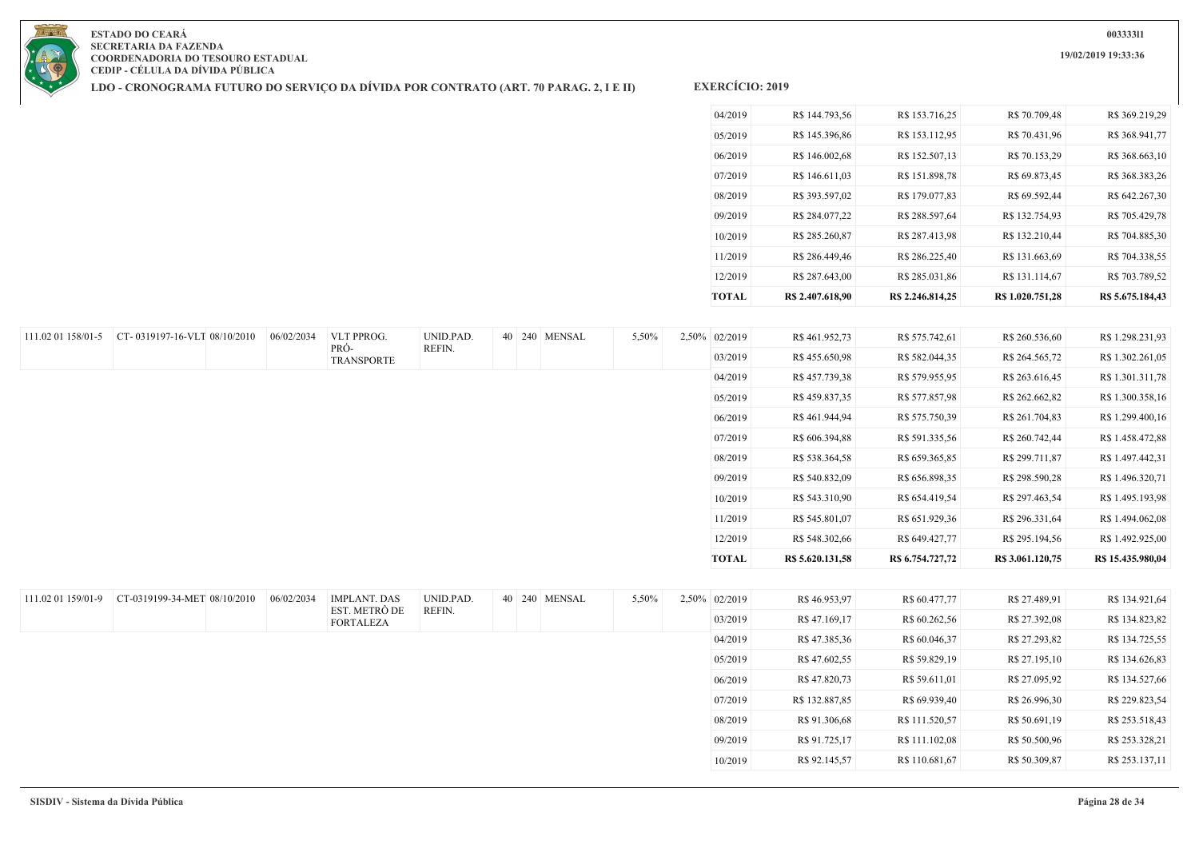**ESTADO DO CEARÁ**
**SECRETARIA DA FAZENDA**
**COORDENADORIA DO TESOURO ESTADUAL**
**CEDIP - CÉLULA DA DÍVIDA PÚBLICA**

**LDO - CRONOGRAMA FUTURO DO SERVIÇO DA DÍVIDA POR CONTRATO (ART. 70 PARAG. 2, I E II)** **EXERCÍCIO: 2019**

00333311
19/02/2019 19:33:36

| | | | | | | | | | | | | | | | |
|---|---|---|---|---|---|---|---|---|---|---|---|---|---|---|---|
| | | | | | | | | | | | 04/2019 | R$ 144.793,56 | R$ 153.716,25 | R$ 70.709,48 | R$ 369.219,29 |
| | | | | | | | | | | | 05/2019 | R$ 145.396,86 | R$ 153.112,95 | R$ 70.431,96 | R$ 368.941,77 |
| | | | | | | | | | | | 06/2019 | R$ 146.002,68 | R$ 152.507,13 | R$ 70.153,29 | R$ 368.663,10 |
| | | | | | | | | | | | 07/2019 | R$ 146.611,03 | R$ 151.898,78 | R$ 69.873,45 | R$ 368.383,26 |
| | | | | | | | | | | | 08/2019 | R$ 393.597,02 | R$ 179.077,83 | R$ 69.592,44 | R$ 642.267,30 |
| | | | | | | | | | | | 09/2019 | R$ 284.077,22 | R$ 288.597,64 | R$ 132.754,93 | R$ 705.429,78 |
| | | | | | | | | | | | 10/2019 | R$ 285.260,87 | R$ 287.413,98 | R$ 132.210,44 | R$ 704.885,30 |
| | | | | | | | | | | | 11/2019 | R$ 286.449,46 | R$ 286.225,40 | R$ 131.663,69 | R$ 704.338,55 |
| | | | | | | | | | | | 12/2019 | R$ 287.643,00 | R$ 285.031,86 | R$ 131.114,67 | R$ 703.789,52 |
| | | | | | | | | | | | **TOTAL** | **R$ 2.407.618,90** | **R$ 2.246.814,25** | **R$ 1.020.751,28** | **R$ 5.675.184,43** |
| 111.02 01 158/01-5 | CT- 0319197-16-VLT | 08/10/2010 | 06/02/2034 | VLT PPROG. PRÓ-TRANSPORTE | UNID.PAD. REFIN. | 40 | 240 | MENSAL | 5,50% | 2,50% | 02/2019 | R$ 461.952,73 | R$ 575.742,61 | R$ 260.536,60 | R$ 1.298.231,93 |
| | | | | | | | | | | | 03/2019 | R$ 455.650,98 | R$ 582.044,35 | R$ 264.565,72 | R$ 1.302.261,05 |
| | | | | | | | | | | | 04/2019 | R$ 457.739,38 | R$ 579.955,95 | R$ 263.616,45 | R$ 1.301.311,78 |
| | | | | | | | | | | | 05/2019 | R$ 459.837,35 | R$ 577.857,98 | R$ 262.662,82 | R$ 1.300.358,16 |
| | | | | | | | | | | | 06/2019 | R$ 461.944,94 | R$ 575.750,39 | R$ 261.704,83 | R$ 1.299.400,16 |
| | | | | | | | | | | | 07/2019 | R$ 606.394,88 | R$ 591.335,56 | R$ 260.742,44 | R$ 1.458.472,88 |
| | | | | | | | | | | | 08/2019 | R$ 538.364,58 | R$ 659.365,85 | R$ 299.711,87 | R$ 1.497.442,31 |
| | | | | | | | | | | | 09/2019 | R$ 540.832,09 | R$ 656.898,35 | R$ 298.590,28 | R$ 1.496.320,71 |
| | | | | | | | | | | | 10/2019 | R$ 543.310,90 | R$ 654.419,54 | R$ 297.463,54 | R$ 1.495.193,98 |
| | | | | | | | | | | | 11/2019 | R$ 545.801,07 | R$ 651.929,36 | R$ 296.331,64 | R$ 1.494.062,08 |
| | | | | | | | | | | | 12/2019 | R$ 548.302,66 | R$ 649.427,77 | R$ 295.194,56 | R$ 1.492.925,00 |
| | | | | | | | | | | | **TOTAL** | **R$ 5.620.131,58** | **R$ 6.754.727,72** | **R$ 3.061.120,75** | **R$ 15.435.980,04** |
| 111.02 01 159/01-9 | CT-0319199-34-MET | 08/10/2010 | 06/02/2034 | IMPLANT. DAS EST. METRÔ DE FORTALEZA | UNID.PAD. REFIN. | 40 | 240 | MENSAL | 5,50% | 2,50% | 02/2019 | R$ 46.953,97 | R$ 60.477,77 | R$ 27.489,91 | R$ 134.921,64 |
| | | | | | | | | | | | 03/2019 | R$ 47.169,17 | R$ 60.262,56 | R$ 27.392,08 | R$ 134.823,82 |
| | | | | | | | | | | | 04/2019 | R$ 47.385,36 | R$ 60.046,37 | R$ 27.293,82 | R$ 134.725,55 |
| | | | | | | | | | | | 05/2019 | R$ 47.602,55 | R$ 59.829,19 | R$ 27.195,10 | R$ 134.626,83 |
| | | | | | | | | | | | 06/2019 | R$ 47.820,73 | R$ 59.611,01 | R$ 27.095,92 | R$ 134.527,66 |
| | | | | | | | | | | | 07/2019 | R$ 132.887,85 | R$ 69.939,40 | R$ 26.996,30 | R$ 229.823,54 |
| | | | | | | | | | | | 08/2019 | R$ 91.306,68 | R$ 111.520,57 | R$ 50.691,19 | R$ 253.518,43 |
| | | | | | | | | | | | 09/2019 | R$ 91.725,17 | R$ 111.102,08 | R$ 50.500,96 | R$ 253.328,21 |
| | | | | | | | | | | | 10/2019 | R$ 92.145,57 | R$ 110.681,67 | R$ 50.309,87 | R$ 253.137,11 |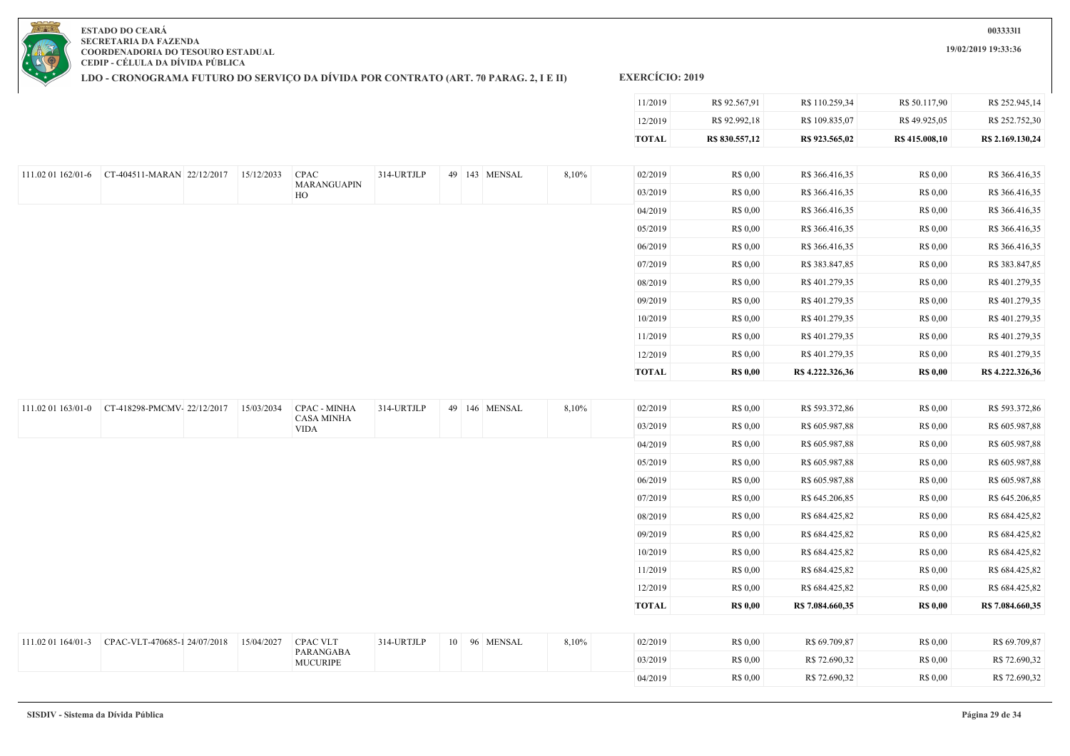ESTADO DO CEARÁ
SECRETARIA DA FAZENDA
COORDENADORIA DO TESOURO ESTADUAL
CEDIP - CÉLULA DA DÍVIDA PÚBLICA

**LDO - CRONOGRAMA FUTURO DO SERVIÇO DA DÍVIDA POR CONTRATO (ART. 70 PARAG. 2, I E II)**

**EXERCÍCIO: 2019**

| | | | | | | | | | | | | | |
|---|---|---|---|---|---|---|---|---|---|---|---|---|---|
| | | | | | | | | | 11/2019 | R$ 92.567,91 | R$ 110.259,34 | R$ 50.117,90 | R$ 252.945,14 |
| | | | | | | | | | 12/2019 | R$ 92.992,18 | R$ 109.835,07 | R$ 49.925,05 | R$ 252.752,30 |
| | | | | | | | | | **TOTAL** | **R$ 830.557,12** | **R$ 923.565,02** | **R$ 415.008,10** | **R$ 2.169.130,24** |
| 111.02 01 162/01-6 | CT-404511-MARAN | 22/12/2017 | 15/12/2033 | CPAC MARANGUAPINHO | 314-URTJLP | 49 | 143 | MENSAL | 8,10% | 02/2019 | R$ 0,00 | R$ 366.416,35 | R$ 0,00 | R$ 366.416,35 |
| | | | | | | | | | 03/2019 | R$ 0,00 | R$ 366.416,35 | R$ 0,00 | R$ 366.416,35 |
| | | | | | | | | | 04/2019 | R$ 0,00 | R$ 366.416,35 | R$ 0,00 | R$ 366.416,35 |
| | | | | | | | | | 05/2019 | R$ 0,00 | R$ 366.416,35 | R$ 0,00 | R$ 366.416,35 |
| | | | | | | | | | 06/2019 | R$ 0,00 | R$ 366.416,35 | R$ 0,00 | R$ 366.416,35 |
| | | | | | | | | | 07/2019 | R$ 0,00 | R$ 383.847,85 | R$ 0,00 | R$ 383.847,85 |
| | | | | | | | | | 08/2019 | R$ 0,00 | R$ 401.279,35 | R$ 0,00 | R$ 401.279,35 |
| | | | | | | | | | 09/2019 | R$ 0,00 | R$ 401.279,35 | R$ 0,00 | R$ 401.279,35 |
| | | | | | | | | | 10/2019 | R$ 0,00 | R$ 401.279,35 | R$ 0,00 | R$ 401.279,35 |
| | | | | | | | | | 11/2019 | R$ 0,00 | R$ 401.279,35 | R$ 0,00 | R$ 401.279,35 |
| | | | | | | | | | 12/2019 | R$ 0,00 | R$ 401.279,35 | R$ 0,00 | R$ 401.279,35 |
| | | | | | | | | | **TOTAL** | **R$ 0,00** | **R$ 4.222.326,36** | **R$ 0,00** | **R$ 4.222.326,36** |
| 111.02 01 163/01-0 | CT-418298-PMCMV- | 22/12/2017 | 15/03/2034 | CPAC - MINHA CASA MINHA VIDA | 314-URTJLP | 49 | 146 | MENSAL | 8,10% | 02/2019 | R$ 0,00 | R$ 593.372,86 | R$ 0,00 | R$ 593.372,86 |
| | | | | | | | | | 03/2019 | R$ 0,00 | R$ 605.987,88 | R$ 0,00 | R$ 605.987,88 |
| | | | | | | | | | 04/2019 | R$ 0,00 | R$ 605.987,88 | R$ 0,00 | R$ 605.987,88 |
| | | | | | | | | | 05/2019 | R$ 0,00 | R$ 605.987,88 | R$ 0,00 | R$ 605.987,88 |
| | | | | | | | | | 06/2019 | R$ 0,00 | R$ 605.987,88 | R$ 0,00 | R$ 605.987,88 |
| | | | | | | | | | 07/2019 | R$ 0,00 | R$ 645.206,85 | R$ 0,00 | R$ 645.206,85 |
| | | | | | | | | | 08/2019 | R$ 0,00 | R$ 684.425,82 | R$ 0,00 | R$ 684.425,82 |
| | | | | | | | | | 09/2019 | R$ 0,00 | R$ 684.425,82 | R$ 0,00 | R$ 684.425,82 |
| | | | | | | | | | 10/2019 | R$ 0,00 | R$ 684.425,82 | R$ 0,00 | R$ 684.425,82 |
| | | | | | | | | | 11/2019 | R$ 0,00 | R$ 684.425,82 | R$ 0,00 | R$ 684.425,82 |
| | | | | | | | | | 12/2019 | R$ 0,00 | R$ 684.425,82 | R$ 0,00 | R$ 684.425,82 |
| | | | | | | | | | **TOTAL** | **R$ 0,00** | **R$ 7.084.660,35** | **R$ 0,00** | **R$ 7.084.660,35** |
| 111.02 01 164/01-3 | CPAC-VLT-470685-1 | 24/07/2018 | 15/04/2027 | CPAC VLT PARANGABA MUCURIPE | 314-URTJLP | 10 | 96 | MENSAL | 8,10% | 02/2019 | R$ 0,00 | R$ 69.709,87 | R$ 0,00 | R$ 69.709,87 |
| | | | | | | | | | 03/2019 | R$ 0,00 | R$ 72.690,32 | R$ 0,00 | R$ 72.690,32 |
| | | | | | | | | | 04/2019 | R$ 0,00 | R$ 72.690,32 | R$ 0,00 | R$ 72.690,32 |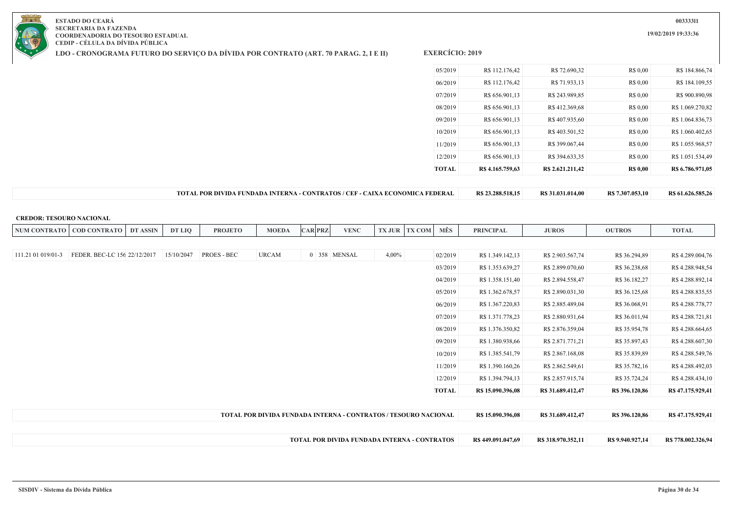**ESTADO DO CEARÁ**
**SECRETARIA DA FAZENDA**
**COORDENADORIA DO TESOURO ESTADUAL**
**CEDIP - CÉLULA DA DÍVIDA PÚBLICA**

**LDO - CRONOGRAMA FUTURO DO SERVIÇO DA DÍVIDA POR CONTRATO (ART. 70 PARAG. 2, I E II)** **EXERCÍCIO: 2019**

| MÊS | PRINCIPAL | JUROS | OUTROS | TOTAL |
|---|---|---|---|---|
| 05/2019 | R$ 112.176,42 | R$ 72.690,32 | R$ 0,00 | R$ 184.866,74 |
| 06/2019 | R$ 112.176,42 | R$ 71.933,13 | R$ 0,00 | R$ 184.109,55 |
| 07/2019 | R$ 656.901,13 | R$ 243.989,85 | R$ 0,00 | R$ 900.890,98 |
| 08/2019 | R$ 656.901,13 | R$ 412.369,68 | R$ 0,00 | R$ 1.069.270,82 |
| 09/2019 | R$ 656.901,13 | R$ 407.935,60 | R$ 0,00 | R$ 1.064.836,73 |
| 10/2019 | R$ 656.901,13 | R$ 403.501,52 | R$ 0,00 | R$ 1.060.402,65 |
| 11/2019 | R$ 656.901,13 | R$ 399.067,44 | R$ 0,00 | R$ 1.055.968,57 |
| 12/2019 | R$ 656.901,13 | R$ 394.633,35 | R$ 0,00 | R$ 1.051.534,49 |
| **TOTAL** | **R$ 4.165.759,63** | **R$ 2.621.211,42** | **R$ 0,00** | **R$ 6.786.971,05** |

| | PRINCIPAL | JUROS | OUTROS | TOTAL |
|---|---|---|---|---|
| **TOTAL POR DIVIDA FUNDADA INTERNA - CONTRATOS / CEF - CAIXA ECONOMICA FEDERAL** | **R$ 23.288.518,15** | **R$ 31.031.014,00** | **R$ 7.307.053,10** | **R$ 61.626.585,26** |

**CREDOR: TESOURO NACIONAL**

| NUM CONTRATO | COD CONTRATO | DT ASSIN | DT LIQ | PROJETO | MOEDA | CAR | PRZ | VENC | TX JUR | TX COM | MÊS | PRINCIPAL | JUROS | OUTROS | TOTAL |
|---|---|---|---|---|---|---|---|---|---|---|---|---|---|---|---|
| 111.21 01 019/01-3 | FEDER. BEC-LC 156 | 22/12/2017 | 15/10/2047 | PROES - BEC | URCAM | 0 | 358 | MENSAL | 4,00% | | 02/2019 | R$ 1.349.142,13 | R$ 2.903.567,74 | R$ 36.294,89 | R$ 4.289.004,76 |
| | | | | | | | | | | | 03/2019 | R$ 1.353.639,27 | R$ 2.899.070,60 | R$ 36.238,68 | R$ 4.288.948,54 |
| | | | | | | | | | | | 04/2019 | R$ 1.358.151,40 | R$ 2.894.558,47 | R$ 36.182,27 | R$ 4.288.892,14 |
| | | | | | | | | | | | 05/2019 | R$ 1.362.678,57 | R$ 2.890.031,30 | R$ 36.125,68 | R$ 4.288.835,55 |
| | | | | | | | | | | | 06/2019 | R$ 1.367.220,83 | R$ 2.885.489,04 | R$ 36.068,91 | R$ 4.288.778,77 |
| | | | | | | | | | | | 07/2019 | R$ 1.371.778,23 | R$ 2.880.931,64 | R$ 36.011,94 | R$ 4.288.721,81 |
| | | | | | | | | | | | 08/2019 | R$ 1.376.350,82 | R$ 2.876.359,04 | R$ 35.954,78 | R$ 4.288.664,65 |
| | | | | | | | | | | | 09/2019 | R$ 1.380.938,66 | R$ 2.871.771,21 | R$ 35.897,43 | R$ 4.288.607,30 |
| | | | | | | | | | | | 10/2019 | R$ 1.385.541,79 | R$ 2.867.168,08 | R$ 35.839,89 | R$ 4.288.549,76 |
| | | | | | | | | | | | 11/2019 | R$ 1.390.160,26 | R$ 2.862.549,61 | R$ 35.782,16 | R$ 4.288.492,03 |
| | | | | | | | | | | | 12/2019 | R$ 1.394.794,13 | R$ 2.857.915,74 | R$ 35.724,24 | R$ 4.288.434,10 |
| | | | | | | | | | | | **TOTAL** | **R$ 15.090.396,08** | **R$ 31.689.412,47** | **R$ 396.120,86** | **R$ 47.175.929,41** |

| | PRINCIPAL | JUROS | OUTROS | TOTAL |
|---|---|---|---|---|
| **TOTAL POR DIVIDA FUNDADA INTERNA - CONTRATOS / TESOURO NACIONAL** | **R$ 15.090.396,08** | **R$ 31.689.412,47** | **R$ 396.120,86** | **R$ 47.175.929,41** |
| **TOTAL POR DIVIDA FUNDADA INTERNA - CONTRATOS** | **R$ 449.091.047,69** | **R$ 318.970.352,11** | **R$ 9.940.927,14** | **R$ 778.002.326,94** |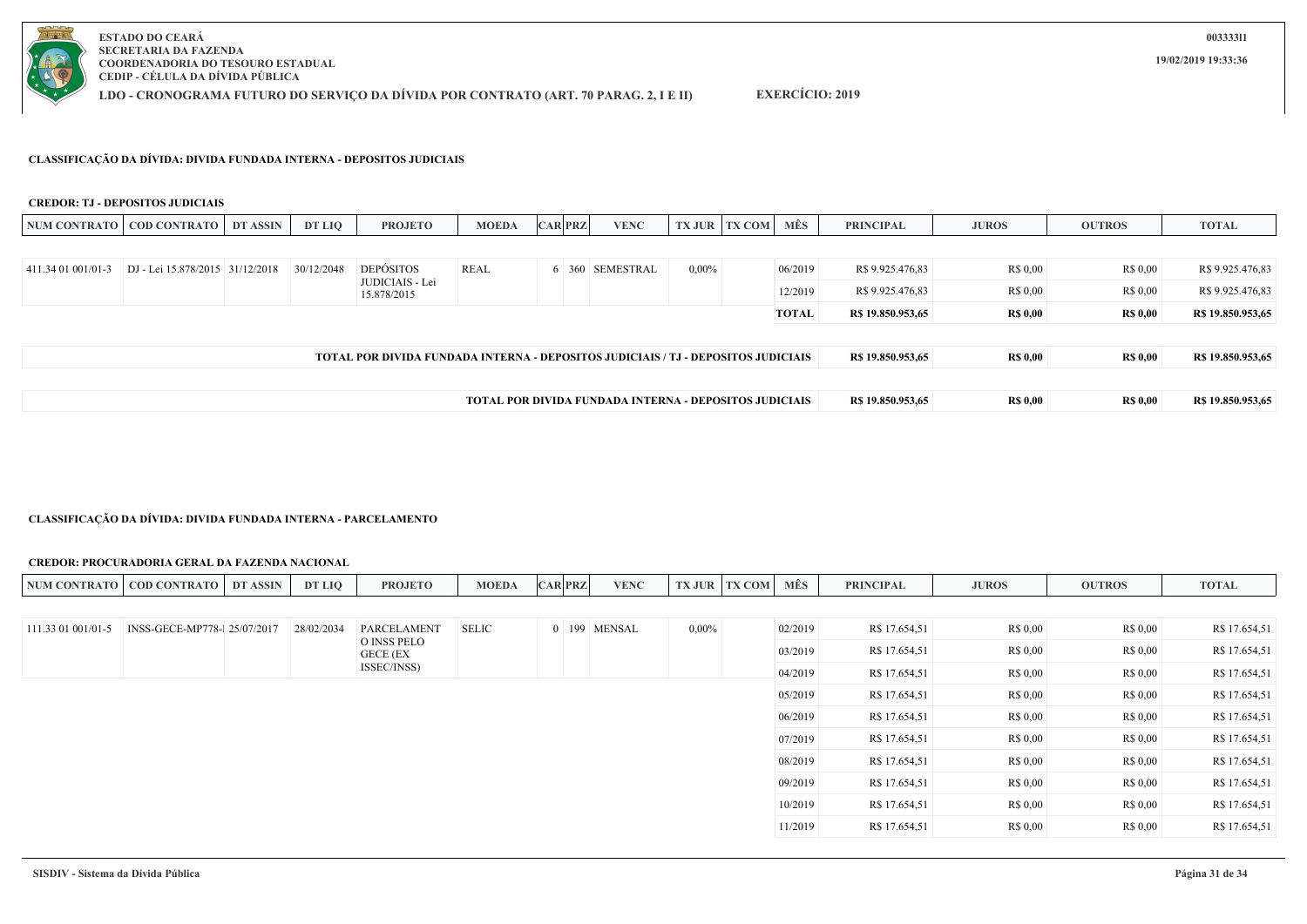**ESTADO DO CEARÁ**
**SECRETARIA DA FAZENDA**
**COORDENADORIA DO TESOURO ESTADUAL**
**CEDIP - CÉLULA DA DÍVIDA PÚBLICA**

**LDO - CRONOGRAMA FUTURO DO SERVIÇO DA DÍVIDA POR CONTRATO (ART. 70 PARAG. 2, I E II)** **EXERCÍCIO: 2019**

00333311
19/02/2019 19:33:36

### CLASSIFICAÇÃO DA DÍVIDA: DIVIDA FUNDADA INTERNA - DEPOSITOS JUDICIAIS

**CREDOR: TJ - DEPOSITOS JUDICIAIS**

| NUM CONTRATO | COD CONTRATO | DT ASSIN | DT LIQ | PROJETO | MOEDA | CAR | PRZ | VENC | TX JUR | TX COM | MÊS | PRINCIPAL | JUROS | OUTROS | TOTAL |
|---|---|---|---|---|---|---|---|---|---|---|---|---|---|---|---|
| 411.34 01 001/01-3 | DJ - Lei 15.878/2015 | 31/12/2018 | 30/12/2048 | DEPÓSITOS JUDICIAIS - Lei 15.878/2015 | REAL | 6 | 360 | SEMESTRAL | 0,00% | | 06/2019 | R$ 9.925.476,83 | R$ 0,00 | R$ 0,00 | R$ 9.925.476,83 |
| | | | | | | | | | | | 12/2019 | R$ 9.925.476,83 | R$ 0,00 | R$ 0,00 | R$ 9.925.476,83 |
| | | | | | | | | | | | **TOTAL** | **R$ 19.850.953,65** | **R$ 0,00** | **R$ 0,00** | **R$ 19.850.953,65** |

| | PRINCIPAL | JUROS | OUTROS | TOTAL |
|---|---|---|---|---|
| **TOTAL POR DIVIDA FUNDADA INTERNA - DEPOSITOS JUDICIAIS / TJ - DEPOSITOS JUDICIAIS** | **R$ 19.850.953,65** | **R$ 0,00** | **R$ 0,00** | **R$ 19.850.953,65** |
| **TOTAL POR DIVIDA FUNDADA INTERNA - DEPOSITOS JUDICIAIS** | **R$ 19.850.953,65** | **R$ 0,00** | **R$ 0,00** | **R$ 19.850.953,65** |

### CLASSIFICAÇÃO DA DÍVIDA: DIVIDA FUNDADA INTERNA - PARCELAMENTO

**CREDOR: PROCURADORIA GERAL DA FAZENDA NACIONAL**

| NUM CONTRATO | COD CONTRATO | DT ASSIN | DT LIQ | PROJETO | MOEDA | CAR | PRZ | VENC | TX JUR | TX COM | MÊS | PRINCIPAL | JUROS | OUTROS | TOTAL |
|---|---|---|---|---|---|---|---|---|---|---|---|---|---|---|---|
| 111.33 01 001/01-5 | INSS-GECE-MP778-I | 25/07/2017 | 28/02/2034 | PARCELAMENTO O INSS PELO GECE (EX ISSEC/INSS) | SELIC | 0 | 199 | MENSAL | 0,00% | | 02/2019 | R$ 17.654,51 | R$ 0,00 | R$ 0,00 | R$ 17.654,51 |
| | | | | | | | | | | | 03/2019 | R$ 17.654,51 | R$ 0,00 | R$ 0,00 | R$ 17.654,51 |
| | | | | | | | | | | | 04/2019 | R$ 17.654,51 | R$ 0,00 | R$ 0,00 | R$ 17.654,51 |
| | | | | | | | | | | | 05/2019 | R$ 17.654,51 | R$ 0,00 | R$ 0,00 | R$ 17.654,51 |
| | | | | | | | | | | | 06/2019 | R$ 17.654,51 | R$ 0,00 | R$ 0,00 | R$ 17.654,51 |
| | | | | | | | | | | | 07/2019 | R$ 17.654,51 | R$ 0,00 | R$ 0,00 | R$ 17.654,51 |
| | | | | | | | | | | | 08/2019 | R$ 17.654,51 | R$ 0,00 | R$ 0,00 | R$ 17.654,51 |
| | | | | | | | | | | | 09/2019 | R$ 17.654,51 | R$ 0,00 | R$ 0,00 | R$ 17.654,51 |
| | | | | | | | | | | | 10/2019 | R$ 17.654,51 | R$ 0,00 | R$ 0,00 | R$ 17.654,51 |
| | | | | | | | | | | | 11/2019 | R$ 17.654,51 | R$ 0,00 | R$ 0,00 | R$ 17.654,51 |

SISDIV - Sistema da Dívida Pública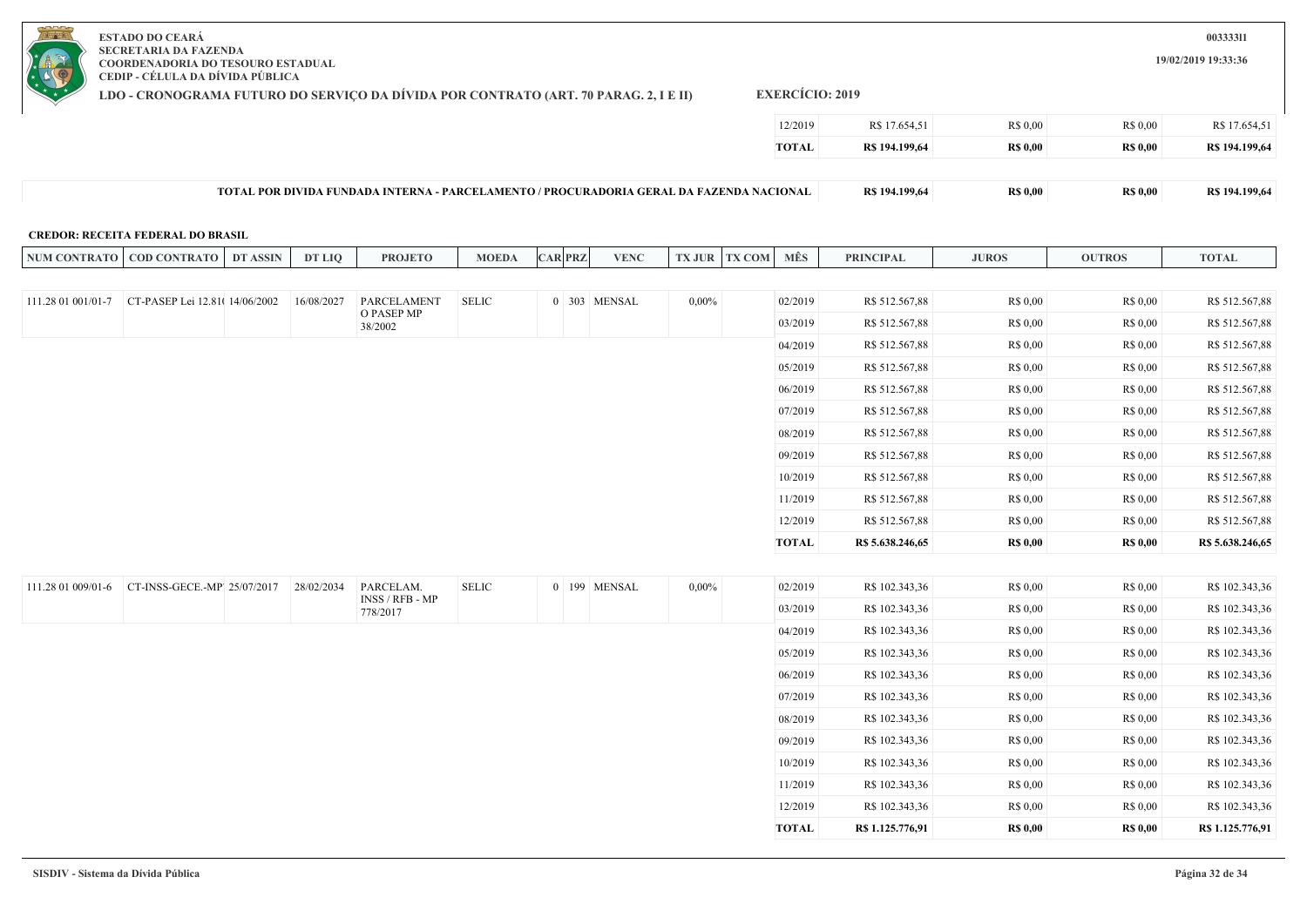**ESTADO DO CEARÁ**
**SECRETARIA DA FAZENDA**
**COORDENADORIA DO TESOURO ESTADUAL**
**CEDIP - CÉLULA DA DÍVIDA PÚBLICA**

**LDO - CRONOGRAMA FUTURO DO SERVIÇO DA DÍVIDA POR CONTRATO (ART. 70 PARAG. 2, I E II)** **EXERCÍCIO: 2019**

| MÊS | PRINCIPAL | JUROS | OUTROS | TOTAL |
|---|---|---|---|---|
| 12/2019 | R$ 17.654,51 | R$ 0,00 | R$ 0,00 | R$ 17.654,51 |
| **TOTAL** | **R$ 194.199,64** | **R$ 0,00** | **R$ 0,00** | **R$ 194.199,64** |

| TOTAL POR DIVIDA FUNDADA INTERNA - PARCELAMENTO / PROCURADORIA GERAL DA FAZENDA NACIONAL | R$ 194.199,64 | R$ 0,00 | R$ 0,00 | R$ 194.199,64 |
|---|---|---|---|---|

**CREDOR: RECEITA FEDERAL DO BRASIL**

| NUM CONTRATO | COD CONTRATO | DT ASSIN | DT LIQ | PROJETO | MOEDA | CAR | PRZ | VENC | TX JUR | TX COM | MÊS | PRINCIPAL | JUROS | OUTROS | TOTAL |
|---|---|---|---|---|---|---|---|---|---|---|---|---|---|---|---|
| 111.28 01 001/01-7 | CT-PASEP Lei 12.81( | 14/06/2002 | 16/08/2027 | PARCELAMENTO PASEP MP 38/2002 | SELIC | 0 | 303 | MENSAL | 0,00% | | 02/2019 | R$ 512.567,88 | R$ 0,00 | R$ 0,00 | R$ 512.567,88 |
| | | | | | | | | | | | 03/2019 | R$ 512.567,88 | R$ 0,00 | R$ 0,00 | R$ 512.567,88 |
| | | | | | | | | | | | 04/2019 | R$ 512.567,88 | R$ 0,00 | R$ 0,00 | R$ 512.567,88 |
| | | | | | | | | | | | 05/2019 | R$ 512.567,88 | R$ 0,00 | R$ 0,00 | R$ 512.567,88 |
| | | | | | | | | | | | 06/2019 | R$ 512.567,88 | R$ 0,00 | R$ 0,00 | R$ 512.567,88 |
| | | | | | | | | | | | 07/2019 | R$ 512.567,88 | R$ 0,00 | R$ 0,00 | R$ 512.567,88 |
| | | | | | | | | | | | 08/2019 | R$ 512.567,88 | R$ 0,00 | R$ 0,00 | R$ 512.567,88 |
| | | | | | | | | | | | 09/2019 | R$ 512.567,88 | R$ 0,00 | R$ 0,00 | R$ 512.567,88 |
| | | | | | | | | | | | 10/2019 | R$ 512.567,88 | R$ 0,00 | R$ 0,00 | R$ 512.567,88 |
| | | | | | | | | | | | 11/2019 | R$ 512.567,88 | R$ 0,00 | R$ 0,00 | R$ 512.567,88 |
| | | | | | | | | | | | 12/2019 | R$ 512.567,88 | R$ 0,00 | R$ 0,00 | R$ 512.567,88 |
| | | | | | | | | | | | **TOTAL** | **R$ 5.638.246,65** | **R$ 0,00** | **R$ 0,00** | **R$ 5.638.246,65** |
| 111.28 01 009/01-6 | CT-INSS-GECE.-MP | 25/07/2017 | 28/02/2034 | PARCELAM. INSS / RFB - MP 778/2017 | SELIC | 0 | 199 | MENSAL | 0,00% | | 02/2019 | R$ 102.343,36 | R$ 0,00 | R$ 0,00 | R$ 102.343,36 |
| | | | | | | | | | | | 03/2019 | R$ 102.343,36 | R$ 0,00 | R$ 0,00 | R$ 102.343,36 |
| | | | | | | | | | | | 04/2019 | R$ 102.343,36 | R$ 0,00 | R$ 0,00 | R$ 102.343,36 |
| | | | | | | | | | | | 05/2019 | R$ 102.343,36 | R$ 0,00 | R$ 0,00 | R$ 102.343,36 |
| | | | | | | | | | | | 06/2019 | R$ 102.343,36 | R$ 0,00 | R$ 0,00 | R$ 102.343,36 |
| | | | | | | | | | | | 07/2019 | R$ 102.343,36 | R$ 0,00 | R$ 0,00 | R$ 102.343,36 |
| | | | | | | | | | | | 08/2019 | R$ 102.343,36 | R$ 0,00 | R$ 0,00 | R$ 102.343,36 |
| | | | | | | | | | | | 09/2019 | R$ 102.343,36 | R$ 0,00 | R$ 0,00 | R$ 102.343,36 |
| | | | | | | | | | | | 10/2019 | R$ 102.343,36 | R$ 0,00 | R$ 0,00 | R$ 102.343,36 |
| | | | | | | | | | | | 11/2019 | R$ 102.343,36 | R$ 0,00 | R$ 0,00 | R$ 102.343,36 |
| | | | | | | | | | | | 12/2019 | R$ 102.343,36 | R$ 0,00 | R$ 0,00 | R$ 102.343,36 |
| | | | | | | | | | | | **TOTAL** | **R$ 1.125.776,91** | **R$ 0,00** | **R$ 0,00** | **R$ 1.125.776,91** |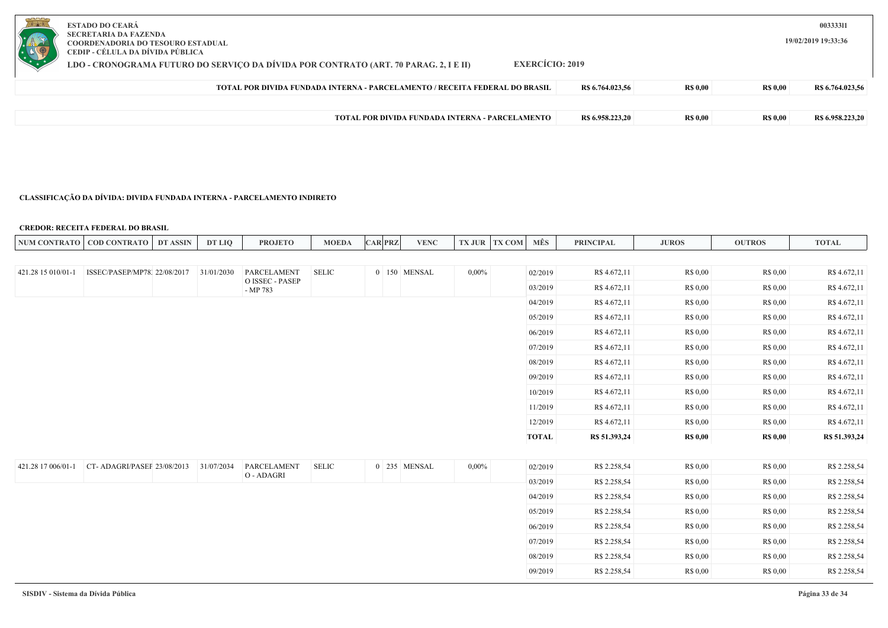| TOTAL POR DIVIDA FUNDADA INTERNA - PARCELAMENTO / RECEITA FEDERAL DO BRASIL | R$ 6.764.023,56 | R$ 0,00 | R$ 0,00 | R$ 6.764.023,56 |
|---|---|---|---|---|

| TOTAL POR DIVIDA FUNDADA INTERNA - PARCELAMENTO | R$ 6.958.223,20 | R$ 0,00 | R$ 0,00 | R$ 6.958.223,20 |
|---|---|---|---|---|

**CLASSIFICAÇÃO DA DÍVIDA: DIVIDA FUNDADA INTERNA - PARCELAMENTO INDIRETO**

**CREDOR: RECEITA FEDERAL DO BRASIL**

| NUM CONTRATO | COD CONTRATO | DT ASSIN | DT LIQ | PROJETO | MOEDA | CAR | PRZ | VENC | TX JUR | TX COM | MÊS | PRINCIPAL | JUROS | OUTROS | TOTAL |
|---|---|---|---|---|---|---|---|---|---|---|---|---|---|---|---|
| 421.28 15 010/01-1 | ISSEC/PASEP/MP78: | 22/08/2017 | 31/01/2030 | PARCELAMENTO ISSEC - PASEP - MP 783 | SELIC | 0 | 150 | MENSAL | 0,00% | | 02/2019 | R$ 4.672,11 | R$ 0,00 | R$ 0,00 | R$ 4.672,11 |
| | | | | | | | | | | | 03/2019 | R$ 4.672,11 | R$ 0,00 | R$ 0,00 | R$ 4.672,11 |
| | | | | | | | | | | | 04/2019 | R$ 4.672,11 | R$ 0,00 | R$ 0,00 | R$ 4.672,11 |
| | | | | | | | | | | | 05/2019 | R$ 4.672,11 | R$ 0,00 | R$ 0,00 | R$ 4.672,11 |
| | | | | | | | | | | | 06/2019 | R$ 4.672,11 | R$ 0,00 | R$ 0,00 | R$ 4.672,11 |
| | | | | | | | | | | | 07/2019 | R$ 4.672,11 | R$ 0,00 | R$ 0,00 | R$ 4.672,11 |
| | | | | | | | | | | | 08/2019 | R$ 4.672,11 | R$ 0,00 | R$ 0,00 | R$ 4.672,11 |
| | | | | | | | | | | | 09/2019 | R$ 4.672,11 | R$ 0,00 | R$ 0,00 | R$ 4.672,11 |
| | | | | | | | | | | | 10/2019 | R$ 4.672,11 | R$ 0,00 | R$ 0,00 | R$ 4.672,11 |
| | | | | | | | | | | | 11/2019 | R$ 4.672,11 | R$ 0,00 | R$ 0,00 | R$ 4.672,11 |
| | | | | | | | | | | | 12/2019 | R$ 4.672,11 | R$ 0,00 | R$ 0,00 | R$ 4.672,11 |
| | | | | | | | | | | | **TOTAL** | **R$ 51.393,24** | **R$ 0,00** | **R$ 0,00** | **R$ 51.393,24** |
| 421.28 17 006/01-1 | CT- ADAGRI/PASEF | 23/08/2013 | 31/07/2034 | PARCELAMENTO - ADAGRI | SELIC | 0 | 235 | MENSAL | 0,00% | | 02/2019 | R$ 2.258,54 | R$ 0,00 | R$ 0,00 | R$ 2.258,54 |
| | | | | | | | | | | | 03/2019 | R$ 2.258,54 | R$ 0,00 | R$ 0,00 | R$ 2.258,54 |
| | | | | | | | | | | | 04/2019 | R$ 2.258,54 | R$ 0,00 | R$ 0,00 | R$ 2.258,54 |
| | | | | | | | | | | | 05/2019 | R$ 2.258,54 | R$ 0,00 | R$ 0,00 | R$ 2.258,54 |
| | | | | | | | | | | | 06/2019 | R$ 2.258,54 | R$ 0,00 | R$ 0,00 | R$ 2.258,54 |
| | | | | | | | | | | | 07/2019 | R$ 2.258,54 | R$ 0,00 | R$ 0,00 | R$ 2.258,54 |
| | | | | | | | | | | | 08/2019 | R$ 2.258,54 | R$ 0,00 | R$ 0,00 | R$ 2.258,54 |
| | | | | | | | | | | | 09/2019 | R$ 2.258,54 | R$ 0,00 | R$ 0,00 | R$ 2.258,54 |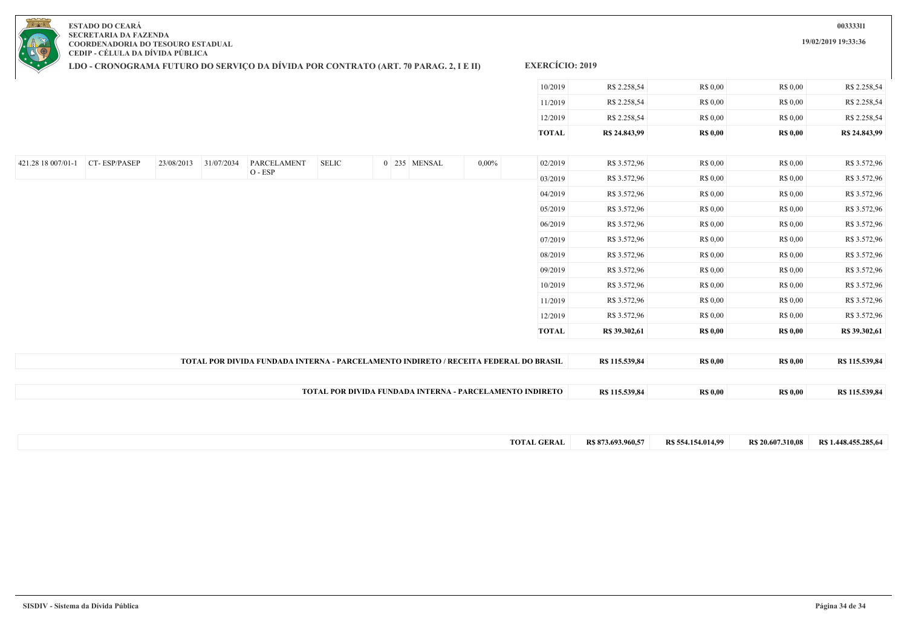**ESTADO DO CEARÁ**
**SECRETARIA DA FAZENDA**
**COORDENADORIA DO TESOURO ESTADUAL**
**CEDIP - CÉLULA DA DÍVIDA PÚBLICA**

**LDO - CRONOGRAMA FUTURO DO SERVIÇO DA DÍVIDA POR CONTRATO (ART. 70 PARAG. 2, I E II)** **EXERCÍCIO: 2019**

00333311

19/02/2019 19:33:36

| | | | | | | | | | | | | | | |
|---|---|---|---|---|---|---|---|---|---|---|---|---|---|---|
| | | | | | | | | | | 10/2019 | R$ 2.258,54 | R$ 0,00 | R$ 0,00 | R$ 2.258,54 |
| | | | | | | | | | | 11/2019 | R$ 2.258,54 | R$ 0,00 | R$ 0,00 | R$ 2.258,54 |
| | | | | | | | | | | 12/2019 | R$ 2.258,54 | R$ 0,00 | R$ 0,00 | R$ 2.258,54 |
| | | | | | | | | | | **TOTAL** | **R$ 24.843,99** | **R$ 0,00** | **R$ 0,00** | **R$ 24.843,99** |
| 421.28 18 007/01-1 | CT- ESP/PASEP | 23/08/2013 | 31/07/2034 | PARCELAMENTO - ESP | SELIC | 0 | 235 | MENSAL | 0,00% | 02/2019 | R$ 3.572,96 | R$ 0,00 | R$ 0,00 | R$ 3.572,96 |
| | | | | | | | | | | 03/2019 | R$ 3.572,96 | R$ 0,00 | R$ 0,00 | R$ 3.572,96 |
| | | | | | | | | | | 04/2019 | R$ 3.572,96 | R$ 0,00 | R$ 0,00 | R$ 3.572,96 |
| | | | | | | | | | | 05/2019 | R$ 3.572,96 | R$ 0,00 | R$ 0,00 | R$ 3.572,96 |
| | | | | | | | | | | 06/2019 | R$ 3.572,96 | R$ 0,00 | R$ 0,00 | R$ 3.572,96 |
| | | | | | | | | | | 07/2019 | R$ 3.572,96 | R$ 0,00 | R$ 0,00 | R$ 3.572,96 |
| | | | | | | | | | | 08/2019 | R$ 3.572,96 | R$ 0,00 | R$ 0,00 | R$ 3.572,96 |
| | | | | | | | | | | 09/2019 | R$ 3.572,96 | R$ 0,00 | R$ 0,00 | R$ 3.572,96 |
| | | | | | | | | | | 10/2019 | R$ 3.572,96 | R$ 0,00 | R$ 0,00 | R$ 3.572,96 |
| | | | | | | | | | | 11/2019 | R$ 3.572,96 | R$ 0,00 | R$ 0,00 | R$ 3.572,96 |
| | | | | | | | | | | 12/2019 | R$ 3.572,96 | R$ 0,00 | R$ 0,00 | R$ 3.572,96 |
| | | | | | | | | | | **TOTAL** | **R$ 39.302,61** | **R$ 0,00** | **R$ 0,00** | **R$ 39.302,61** |

| | | | | |
|---|---|---|---|---|
| **TOTAL POR DIVIDA FUNDADA INTERNA - PARCELAMENTO INDIRETO / RECEITA FEDERAL DO BRASIL** | **R$ 115.539,84** | **R$ 0,00** | **R$ 0,00** | **R$ 115.539,84** |
| **TOTAL POR DIVIDA FUNDADA INTERNA - PARCELAMENTO INDIRETO** | **R$ 115.539,84** | **R$ 0,00** | **R$ 0,00** | **R$ 115.539,84** |
| **TOTAL GERAL** | **R$ 873.693.960,57** | **R$ 554.154.014,99** | **R$ 20.607.310,08** | **R$ 1.448.455.285,64** |

SISDIV - Sistema da Dívida Pública